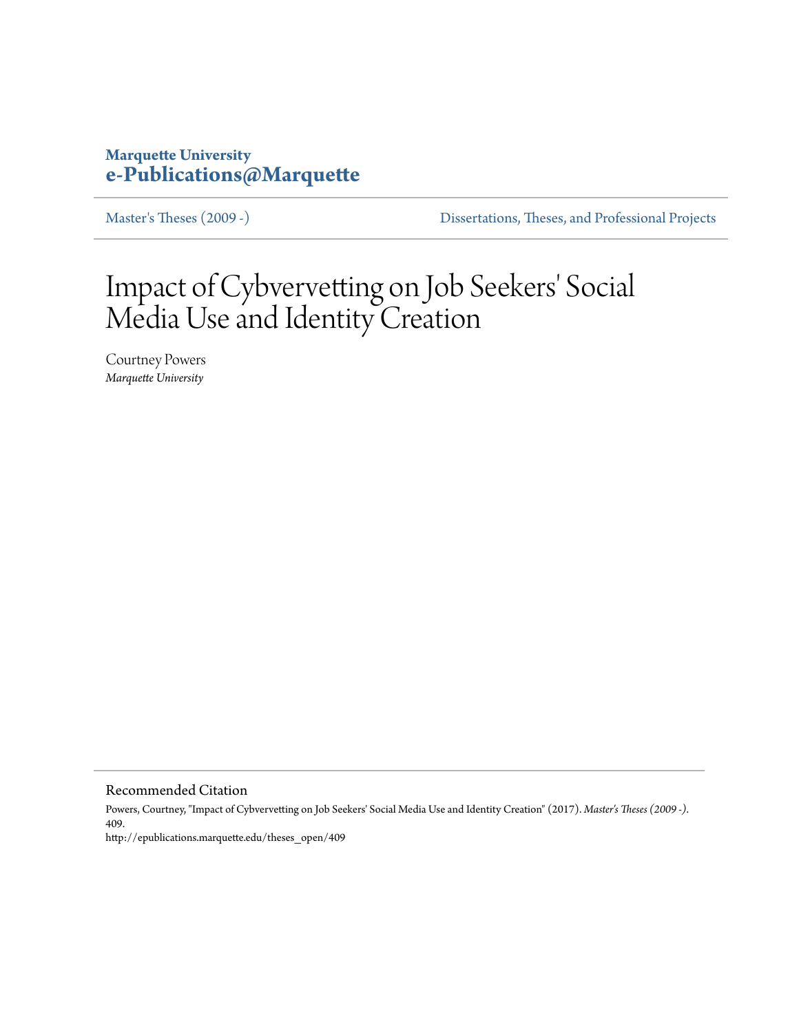**Marquette University**
**e-Publications@Marquette**

Master's Theses (2009 -) | Dissertations, Theses, and Professional Projects

# Impact of Cybvervetting on Job Seekers' Social Media Use and Identity Creation

Courtney Powers
*Marquette University*

## Recommended Citation

Powers, Courtney, "Impact of Cybvervetting on Job Seekers' Social Media Use and Identity Creation" (2017). *Master's Theses (2009 -)*. 409.
http://epublications.marquette.edu/theses_open/409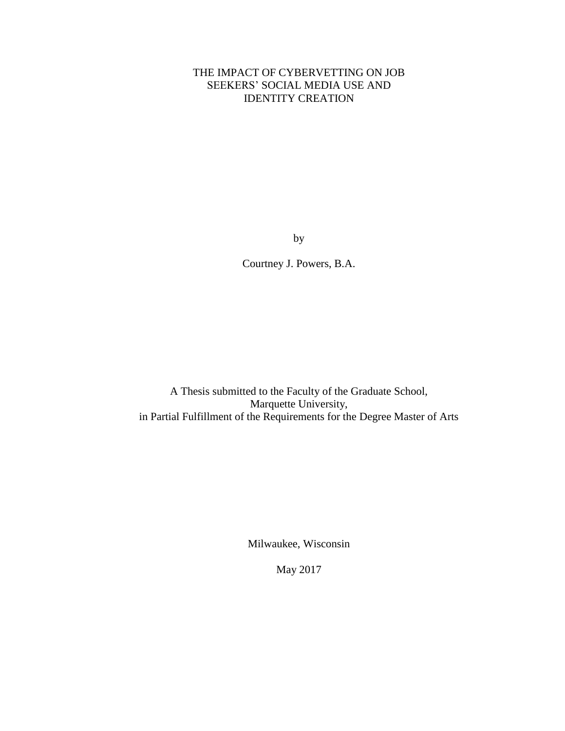# THE IMPACT OF CYBERVETTING ON JOB SEEKERS' SOCIAL MEDIA USE AND IDENTITY CREATION

by

Courtney J. Powers, B.A.

A Thesis submitted to the Faculty of the Graduate School,
Marquette University,
in Partial Fulfillment of the Requirements for the Degree Master of Arts

Milwaukee, Wisconsin

May 2017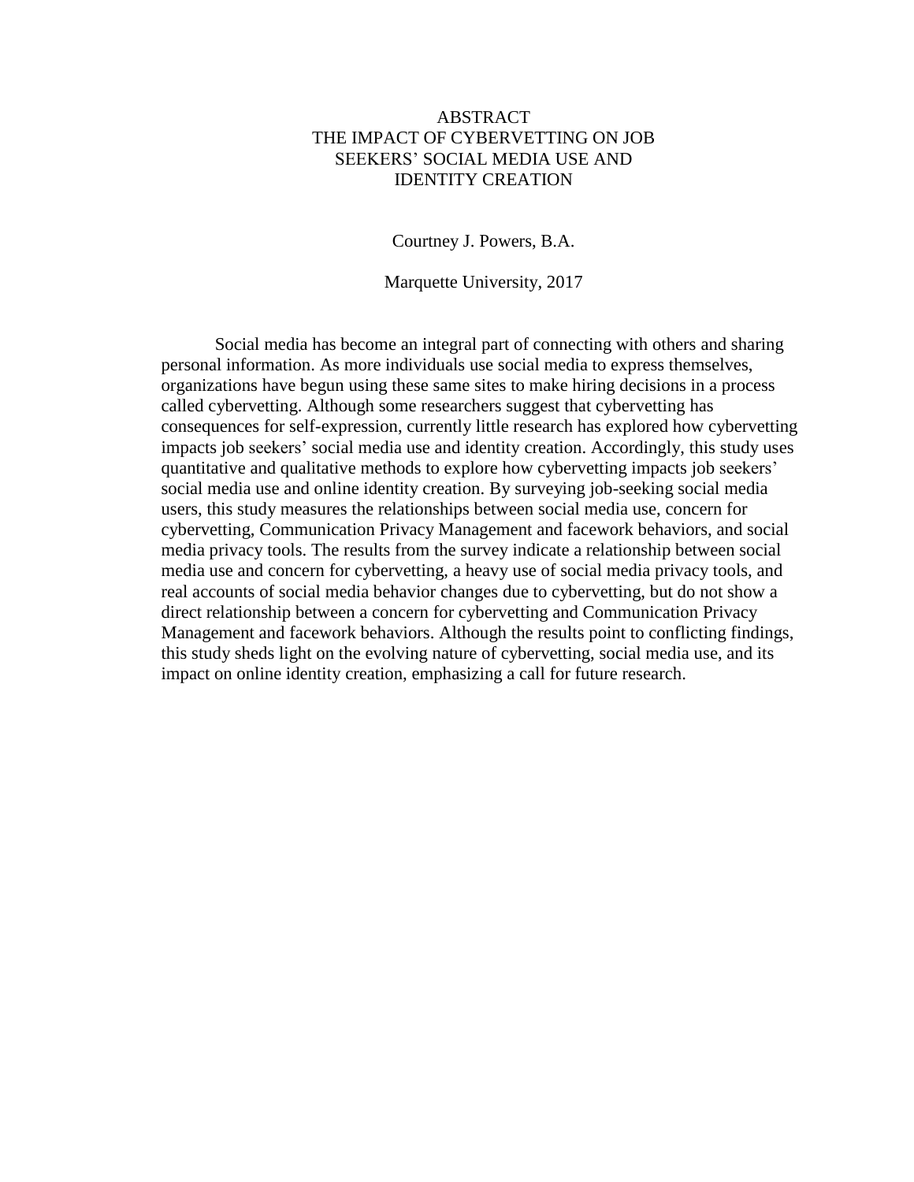# ABSTRACT
# THE IMPACT OF CYBERVETTING ON JOB SEEKERS' SOCIAL MEDIA USE AND IDENTITY CREATION

Courtney J. Powers, B.A.

Marquette University, 2017

Social media has become an integral part of connecting with others and sharing personal information. As more individuals use social media to express themselves, organizations have begun using these same sites to make hiring decisions in a process called cybervetting. Although some researchers suggest that cybervetting has consequences for self-expression, currently little research has explored how cybervetting impacts job seekers' social media use and identity creation. Accordingly, this study uses quantitative and qualitative methods to explore how cybervetting impacts job seekers' social media use and online identity creation. By surveying job-seeking social media users, this study measures the relationships between social media use, concern for cybervetting, Communication Privacy Management and facework behaviors, and social media privacy tools. The results from the survey indicate a relationship between social media use and concern for cybervetting, a heavy use of social media privacy tools, and real accounts of social media behavior changes due to cybervetting, but do not show a direct relationship between a concern for cybervetting and Communication Privacy Management and facework behaviors. Although the results point to conflicting findings, this study sheds light on the evolving nature of cybervetting, social media use, and its impact on online identity creation, emphasizing a call for future research.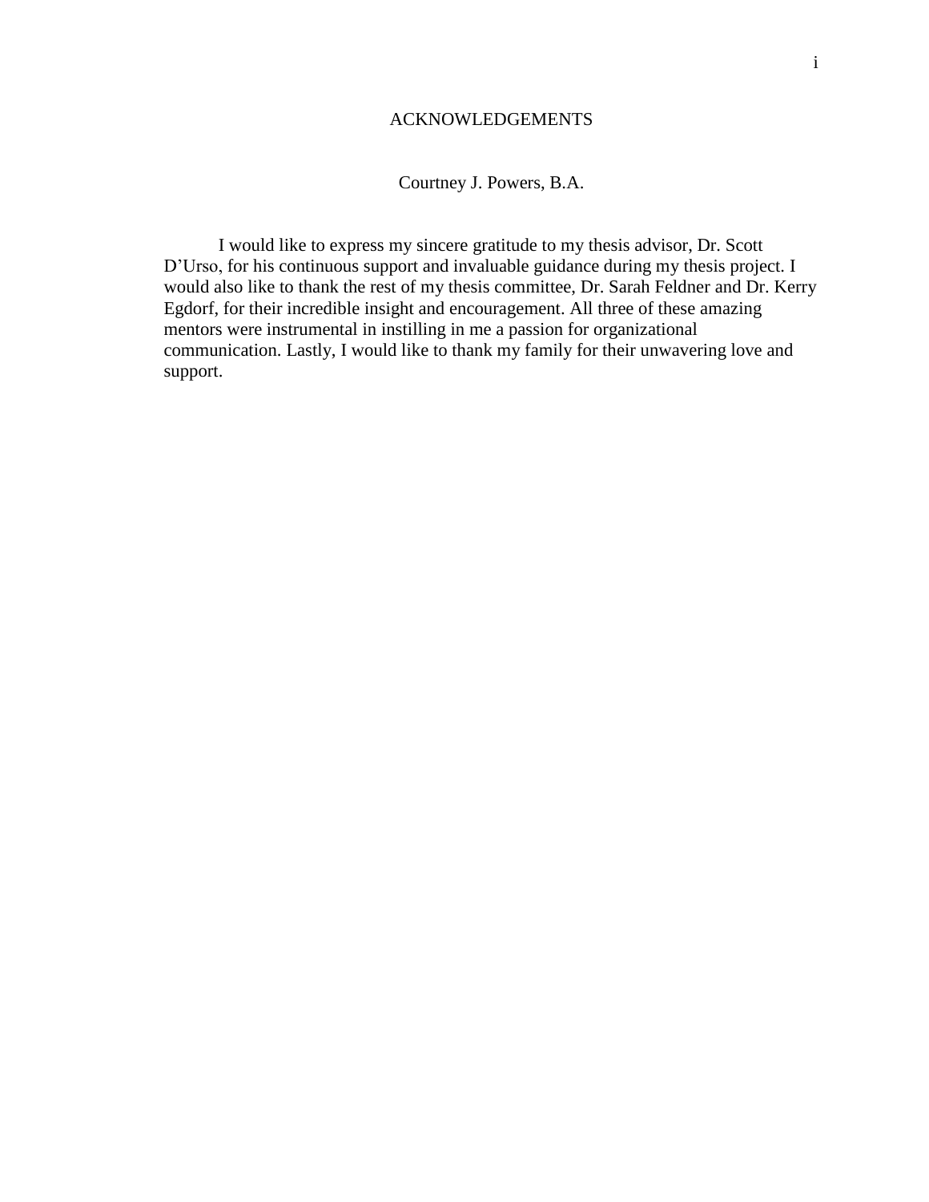# ACKNOWLEDGEMENTS

Courtney J. Powers, B.A.

I would like to express my sincere gratitude to my thesis advisor, Dr. Scott D’Urso, for his continuous support and invaluable guidance during my thesis project. I would also like to thank the rest of my thesis committee, Dr. Sarah Feldner and Dr. Kerry Egdorf, for their incredible insight and encouragement. All three of these amazing mentors were instrumental in instilling in me a passion for organizational communication. Lastly, I would like to thank my family for their unwavering love and support.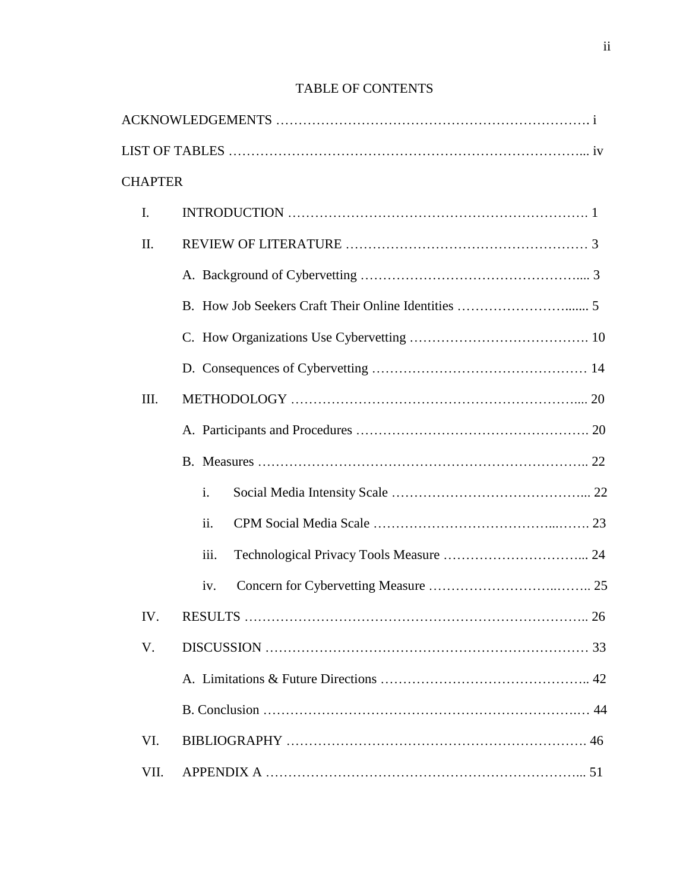# TABLE OF CONTENTS

ACKNOWLEDGEMENTS …………………………………………………………… i

LIST OF TABLES …………………………………………………………………... iv

CHAPTER

I. INTRODUCTION ……………………………………………………………. 1

II. REVIEW OF LITERATURE ……………………………………………… 3

   A. Background of Cybervetting ………………………………………….... 3

   B. How Job Seekers Craft Their Online Identities ……………………....... 5

   C. How Organizations Use Cybervetting …………………………………. 10

   D. Consequences of Cybervetting ………………………………………… 14

III. METHODOLOGY …………………………………………………….... 20

   A. Participants and Procedures ……………………………………………. 20

   B. Measures ……………………………………………………………….. 22

      i. Social Media Intensity Scale ……………………………………... 22

      ii. CPM Social Media Scale ………………………………...……. 23

      iii. Technological Privacy Tools Measure ………………………... 24

      iv. Concern for Cybervetting Measure …………………….…….. 25

IV. RESULTS ………………………………………………………………….. 26

V. DISCUSSION ……………………………………………………………… 33

   A. Limitations & Future Directions ……………………………………….. 42

   B. Conclusion ………………………………………………………….… 44

VI. BIBLIOGRAPHY …………………………………………………………. 46

VII. APPENDIX A ……………………………………………………………... 51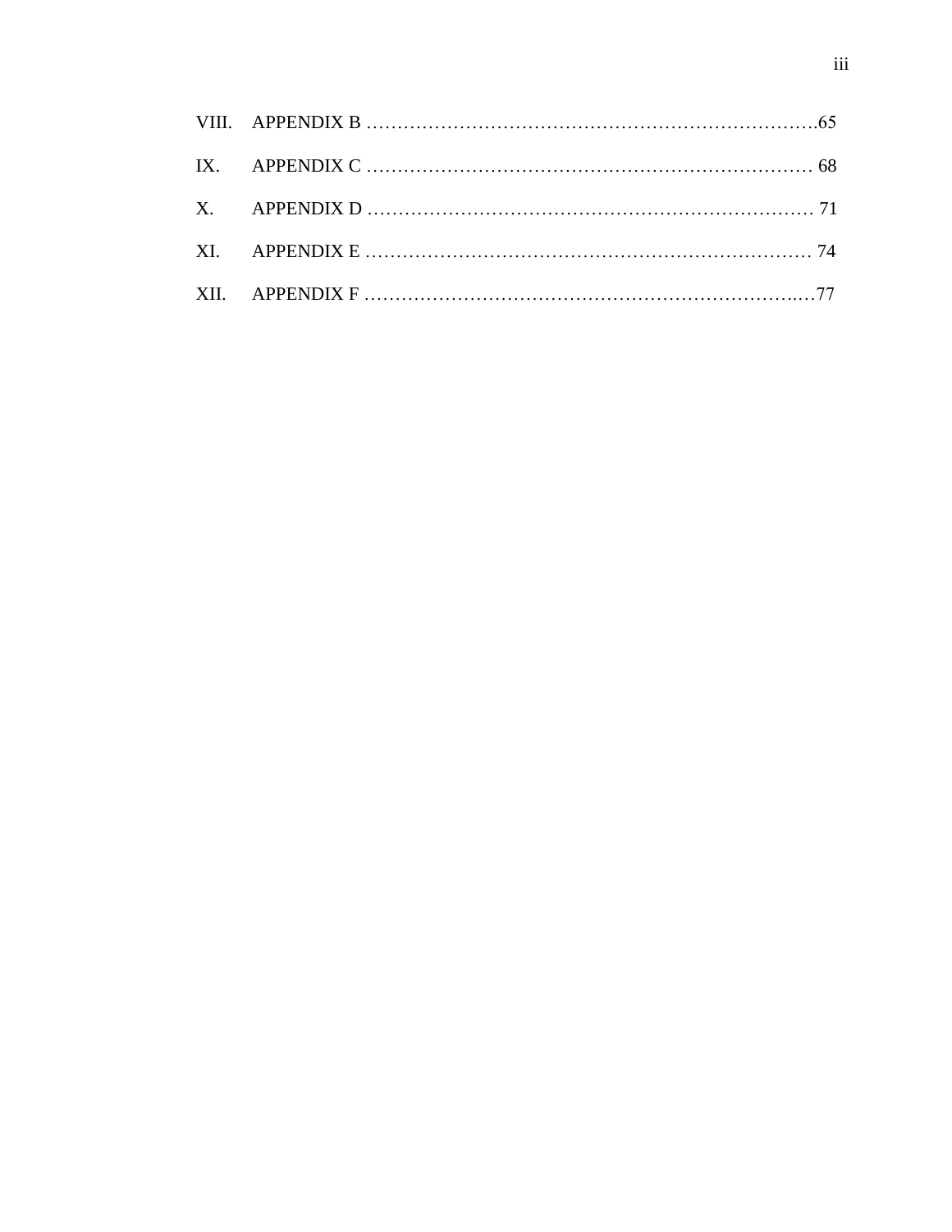VIII. APPENDIX B ……………………………………………………………………65

IX. APPENDIX C …………………………………………………………………… 68

X. APPENDIX D …………………………………………………………………… 71

XI. APPENDIX E …………………………………………………………………… 74

XII. APPENDIX F ……………………………………………………………………77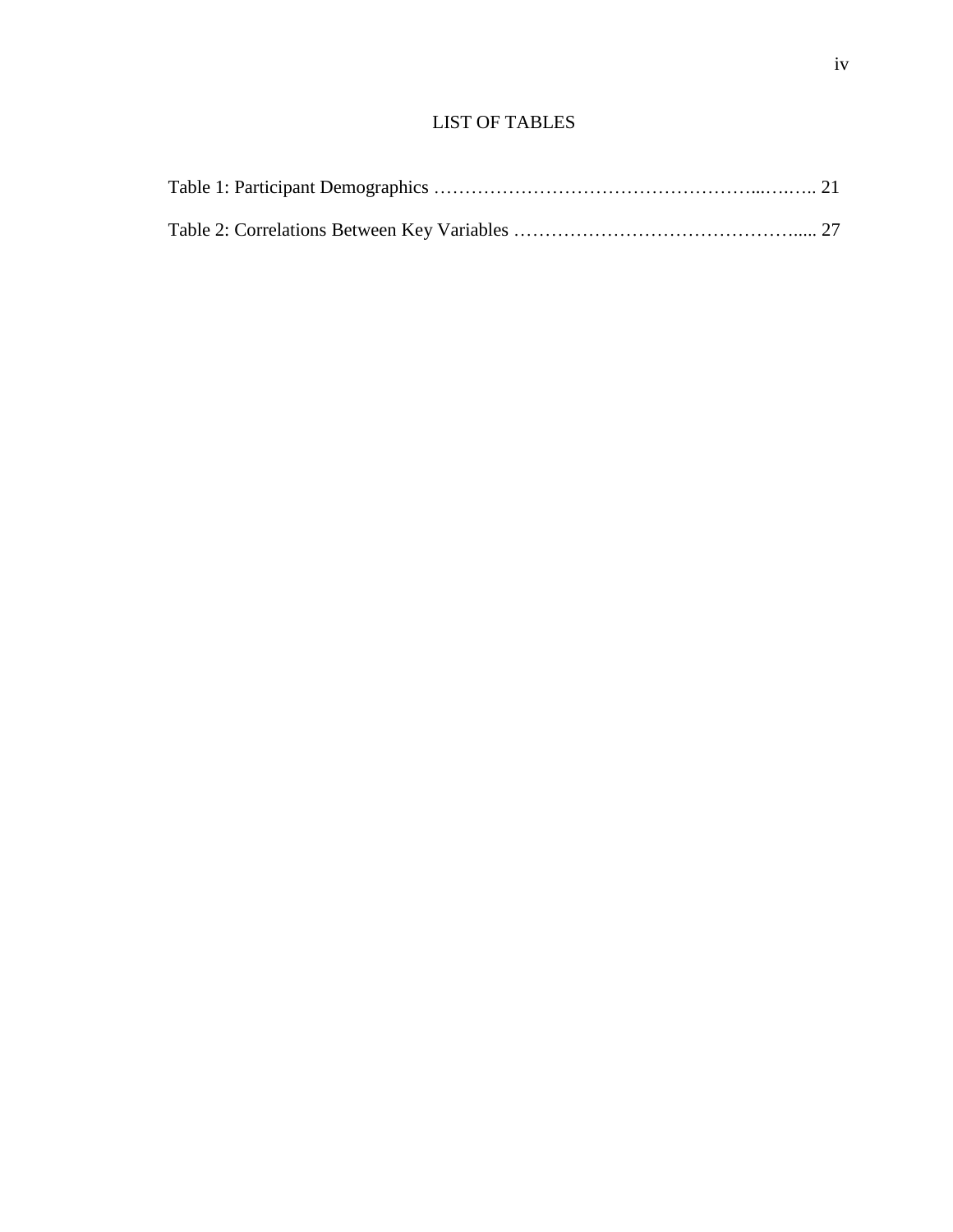# LIST OF TABLES

Table 1: Participant Demographics ……………………………………………...…….. 21

Table 2: Correlations Between Key Variables ……………………………………..... 27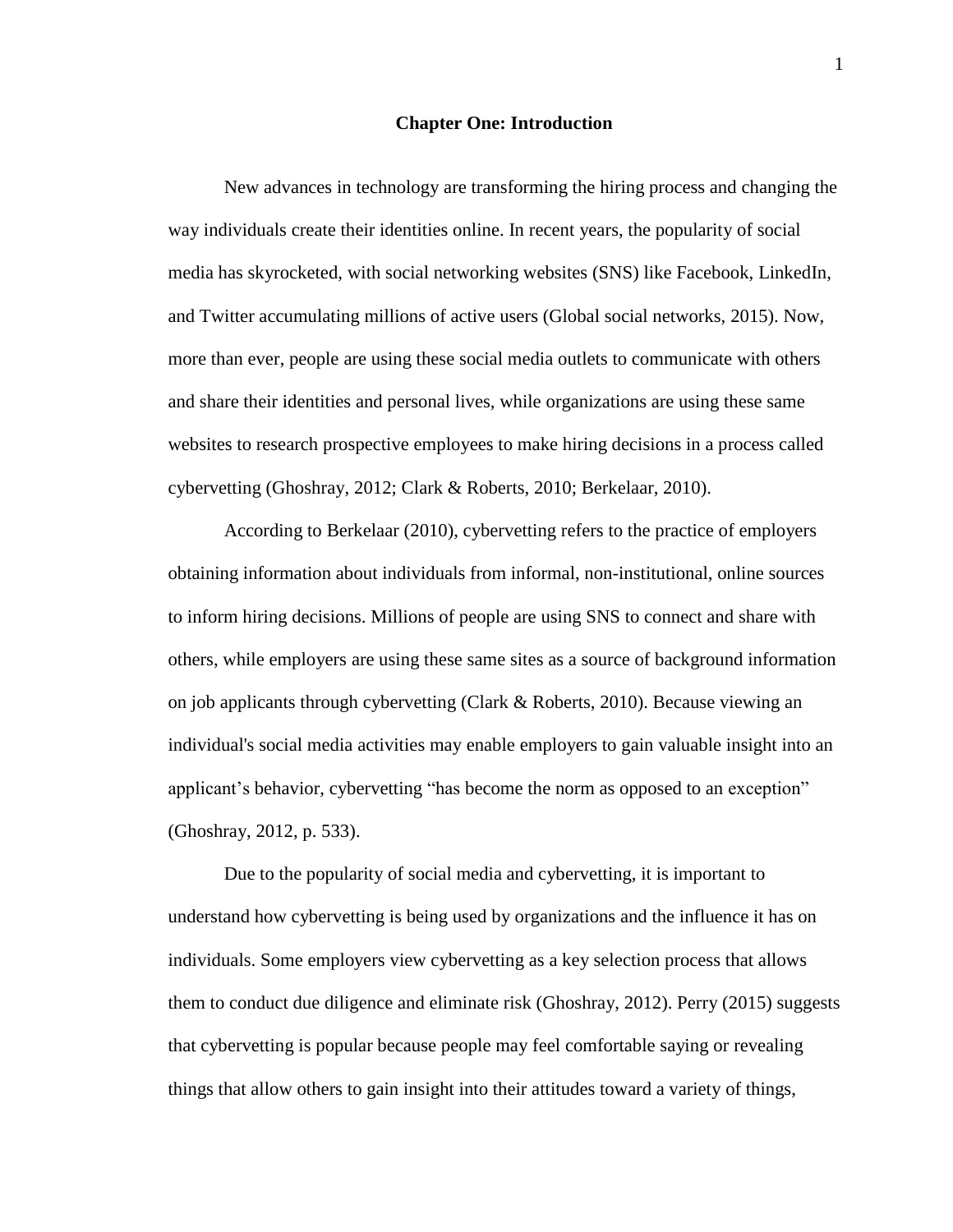# Chapter One: Introduction

New advances in technology are transforming the hiring process and changing the way individuals create their identities online. In recent years, the popularity of social media has skyrocketed, with social networking websites (SNS) like Facebook, LinkedIn, and Twitter accumulating millions of active users (Global social networks, 2015). Now, more than ever, people are using these social media outlets to communicate with others and share their identities and personal lives, while organizations are using these same websites to research prospective employees to make hiring decisions in a process called cybervetting (Ghoshray, 2012; Clark & Roberts, 2010; Berkelaar, 2010).

According to Berkelaar (2010), cybervetting refers to the practice of employers obtaining information about individuals from informal, non-institutional, online sources to inform hiring decisions. Millions of people are using SNS to connect and share with others, while employers are using these same sites as a source of background information on job applicants through cybervetting (Clark & Roberts, 2010). Because viewing an individual's social media activities may enable employers to gain valuable insight into an applicant's behavior, cybervetting "has become the norm as opposed to an exception" (Ghoshray, 2012, p. 533).

Due to the popularity of social media and cybervetting, it is important to understand how cybervetting is being used by organizations and the influence it has on individuals. Some employers view cybervetting as a key selection process that allows them to conduct due diligence and eliminate risk (Ghoshray, 2012). Perry (2015) suggests that cybervetting is popular because people may feel comfortable saying or revealing things that allow others to gain insight into their attitudes toward a variety of things,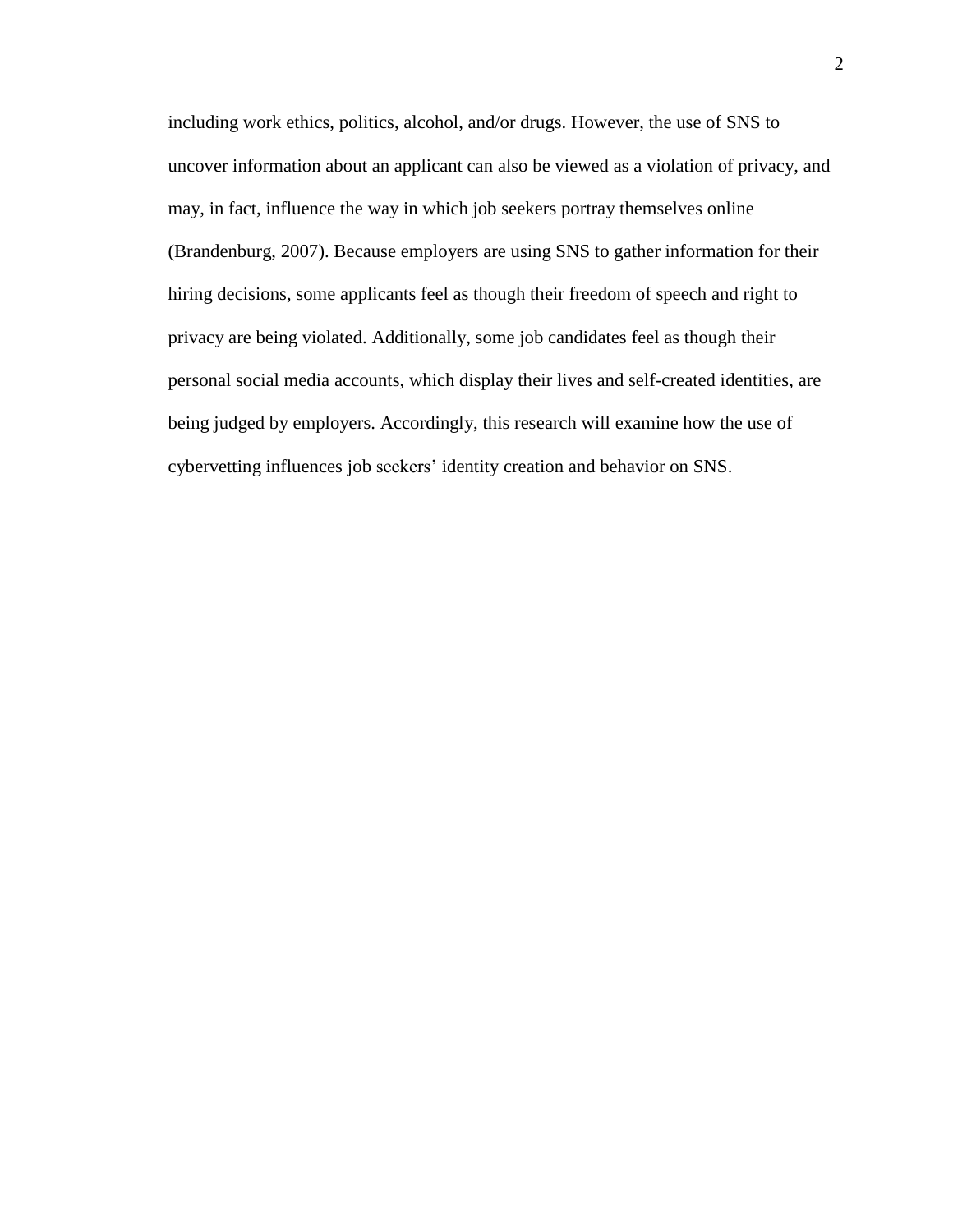including work ethics, politics, alcohol, and/or drugs. However, the use of SNS to uncover information about an applicant can also be viewed as a violation of privacy, and may, in fact, influence the way in which job seekers portray themselves online (Brandenburg, 2007). Because employers are using SNS to gather information for their hiring decisions, some applicants feel as though their freedom of speech and right to privacy are being violated. Additionally, some job candidates feel as though their personal social media accounts, which display their lives and self-created identities, are being judged by employers. Accordingly, this research will examine how the use of cybervetting influences job seekers' identity creation and behavior on SNS.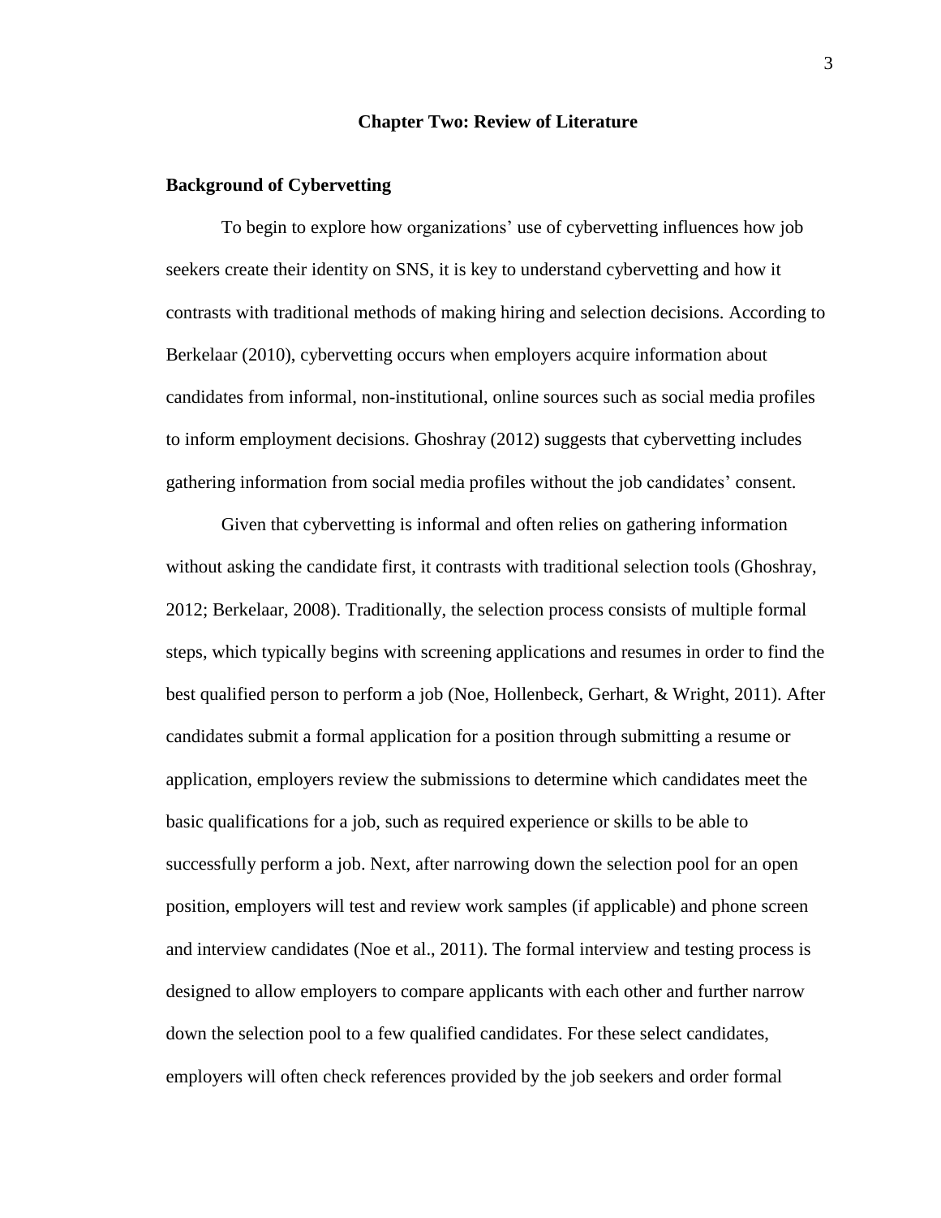# Chapter Two: Review of Literature

## Background of Cybervetting

To begin to explore how organizations' use of cybervetting influences how job seekers create their identity on SNS, it is key to understand cybervetting and how it contrasts with traditional methods of making hiring and selection decisions. According to Berkelaar (2010), cybervetting occurs when employers acquire information about candidates from informal, non-institutional, online sources such as social media profiles to inform employment decisions. Ghoshray (2012) suggests that cybervetting includes gathering information from social media profiles without the job candidates' consent.

Given that cybervetting is informal and often relies on gathering information without asking the candidate first, it contrasts with traditional selection tools (Ghoshray, 2012; Berkelaar, 2008). Traditionally, the selection process consists of multiple formal steps, which typically begins with screening applications and resumes in order to find the best qualified person to perform a job (Noe, Hollenbeck, Gerhart, & Wright, 2011). After candidates submit a formal application for a position through submitting a resume or application, employers review the submissions to determine which candidates meet the basic qualifications for a job, such as required experience or skills to be able to successfully perform a job. Next, after narrowing down the selection pool for an open position, employers will test and review work samples (if applicable) and phone screen and interview candidates (Noe et al., 2011). The formal interview and testing process is designed to allow employers to compare applicants with each other and further narrow down the selection pool to a few qualified candidates. For these select candidates, employers will often check references provided by the job seekers and order formal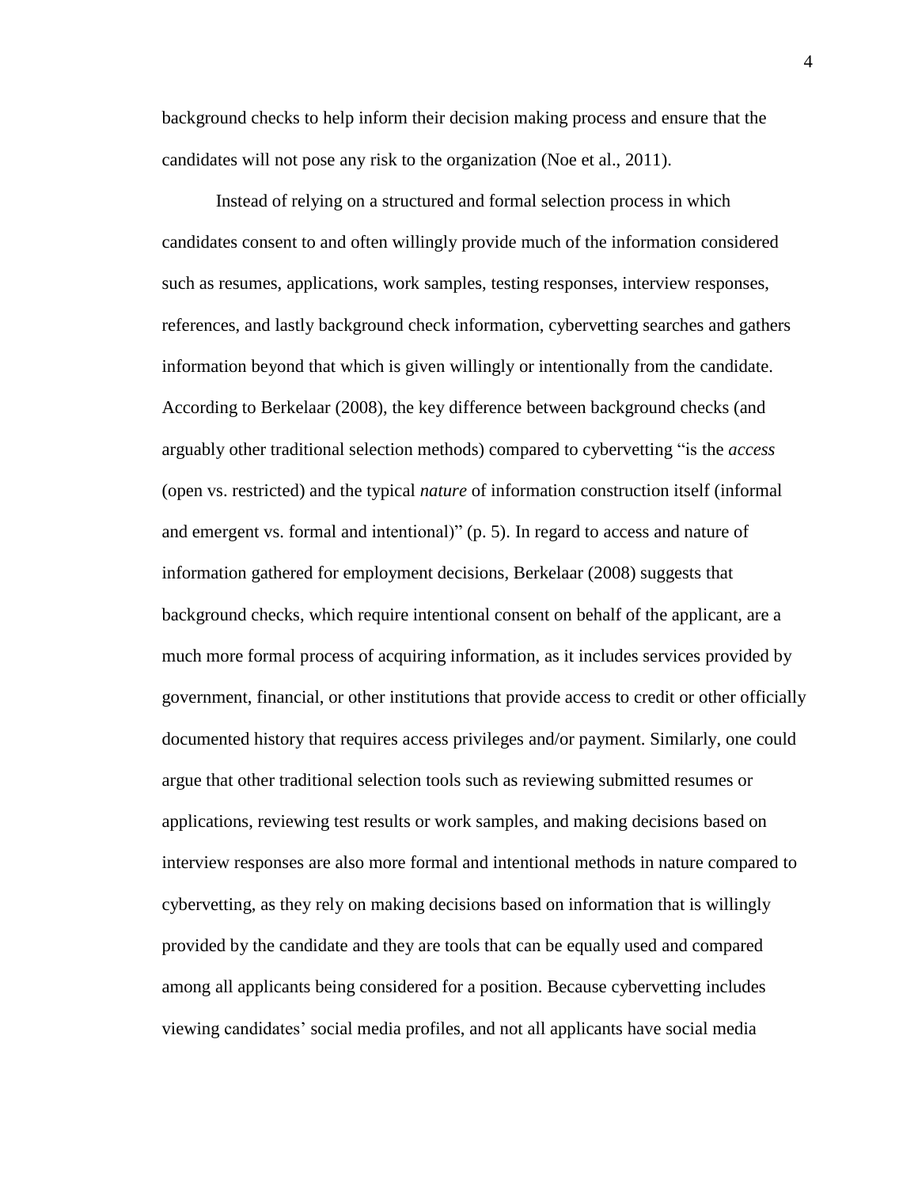background checks to help inform their decision making process and ensure that the candidates will not pose any risk to the organization (Noe et al., 2011).

Instead of relying on a structured and formal selection process in which candidates consent to and often willingly provide much of the information considered such as resumes, applications, work samples, testing responses, interview responses, references, and lastly background check information, cybervetting searches and gathers information beyond that which is given willingly or intentionally from the candidate. According to Berkelaar (2008), the key difference between background checks (and arguably other traditional selection methods) compared to cybervetting "is the *access* (open vs. restricted) and the typical *nature* of information construction itself (informal and emergent vs. formal and intentional)" (p. 5). In regard to access and nature of information gathered for employment decisions, Berkelaar (2008) suggests that background checks, which require intentional consent on behalf of the applicant, are a much more formal process of acquiring information, as it includes services provided by government, financial, or other institutions that provide access to credit or other officially documented history that requires access privileges and/or payment. Similarly, one could argue that other traditional selection tools such as reviewing submitted resumes or applications, reviewing test results or work samples, and making decisions based on interview responses are also more formal and intentional methods in nature compared to cybervetting, as they rely on making decisions based on information that is willingly provided by the candidate and they are tools that can be equally used and compared among all applicants being considered for a position. Because cybervetting includes viewing candidates' social media profiles, and not all applicants have social media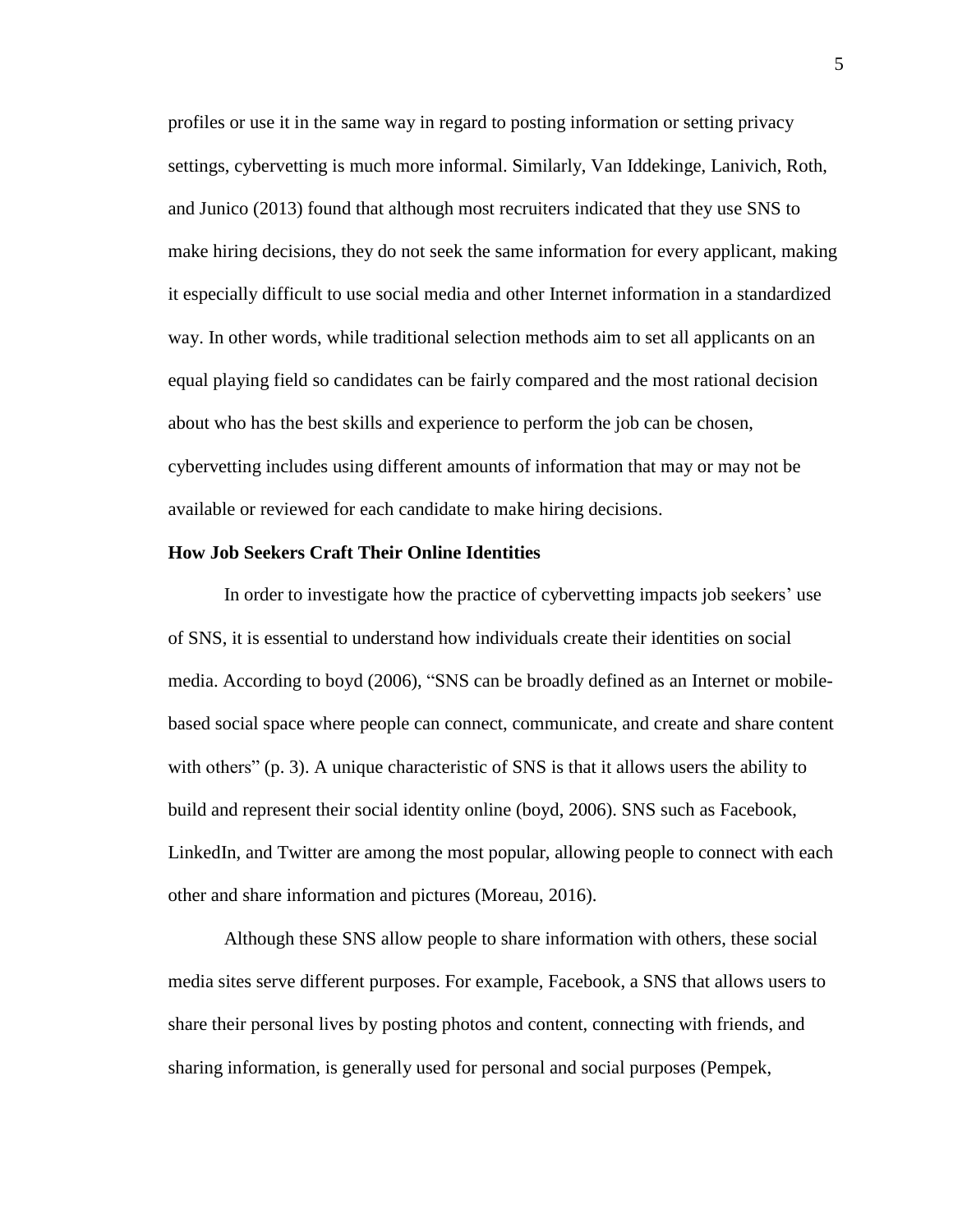profiles or use it in the same way in regard to posting information or setting privacy settings, cybervetting is much more informal. Similarly, Van Iddekinge, Lanivich, Roth, and Junico (2013) found that although most recruiters indicated that they use SNS to make hiring decisions, they do not seek the same information for every applicant, making it especially difficult to use social media and other Internet information in a standardized way. In other words, while traditional selection methods aim to set all applicants on an equal playing field so candidates can be fairly compared and the most rational decision about who has the best skills and experience to perform the job can be chosen, cybervetting includes using different amounts of information that may or may not be available or reviewed for each candidate to make hiring decisions.

**How Job Seekers Craft Their Online Identities**

In order to investigate how the practice of cybervetting impacts job seekers' use of SNS, it is essential to understand how individuals create their identities on social media. According to boyd (2006), "SNS can be broadly defined as an Internet or mobile-based social space where people can connect, communicate, and create and share content with others" (p. 3). A unique characteristic of SNS is that it allows users the ability to build and represent their social identity online (boyd, 2006). SNS such as Facebook, LinkedIn, and Twitter are among the most popular, allowing people to connect with each other and share information and pictures (Moreau, 2016).

Although these SNS allow people to share information with others, these social media sites serve different purposes. For example, Facebook, a SNS that allows users to share their personal lives by posting photos and content, connecting with friends, and sharing information, is generally used for personal and social purposes (Pempek,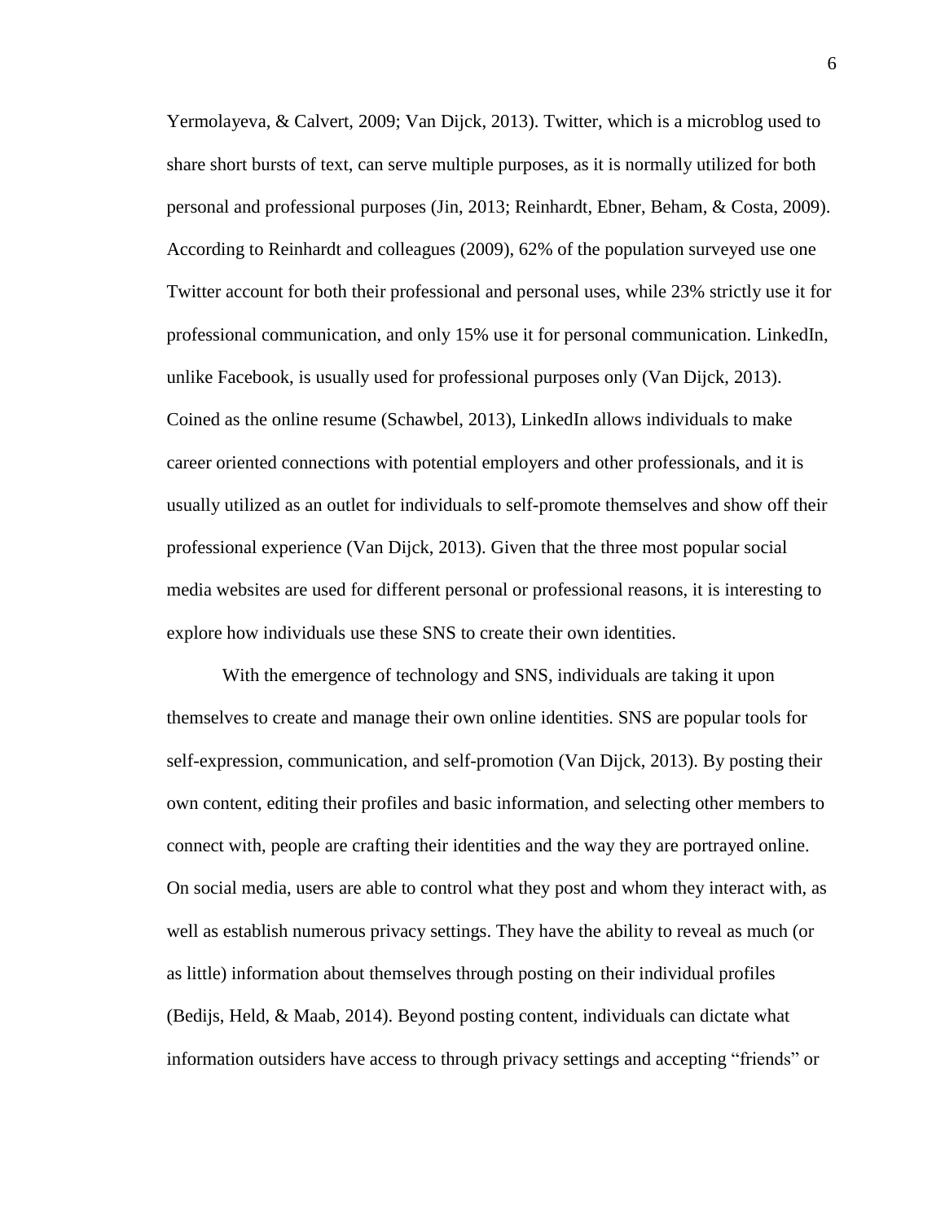Yermolayeva, & Calvert, 2009; Van Dijck, 2013). Twitter, which is a microblog used to share short bursts of text, can serve multiple purposes, as it is normally utilized for both personal and professional purposes (Jin, 2013; Reinhardt, Ebner, Beham, & Costa, 2009). According to Reinhardt and colleagues (2009), 62% of the population surveyed use one Twitter account for both their professional and personal uses, while 23% strictly use it for professional communication, and only 15% use it for personal communication. LinkedIn, unlike Facebook, is usually used for professional purposes only (Van Dijck, 2013). Coined as the online resume (Schawbel, 2013), LinkedIn allows individuals to make career oriented connections with potential employers and other professionals, and it is usually utilized as an outlet for individuals to self-promote themselves and show off their professional experience (Van Dijck, 2013). Given that the three most popular social media websites are used for different personal or professional reasons, it is interesting to explore how individuals use these SNS to create their own identities.

With the emergence of technology and SNS, individuals are taking it upon themselves to create and manage their own online identities. SNS are popular tools for self-expression, communication, and self-promotion (Van Dijck, 2013). By posting their own content, editing their profiles and basic information, and selecting other members to connect with, people are crafting their identities and the way they are portrayed online. On social media, users are able to control what they post and whom they interact with, as well as establish numerous privacy settings. They have the ability to reveal as much (or as little) information about themselves through posting on their individual profiles (Bedijs, Held, & Maab, 2014). Beyond posting content, individuals can dictate what information outsiders have access to through privacy settings and accepting "friends" or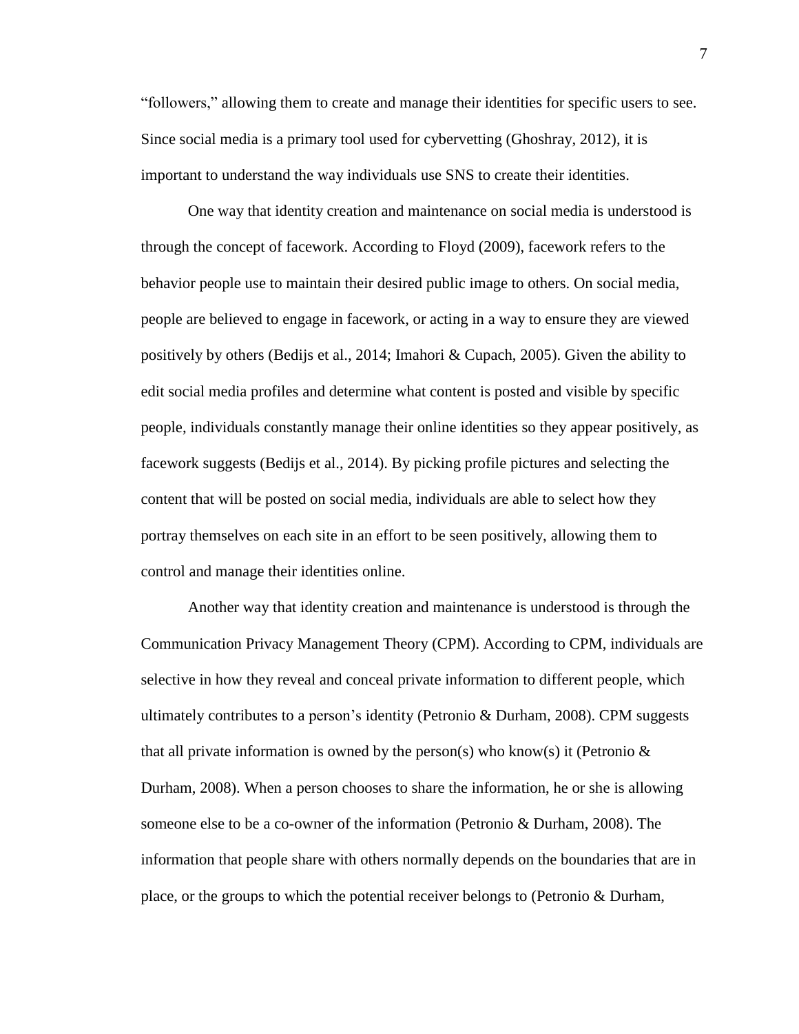"followers," allowing them to create and manage their identities for specific users to see. Since social media is a primary tool used for cybervetting (Ghoshray, 2012), it is important to understand the way individuals use SNS to create their identities.

One way that identity creation and maintenance on social media is understood is through the concept of facework. According to Floyd (2009), facework refers to the behavior people use to maintain their desired public image to others. On social media, people are believed to engage in facework, or acting in a way to ensure they are viewed positively by others (Bedijs et al., 2014; Imahori & Cupach, 2005). Given the ability to edit social media profiles and determine what content is posted and visible by specific people, individuals constantly manage their online identities so they appear positively, as facework suggests (Bedijs et al., 2014). By picking profile pictures and selecting the content that will be posted on social media, individuals are able to select how they portray themselves on each site in an effort to be seen positively, allowing them to control and manage their identities online.

Another way that identity creation and maintenance is understood is through the Communication Privacy Management Theory (CPM). According to CPM, individuals are selective in how they reveal and conceal private information to different people, which ultimately contributes to a person's identity (Petronio & Durham, 2008). CPM suggests that all private information is owned by the person(s) who know(s) it (Petronio & Durham, 2008). When a person chooses to share the information, he or she is allowing someone else to be a co-owner of the information (Petronio & Durham, 2008). The information that people share with others normally depends on the boundaries that are in place, or the groups to which the potential receiver belongs to (Petronio & Durham,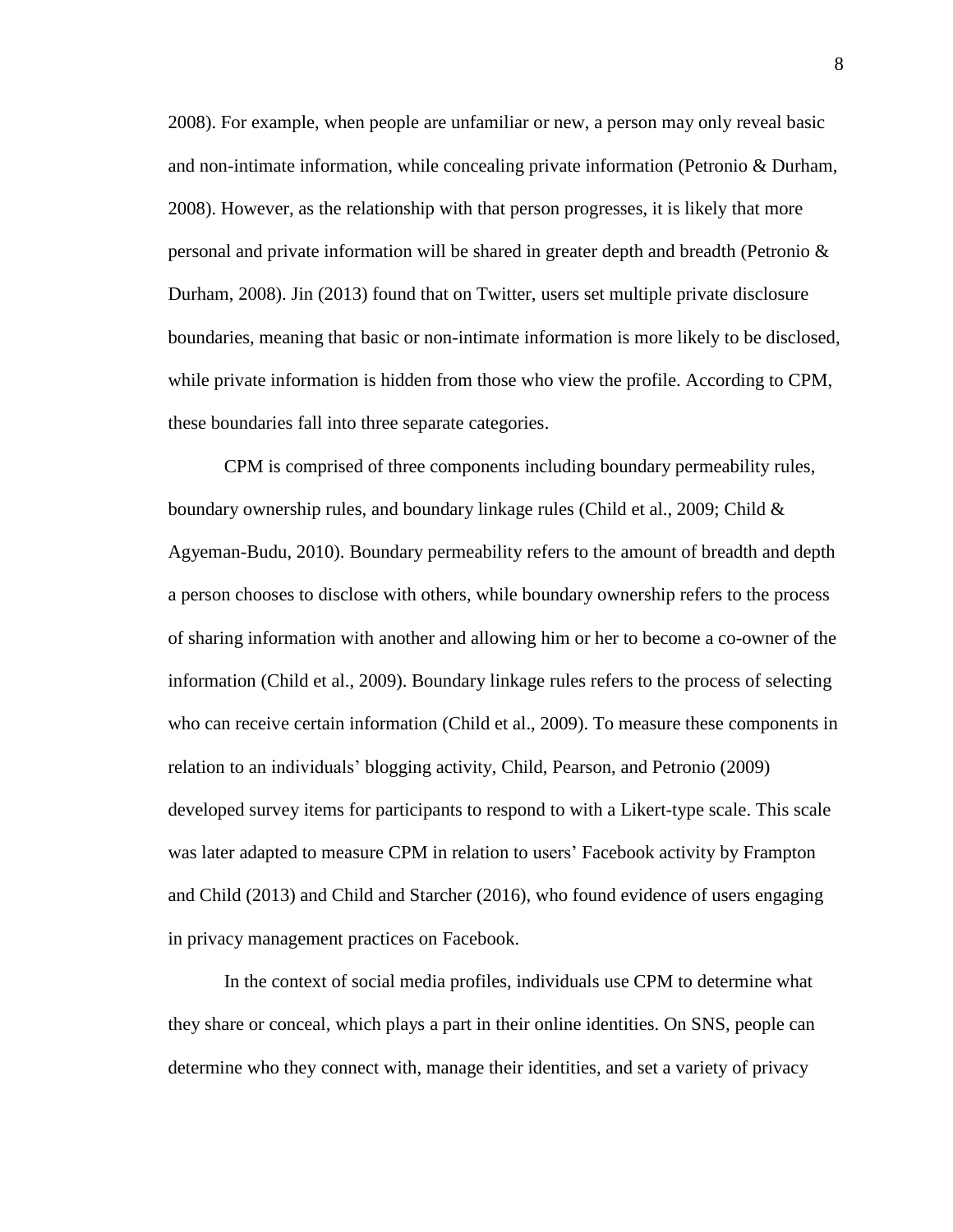2008). For example, when people are unfamiliar or new, a person may only reveal basic and non-intimate information, while concealing private information (Petronio & Durham, 2008). However, as the relationship with that person progresses, it is likely that more personal and private information will be shared in greater depth and breadth (Petronio & Durham, 2008). Jin (2013) found that on Twitter, users set multiple private disclosure boundaries, meaning that basic or non-intimate information is more likely to be disclosed, while private information is hidden from those who view the profile. According to CPM, these boundaries fall into three separate categories.

CPM is comprised of three components including boundary permeability rules, boundary ownership rules, and boundary linkage rules (Child et al., 2009; Child & Agyeman-Budu, 2010). Boundary permeability refers to the amount of breadth and depth a person chooses to disclose with others, while boundary ownership refers to the process of sharing information with another and allowing him or her to become a co-owner of the information (Child et al., 2009). Boundary linkage rules refers to the process of selecting who can receive certain information (Child et al., 2009). To measure these components in relation to an individuals' blogging activity, Child, Pearson, and Petronio (2009) developed survey items for participants to respond to with a Likert-type scale. This scale was later adapted to measure CPM in relation to users' Facebook activity by Frampton and Child (2013) and Child and Starcher (2016), who found evidence of users engaging in privacy management practices on Facebook.

In the context of social media profiles, individuals use CPM to determine what they share or conceal, which plays a part in their online identities. On SNS, people can determine who they connect with, manage their identities, and set a variety of privacy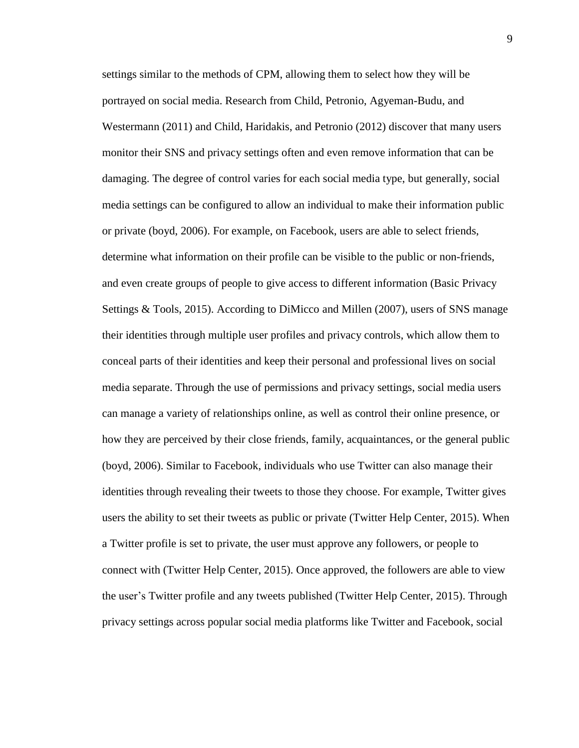settings similar to the methods of CPM, allowing them to select how they will be portrayed on social media. Research from Child, Petronio, Agyeman-Budu, and Westermann (2011) and Child, Haridakis, and Petronio (2012) discover that many users monitor their SNS and privacy settings often and even remove information that can be damaging. The degree of control varies for each social media type, but generally, social media settings can be configured to allow an individual to make their information public or private (boyd, 2006). For example, on Facebook, users are able to select friends, determine what information on their profile can be visible to the public or non-friends, and even create groups of people to give access to different information (Basic Privacy Settings & Tools, 2015). According to DiMicco and Millen (2007), users of SNS manage their identities through multiple user profiles and privacy controls, which allow them to conceal parts of their identities and keep their personal and professional lives on social media separate. Through the use of permissions and privacy settings, social media users can manage a variety of relationships online, as well as control their online presence, or how they are perceived by their close friends, family, acquaintances, or the general public (boyd, 2006). Similar to Facebook, individuals who use Twitter can also manage their identities through revealing their tweets to those they choose. For example, Twitter gives users the ability to set their tweets as public or private (Twitter Help Center, 2015). When a Twitter profile is set to private, the user must approve any followers, or people to connect with (Twitter Help Center, 2015). Once approved, the followers are able to view the user's Twitter profile and any tweets published (Twitter Help Center, 2015). Through privacy settings across popular social media platforms like Twitter and Facebook, social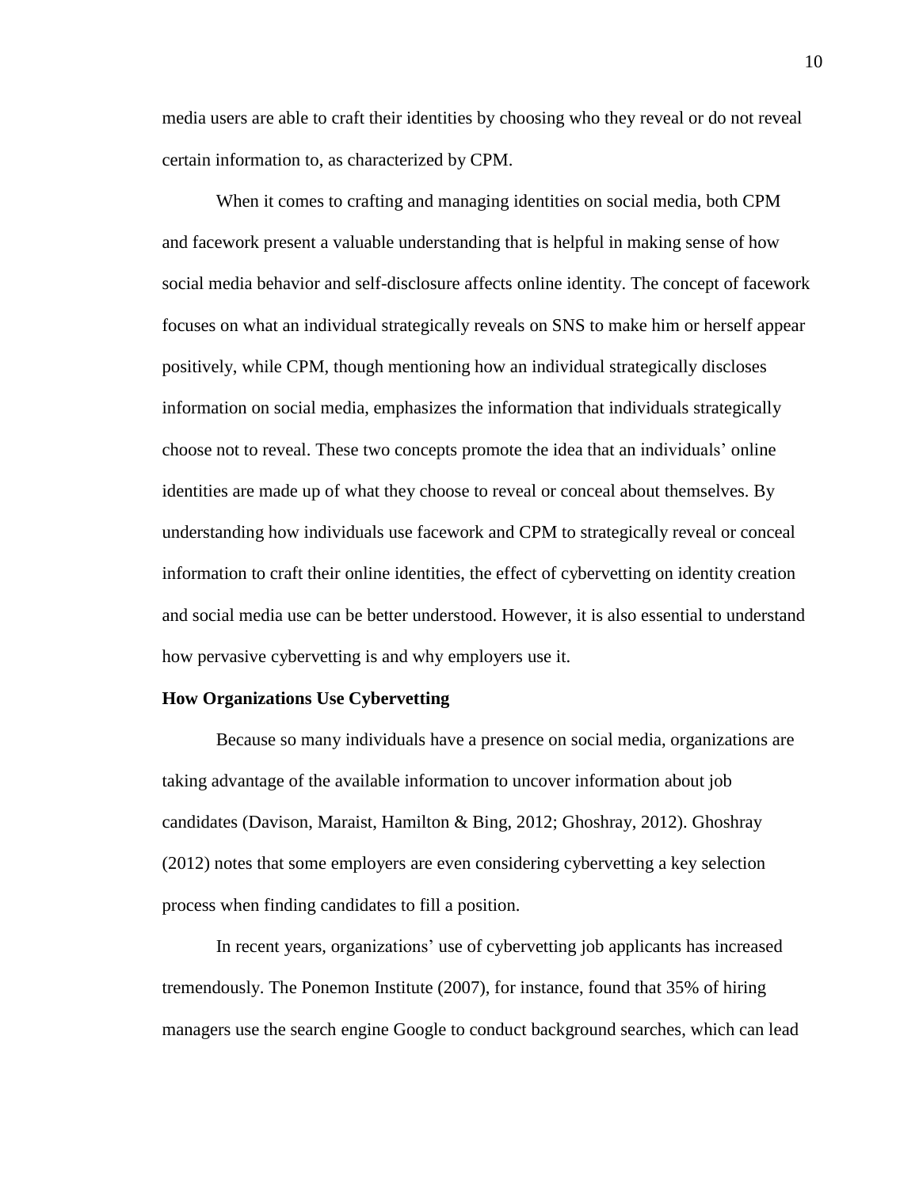media users are able to craft their identities by choosing who they reveal or do not reveal certain information to, as characterized by CPM.

When it comes to crafting and managing identities on social media, both CPM and facework present a valuable understanding that is helpful in making sense of how social media behavior and self-disclosure affects online identity. The concept of facework focuses on what an individual strategically reveals on SNS to make him or herself appear positively, while CPM, though mentioning how an individual strategically discloses information on social media, emphasizes the information that individuals strategically choose not to reveal. These two concepts promote the idea that an individuals' online identities are made up of what they choose to reveal or conceal about themselves. By understanding how individuals use facework and CPM to strategically reveal or conceal information to craft their online identities, the effect of cybervetting on identity creation and social media use can be better understood. However, it is also essential to understand how pervasive cybervetting is and why employers use it.

**How Organizations Use Cybervetting**

Because so many individuals have a presence on social media, organizations are taking advantage of the available information to uncover information about job candidates (Davison, Maraist, Hamilton & Bing, 2012; Ghoshray, 2012). Ghoshray (2012) notes that some employers are even considering cybervetting a key selection process when finding candidates to fill a position.

In recent years, organizations' use of cybervetting job applicants has increased tremendously. The Ponemon Institute (2007), for instance, found that 35% of hiring managers use the search engine Google to conduct background searches, which can lead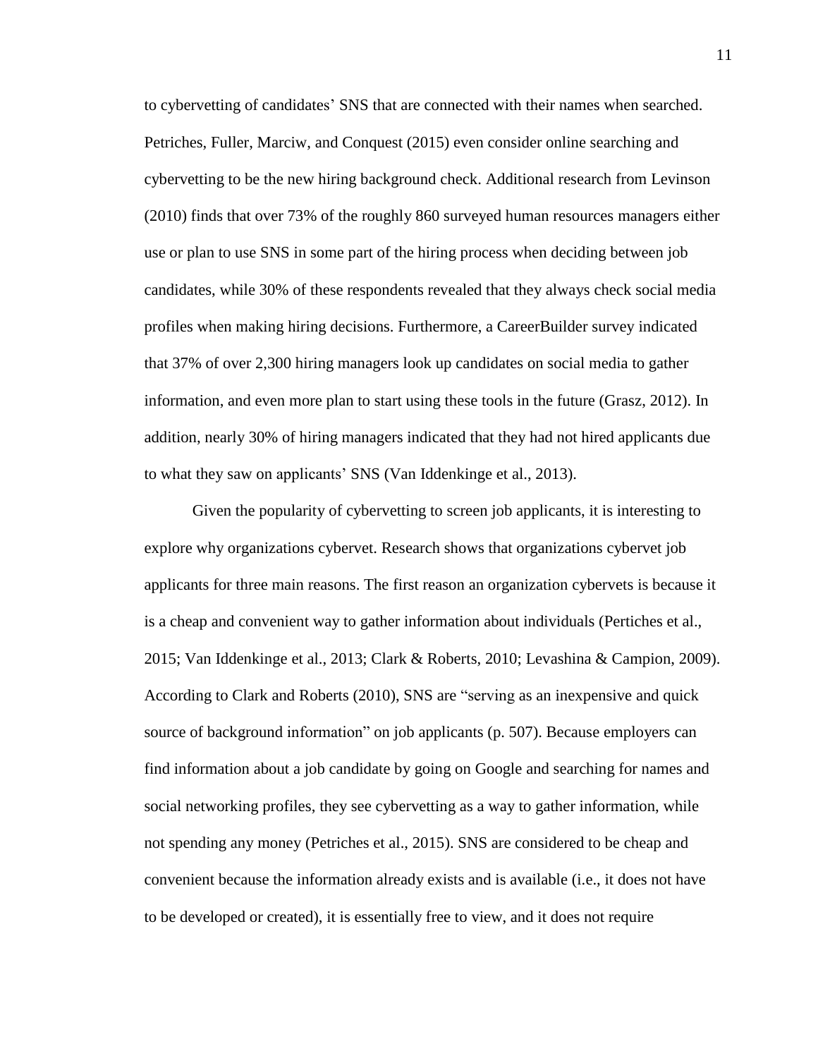to cybervetting of candidates' SNS that are connected with their names when searched. Petriches, Fuller, Marciw, and Conquest (2015) even consider online searching and cybervetting to be the new hiring background check. Additional research from Levinson (2010) finds that over 73% of the roughly 860 surveyed human resources managers either use or plan to use SNS in some part of the hiring process when deciding between job candidates, while 30% of these respondents revealed that they always check social media profiles when making hiring decisions. Furthermore, a CareerBuilder survey indicated that 37% of over 2,300 hiring managers look up candidates on social media to gather information, and even more plan to start using these tools in the future (Grasz, 2012). In addition, nearly 30% of hiring managers indicated that they had not hired applicants due to what they saw on applicants' SNS (Van Iddenkinge et al., 2013).

Given the popularity of cybervetting to screen job applicants, it is interesting to explore why organizations cybervet. Research shows that organizations cybervet job applicants for three main reasons. The first reason an organization cybervets is because it is a cheap and convenient way to gather information about individuals (Pertiches et al., 2015; Van Iddenkinge et al., 2013; Clark & Roberts, 2010; Levashina & Campion, 2009). According to Clark and Roberts (2010), SNS are "serving as an inexpensive and quick source of background information" on job applicants (p. 507). Because employers can find information about a job candidate by going on Google and searching for names and social networking profiles, they see cybervetting as a way to gather information, while not spending any money (Petriches et al., 2015). SNS are considered to be cheap and convenient because the information already exists and is available (i.e., it does not have to be developed or created), it is essentially free to view, and it does not require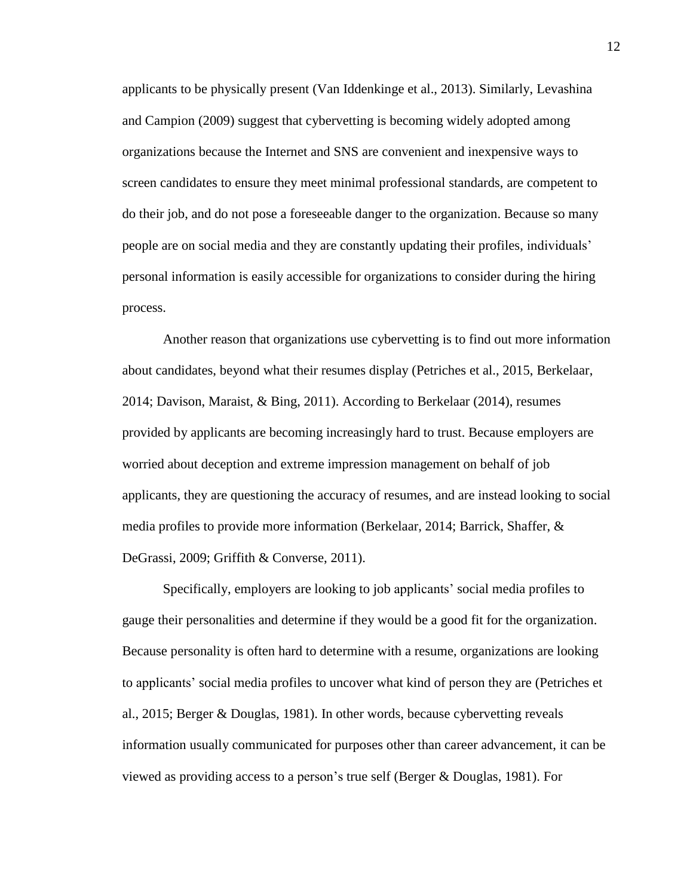applicants to be physically present (Van Iddenkinge et al., 2013). Similarly, Levashina and Campion (2009) suggest that cybervetting is becoming widely adopted among organizations because the Internet and SNS are convenient and inexpensive ways to screen candidates to ensure they meet minimal professional standards, are competent to do their job, and do not pose a foreseeable danger to the organization. Because so many people are on social media and they are constantly updating their profiles, individuals' personal information is easily accessible for organizations to consider during the hiring process.

Another reason that organizations use cybervetting is to find out more information about candidates, beyond what their resumes display (Petriches et al., 2015, Berkelaar, 2014; Davison, Maraist, & Bing, 2011). According to Berkelaar (2014), resumes provided by applicants are becoming increasingly hard to trust. Because employers are worried about deception and extreme impression management on behalf of job applicants, they are questioning the accuracy of resumes, and are instead looking to social media profiles to provide more information (Berkelaar, 2014; Barrick, Shaffer, & DeGrassi, 2009; Griffith & Converse, 2011).

Specifically, employers are looking to job applicants' social media profiles to gauge their personalities and determine if they would be a good fit for the organization. Because personality is often hard to determine with a resume, organizations are looking to applicants' social media profiles to uncover what kind of person they are (Petriches et al., 2015; Berger & Douglas, 1981). In other words, because cybervetting reveals information usually communicated for purposes other than career advancement, it can be viewed as providing access to a person's true self (Berger & Douglas, 1981). For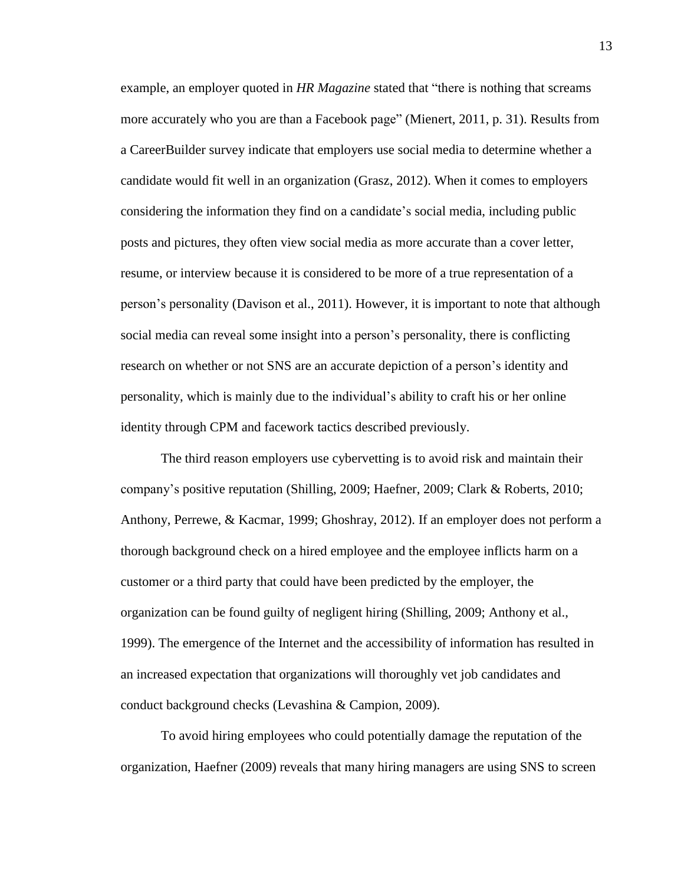example, an employer quoted in *HR Magazine* stated that "there is nothing that screams more accurately who you are than a Facebook page" (Mienert, 2011, p. 31). Results from a CareerBuilder survey indicate that employers use social media to determine whether a candidate would fit well in an organization (Grasz, 2012). When it comes to employers considering the information they find on a candidate's social media, including public posts and pictures, they often view social media as more accurate than a cover letter, resume, or interview because it is considered to be more of a true representation of a person's personality (Davison et al., 2011). However, it is important to note that although social media can reveal some insight into a person's personality, there is conflicting research on whether or not SNS are an accurate depiction of a person's identity and personality, which is mainly due to the individual's ability to craft his or her online identity through CPM and facework tactics described previously.

The third reason employers use cybervetting is to avoid risk and maintain their company's positive reputation (Shilling, 2009; Haefner, 2009; Clark & Roberts, 2010; Anthony, Perrewe, & Kacmar, 1999; Ghoshray, 2012). If an employer does not perform a thorough background check on a hired employee and the employee inflicts harm on a customer or a third party that could have been predicted by the employer, the organization can be found guilty of negligent hiring (Shilling, 2009; Anthony et al., 1999). The emergence of the Internet and the accessibility of information has resulted in an increased expectation that organizations will thoroughly vet job candidates and conduct background checks (Levashina & Campion, 2009).

To avoid hiring employees who could potentially damage the reputation of the organization, Haefner (2009) reveals that many hiring managers are using SNS to screen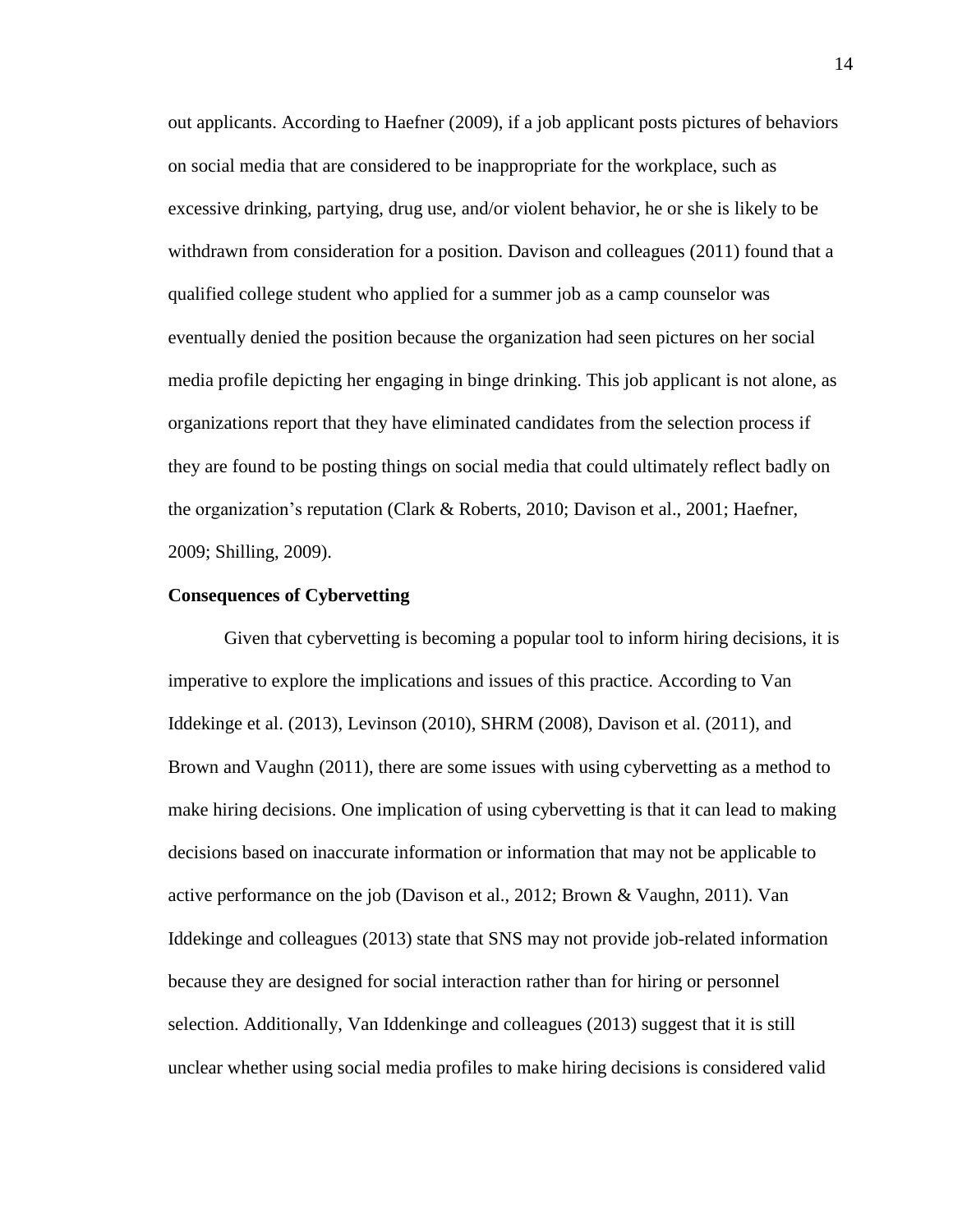out applicants. According to Haefner (2009), if a job applicant posts pictures of behaviors on social media that are considered to be inappropriate for the workplace, such as excessive drinking, partying, drug use, and/or violent behavior, he or she is likely to be withdrawn from consideration for a position. Davison and colleagues (2011) found that a qualified college student who applied for a summer job as a camp counselor was eventually denied the position because the organization had seen pictures on her social media profile depicting her engaging in binge drinking. This job applicant is not alone, as organizations report that they have eliminated candidates from the selection process if they are found to be posting things on social media that could ultimately reflect badly on the organization's reputation (Clark & Roberts, 2010; Davison et al., 2001; Haefner, 2009; Shilling, 2009).

**Consequences of Cybervetting**

Given that cybervetting is becoming a popular tool to inform hiring decisions, it is imperative to explore the implications and issues of this practice. According to Van Iddekinge et al. (2013), Levinson (2010), SHRM (2008), Davison et al. (2011), and Brown and Vaughn (2011), there are some issues with using cybervetting as a method to make hiring decisions. One implication of using cybervetting is that it can lead to making decisions based on inaccurate information or information that may not be applicable to active performance on the job (Davison et al., 2012; Brown & Vaughn, 2011). Van Iddekinge and colleagues (2013) state that SNS may not provide job-related information because they are designed for social interaction rather than for hiring or personnel selection. Additionally, Van Iddenkinge and colleagues (2013) suggest that it is still unclear whether using social media profiles to make hiring decisions is considered valid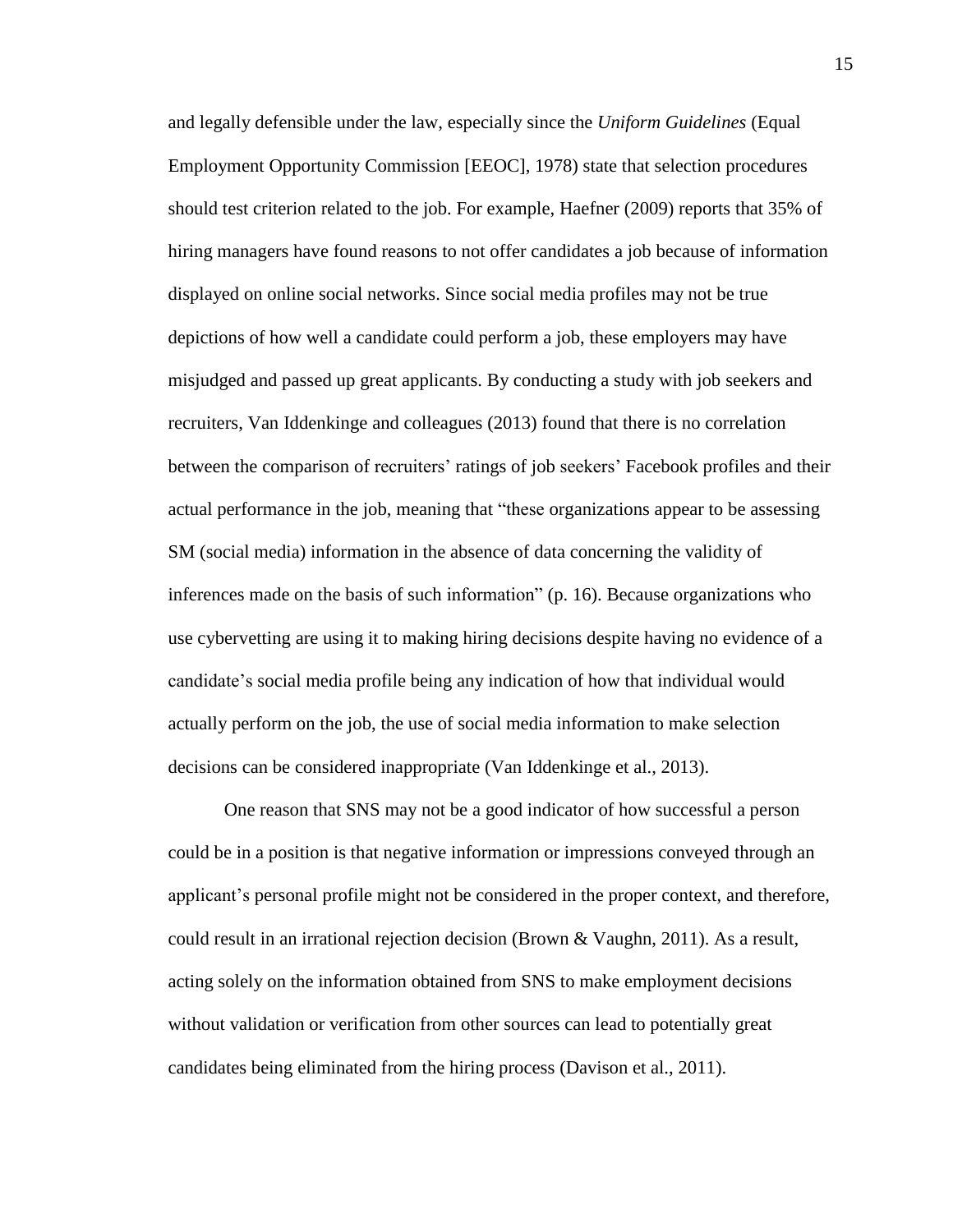and legally defensible under the law, especially since the *Uniform Guidelines* (Equal Employment Opportunity Commission [EEOC], 1978) state that selection procedures should test criterion related to the job. For example, Haefner (2009) reports that 35% of hiring managers have found reasons to not offer candidates a job because of information displayed on online social networks. Since social media profiles may not be true depictions of how well a candidate could perform a job, these employers may have misjudged and passed up great applicants. By conducting a study with job seekers and recruiters, Van Iddenkinge and colleagues (2013) found that there is no correlation between the comparison of recruiters' ratings of job seekers' Facebook profiles and their actual performance in the job, meaning that "these organizations appear to be assessing SM (social media) information in the absence of data concerning the validity of inferences made on the basis of such information" (p. 16). Because organizations who use cybervetting are using it to making hiring decisions despite having no evidence of a candidate's social media profile being any indication of how that individual would actually perform on the job, the use of social media information to make selection decisions can be considered inappropriate (Van Iddenkinge et al., 2013).

One reason that SNS may not be a good indicator of how successful a person could be in a position is that negative information or impressions conveyed through an applicant's personal profile might not be considered in the proper context, and therefore, could result in an irrational rejection decision (Brown & Vaughn, 2011). As a result, acting solely on the information obtained from SNS to make employment decisions without validation or verification from other sources can lead to potentially great candidates being eliminated from the hiring process (Davison et al., 2011).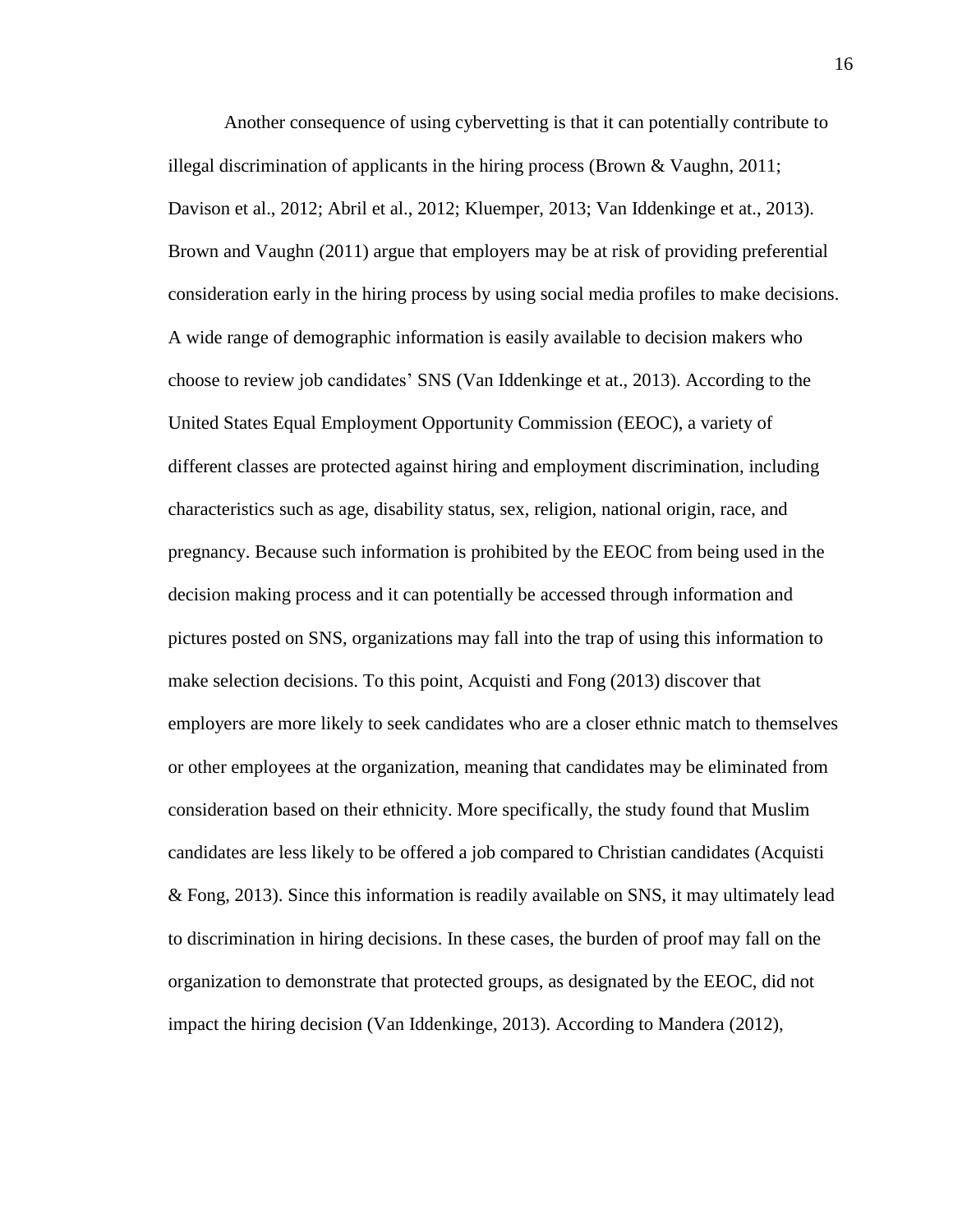Another consequence of using cybervetting is that it can potentially contribute to illegal discrimination of applicants in the hiring process (Brown & Vaughn, 2011; Davison et al., 2012; Abril et al., 2012; Kluemper, 2013; Van Iddenkinge et at., 2013). Brown and Vaughn (2011) argue that employers may be at risk of providing preferential consideration early in the hiring process by using social media profiles to make decisions. A wide range of demographic information is easily available to decision makers who choose to review job candidates' SNS (Van Iddenkinge et at., 2013). According to the United States Equal Employment Opportunity Commission (EEOC), a variety of different classes are protected against hiring and employment discrimination, including characteristics such as age, disability status, sex, religion, national origin, race, and pregnancy. Because such information is prohibited by the EEOC from being used in the decision making process and it can potentially be accessed through information and pictures posted on SNS, organizations may fall into the trap of using this information to make selection decisions. To this point, Acquisti and Fong (2013) discover that employers are more likely to seek candidates who are a closer ethnic match to themselves or other employees at the organization, meaning that candidates may be eliminated from consideration based on their ethnicity. More specifically, the study found that Muslim candidates are less likely to be offered a job compared to Christian candidates (Acquisti & Fong, 2013). Since this information is readily available on SNS, it may ultimately lead to discrimination in hiring decisions. In these cases, the burden of proof may fall on the organization to demonstrate that protected groups, as designated by the EEOC, did not impact the hiring decision (Van Iddenkinge, 2013). According to Mandera (2012),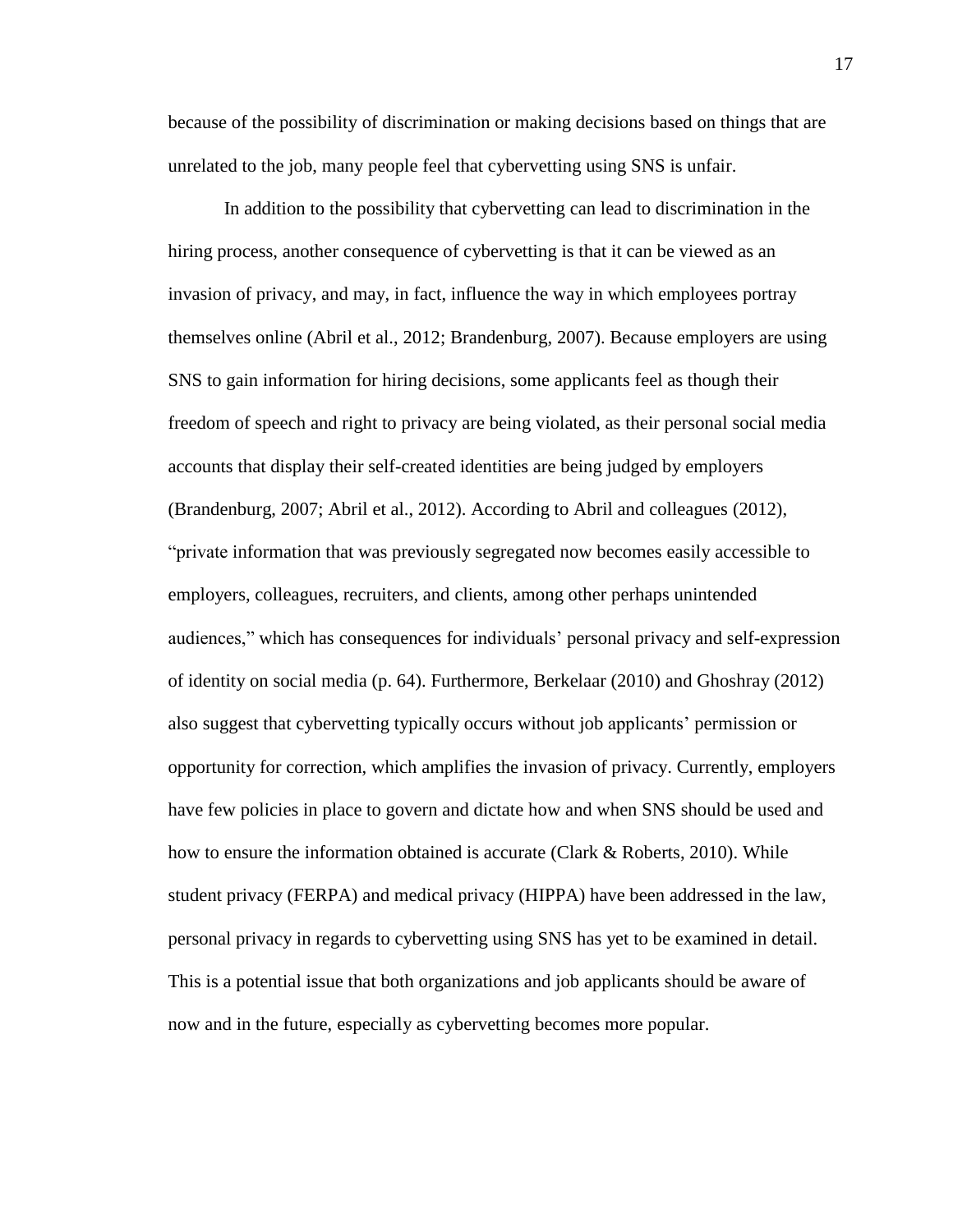because of the possibility of discrimination or making decisions based on things that are unrelated to the job, many people feel that cybervetting using SNS is unfair.

In addition to the possibility that cybervetting can lead to discrimination in the hiring process, another consequence of cybervetting is that it can be viewed as an invasion of privacy, and may, in fact, influence the way in which employees portray themselves online (Abril et al., 2012; Brandenburg, 2007). Because employers are using SNS to gain information for hiring decisions, some applicants feel as though their freedom of speech and right to privacy are being violated, as their personal social media accounts that display their self-created identities are being judged by employers (Brandenburg, 2007; Abril et al., 2012). According to Abril and colleagues (2012), "private information that was previously segregated now becomes easily accessible to employers, colleagues, recruiters, and clients, among other perhaps unintended audiences," which has consequences for individuals' personal privacy and self-expression of identity on social media (p. 64). Furthermore, Berkelaar (2010) and Ghoshray (2012) also suggest that cybervetting typically occurs without job applicants' permission or opportunity for correction, which amplifies the invasion of privacy. Currently, employers have few policies in place to govern and dictate how and when SNS should be used and how to ensure the information obtained is accurate (Clark & Roberts, 2010). While student privacy (FERPA) and medical privacy (HIPPA) have been addressed in the law, personal privacy in regards to cybervetting using SNS has yet to be examined in detail. This is a potential issue that both organizations and job applicants should be aware of now and in the future, especially as cybervetting becomes more popular.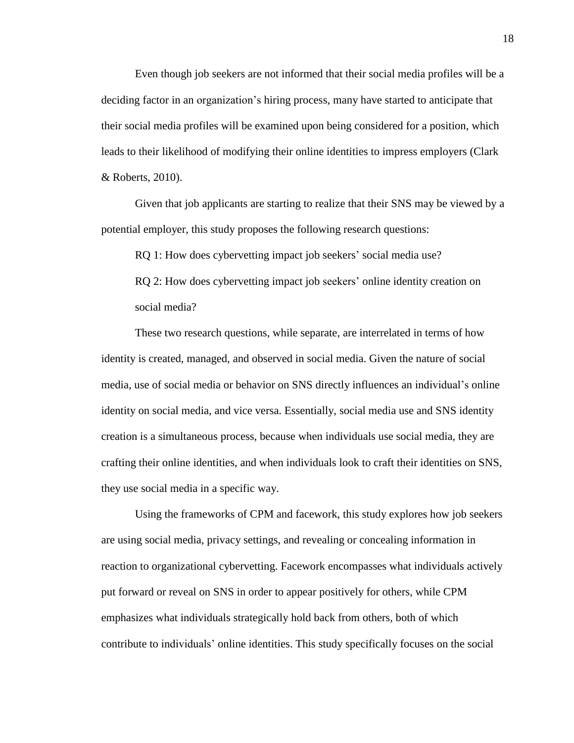Even though job seekers are not informed that their social media profiles will be a deciding factor in an organization's hiring process, many have started to anticipate that their social media profiles will be examined upon being considered for a position, which leads to their likelihood of modifying their online identities to impress employers (Clark & Roberts, 2010).

Given that job applicants are starting to realize that their SNS may be viewed by a potential employer, this study proposes the following research questions:

RQ 1: How does cybervetting impact job seekers' social media use?

RQ 2: How does cybervetting impact job seekers' online identity creation on social media?

These two research questions, while separate, are interrelated in terms of how identity is created, managed, and observed in social media. Given the nature of social media, use of social media or behavior on SNS directly influences an individual's online identity on social media, and vice versa. Essentially, social media use and SNS identity creation is a simultaneous process, because when individuals use social media, they are crafting their online identities, and when individuals look to craft their identities on SNS, they use social media in a specific way.

Using the frameworks of CPM and facework, this study explores how job seekers are using social media, privacy settings, and revealing or concealing information in reaction to organizational cybervetting. Facework encompasses what individuals actively put forward or reveal on SNS in order to appear positively for others, while CPM emphasizes what individuals strategically hold back from others, both of which contribute to individuals' online identities. This study specifically focuses on the social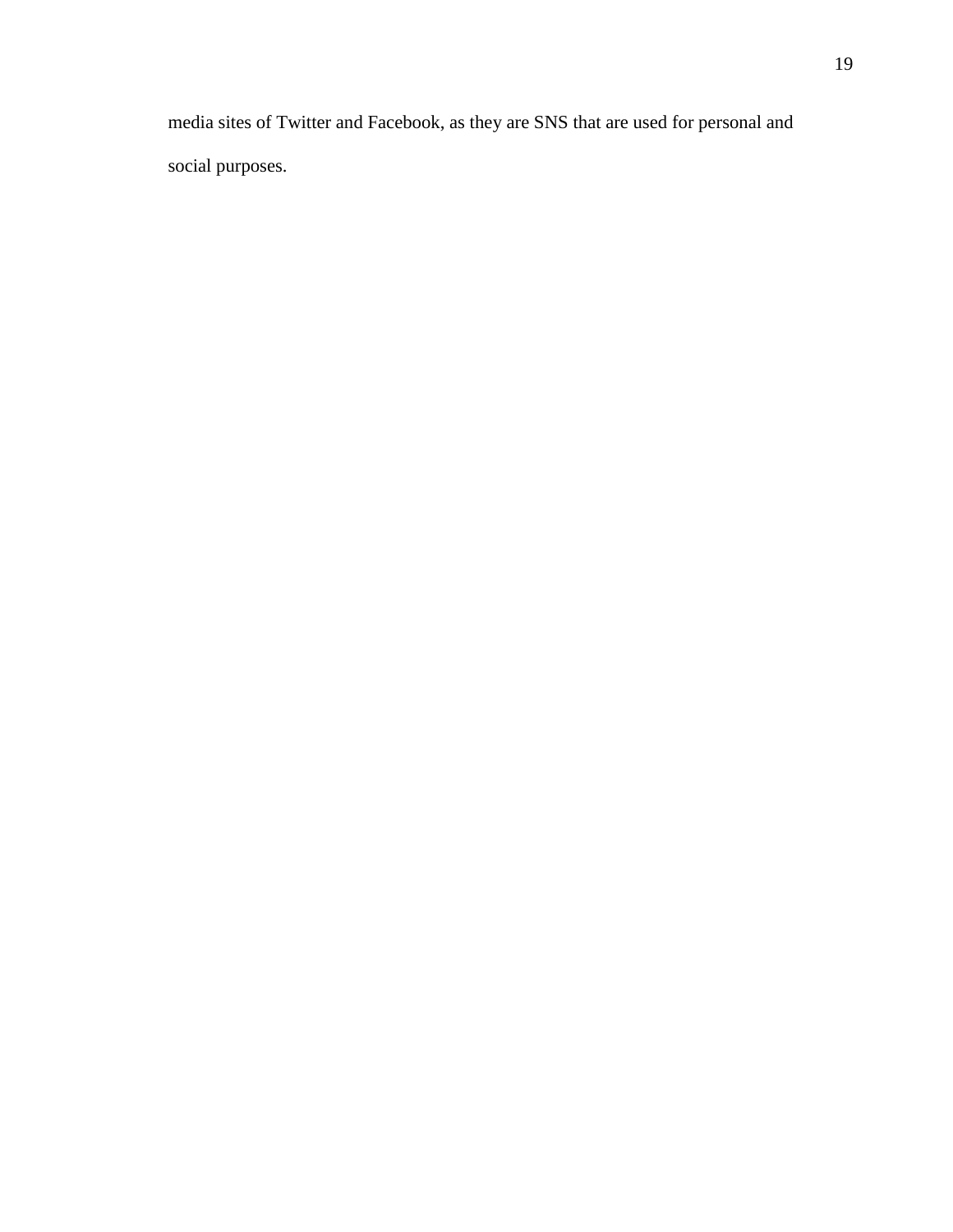media sites of Twitter and Facebook, as they are SNS that are used for personal and social purposes.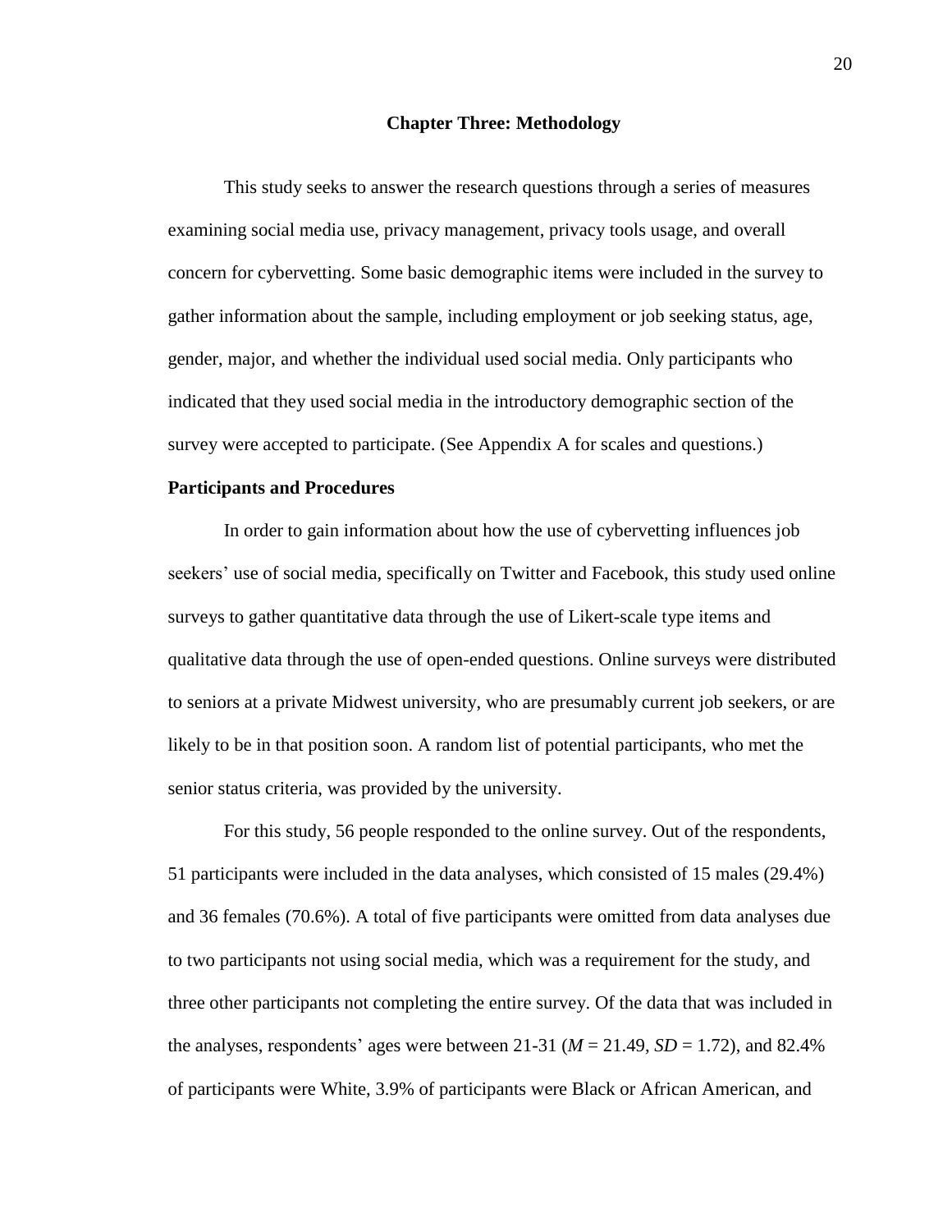## Chapter Three: Methodology

This study seeks to answer the research questions through a series of measures examining social media use, privacy management, privacy tools usage, and overall concern for cybervetting. Some basic demographic items were included in the survey to gather information about the sample, including employment or job seeking status, age, gender, major, and whether the individual used social media. Only participants who indicated that they used social media in the introductory demographic section of the survey were accepted to participate. (See Appendix A for scales and questions.)

### Participants and Procedures

In order to gain information about how the use of cybervetting influences job seekers' use of social media, specifically on Twitter and Facebook, this study used online surveys to gather quantitative data through the use of Likert-scale type items and qualitative data through the use of open-ended questions. Online surveys were distributed to seniors at a private Midwest university, who are presumably current job seekers, or are likely to be in that position soon. A random list of potential participants, who met the senior status criteria, was provided by the university.

For this study, 56 people responded to the online survey. Out of the respondents, 51 participants were included in the data analyses, which consisted of 15 males (29.4%) and 36 females (70.6%). A total of five participants were omitted from data analyses due to two participants not using social media, which was a requirement for the study, and three other participants not completing the entire survey. Of the data that was included in the analyses, respondents' ages were between 21-31 ($M = 21.49$, $SD = 1.72$), and 82.4% of participants were White, 3.9% of participants were Black or African American, and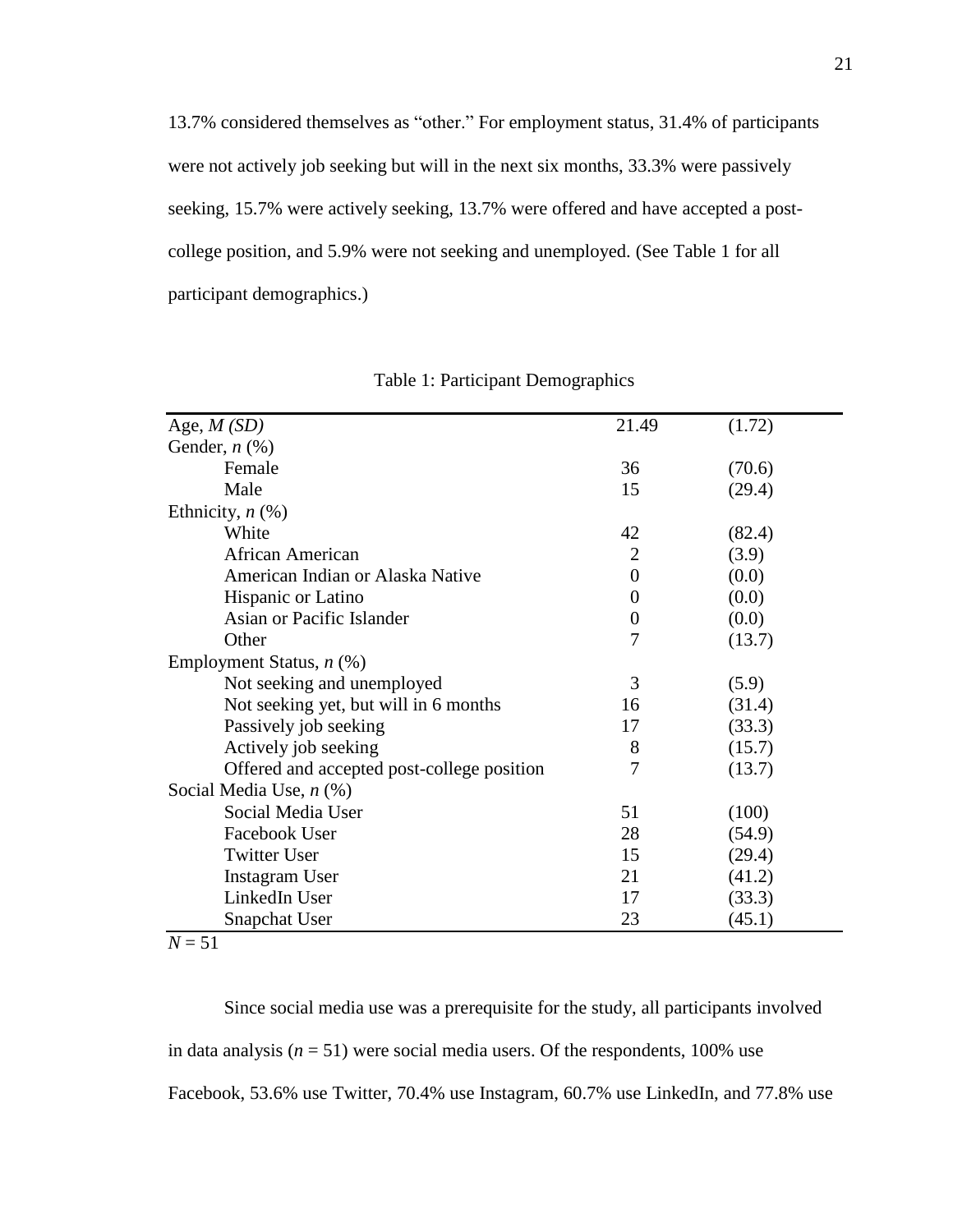13.7% considered themselves as "other." For employment status, 31.4% of participants were not actively job seeking but will in the next six months, 33.3% were passively seeking, 15.7% were actively seeking, 13.7% were offered and have accepted a post-college position, and 5.9% were not seeking and unemployed. (See Table 1 for all participant demographics.)

Table 1: Participant Demographics

| | | |
|---|---|---|
| Age, *M (SD)* | 21.49 | (1.72) |
| Gender, *n* (%) | | |
| Female | 36 | (70.6) |
| Male | 15 | (29.4) |
| Ethnicity, *n* (%) | | |
| White | 42 | (82.4) |
| African American | 2 | (3.9) |
| American Indian or Alaska Native | 0 | (0.0) |
| Hispanic or Latino | 0 | (0.0) |
| Asian or Pacific Islander | 0 | (0.0) |
| Other | 7 | (13.7) |
| Employment Status, *n* (%) | | |
| Not seeking and unemployed | 3 | (5.9) |
| Not seeking yet, but will in 6 months | 16 | (31.4) |
| Passively job seeking | 17 | (33.3) |
| Actively job seeking | 8 | (15.7) |
| Offered and accepted post-college position | 7 | (13.7) |
| Social Media Use, *n* (%) | | |
| Social Media User | 51 | (100) |
| Facebook User | 28 | (54.9) |
| Twitter User | 15 | (29.4) |
| Instagram User | 21 | (41.2) |
| LinkedIn User | 17 | (33.3) |
| Snapchat User | 23 | (45.1) |

$N = 51$

Since social media use was a prerequisite for the study, all participants involved in data analysis ($n = 51$) were social media users. Of the respondents, 100% use Facebook, 53.6% use Twitter, 70.4% use Instagram, 60.7% use LinkedIn, and 77.8% use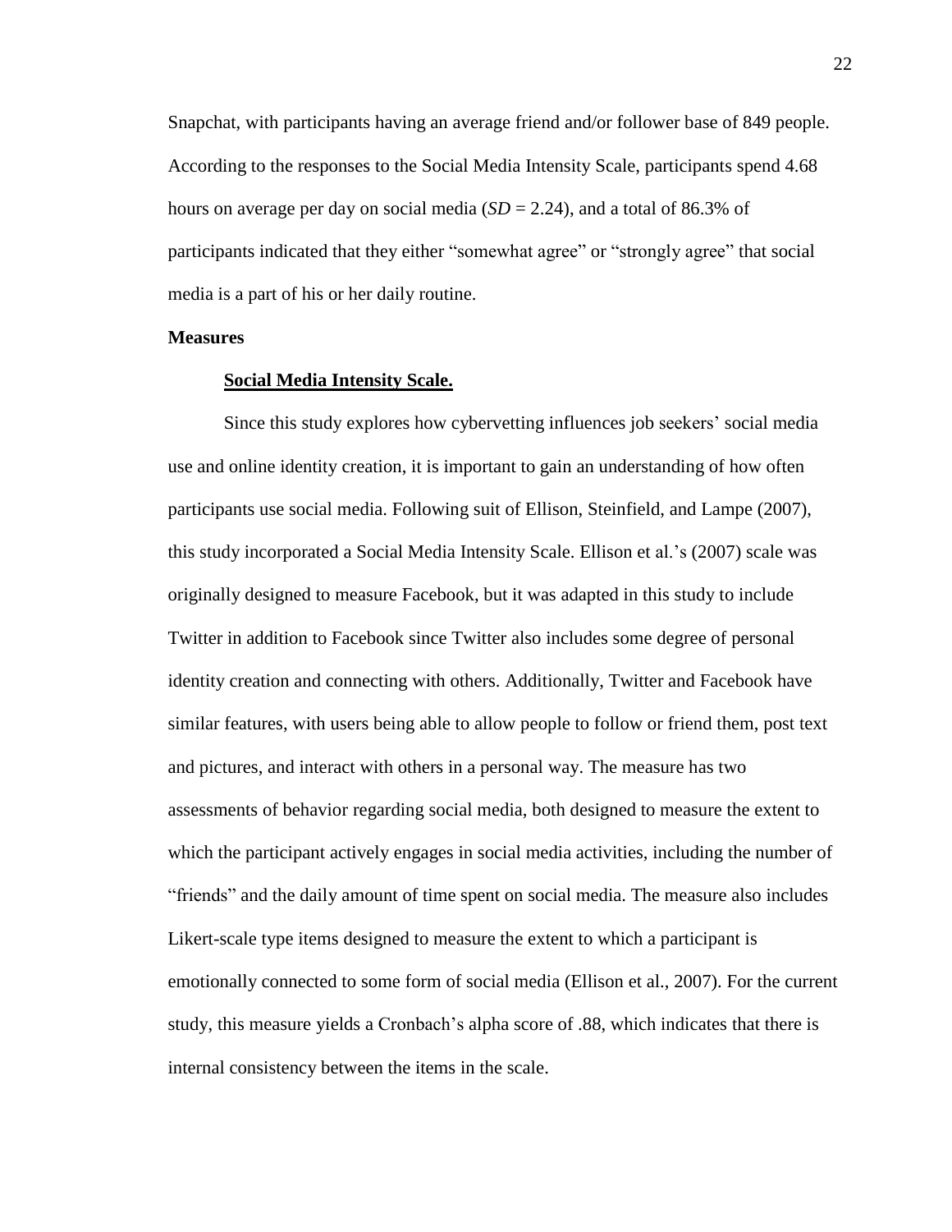Snapchat, with participants having an average friend and/or follower base of 849 people. According to the responses to the Social Media Intensity Scale, participants spend 4.68 hours on average per day on social media (*SD* = 2.24), and a total of 86.3% of participants indicated that they either "somewhat agree" or "strongly agree" that social media is a part of his or her daily routine.

## Measures

### Social Media Intensity Scale.

Since this study explores how cybervetting influences job seekers' social media use and online identity creation, it is important to gain an understanding of how often participants use social media. Following suit of Ellison, Steinfield, and Lampe (2007), this study incorporated a Social Media Intensity Scale. Ellison et al.'s (2007) scale was originally designed to measure Facebook, but it was adapted in this study to include Twitter in addition to Facebook since Twitter also includes some degree of personal identity creation and connecting with others. Additionally, Twitter and Facebook have similar features, with users being able to allow people to follow or friend them, post text and pictures, and interact with others in a personal way. The measure has two assessments of behavior regarding social media, both designed to measure the extent to which the participant actively engages in social media activities, including the number of "friends" and the daily amount of time spent on social media. The measure also includes Likert-scale type items designed to measure the extent to which a participant is emotionally connected to some form of social media (Ellison et al., 2007). For the current study, this measure yields a Cronbach's alpha score of .88, which indicates that there is internal consistency between the items in the scale.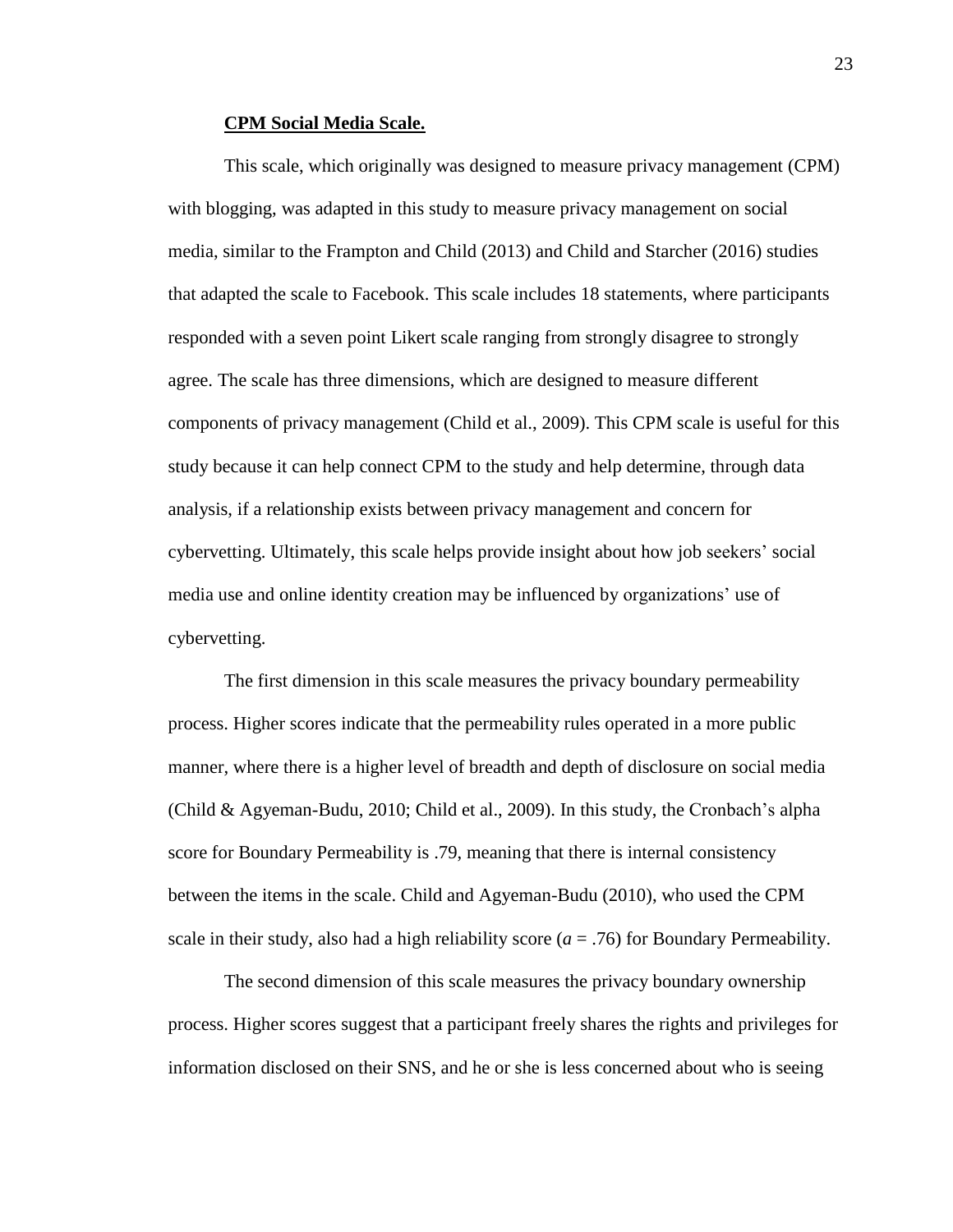**CPM Social Media Scale.**

This scale, which originally was designed to measure privacy management (CPM) with blogging, was adapted in this study to measure privacy management on social media, similar to the Frampton and Child (2013) and Child and Starcher (2016) studies that adapted the scale to Facebook. This scale includes 18 statements, where participants responded with a seven point Likert scale ranging from strongly disagree to strongly agree. The scale has three dimensions, which are designed to measure different components of privacy management (Child et al., 2009). This CPM scale is useful for this study because it can help connect CPM to the study and help determine, through data analysis, if a relationship exists between privacy management and concern for cybervetting. Ultimately, this scale helps provide insight about how job seekers' social media use and online identity creation may be influenced by organizations' use of cybervetting.

The first dimension in this scale measures the privacy boundary permeability process. Higher scores indicate that the permeability rules operated in a more public manner, where there is a higher level of breadth and depth of disclosure on social media (Child & Agyeman-Budu, 2010; Child et al., 2009). In this study, the Cronbach's alpha score for Boundary Permeability is .79, meaning that there is internal consistency between the items in the scale. Child and Agyeman-Budu (2010), who used the CPM scale in their study, also had a high reliability score ($a = .76$) for Boundary Permeability.

The second dimension of this scale measures the privacy boundary ownership process. Higher scores suggest that a participant freely shares the rights and privileges for information disclosed on their SNS, and he or she is less concerned about who is seeing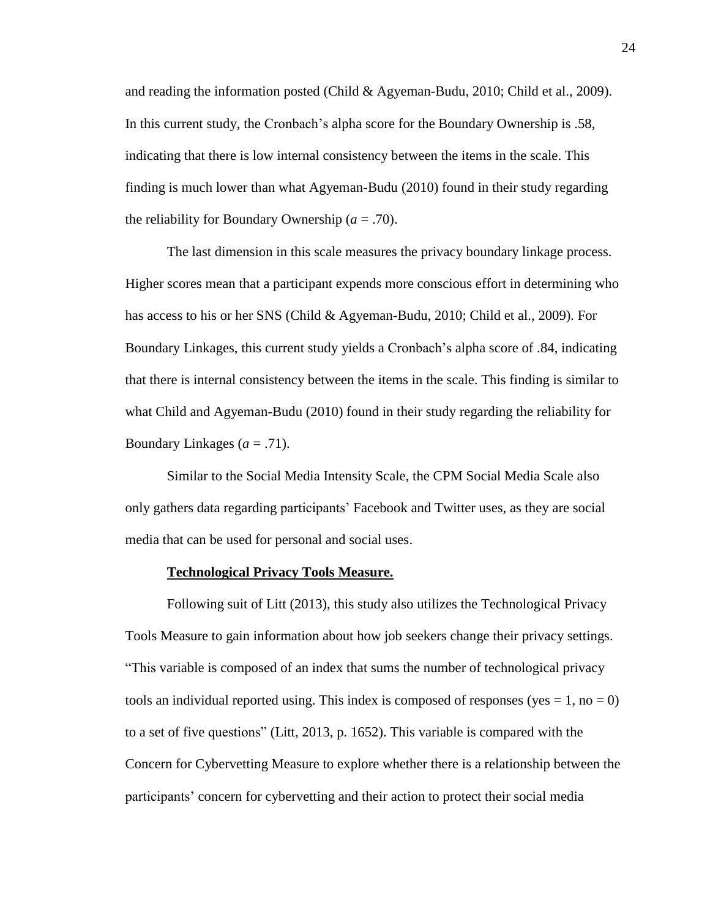and reading the information posted (Child & Agyeman-Budu, 2010; Child et al., 2009). In this current study, the Cronbach's alpha score for the Boundary Ownership is .58, indicating that there is low internal consistency between the items in the scale. This finding is much lower than what Agyeman-Budu (2010) found in their study regarding the reliability for Boundary Ownership ($a$ = .70).

The last dimension in this scale measures the privacy boundary linkage process. Higher scores mean that a participant expends more conscious effort in determining who has access to his or her SNS (Child & Agyeman-Budu, 2010; Child et al., 2009). For Boundary Linkages, this current study yields a Cronbach's alpha score of .84, indicating that there is internal consistency between the items in the scale. This finding is similar to what Child and Agyeman-Budu (2010) found in their study regarding the reliability for Boundary Linkages ($a$ = .71).

Similar to the Social Media Intensity Scale, the CPM Social Media Scale also only gathers data regarding participants' Facebook and Twitter uses, as they are social media that can be used for personal and social uses.

**Technological Privacy Tools Measure.**

Following suit of Litt (2013), this study also utilizes the Technological Privacy Tools Measure to gain information about how job seekers change their privacy settings. "This variable is composed of an index that sums the number of technological privacy tools an individual reported using. This index is composed of responses (yes = 1, no = 0) to a set of five questions" (Litt, 2013, p. 1652). This variable is compared with the Concern for Cybervetting Measure to explore whether there is a relationship between the participants' concern for cybervetting and their action to protect their social media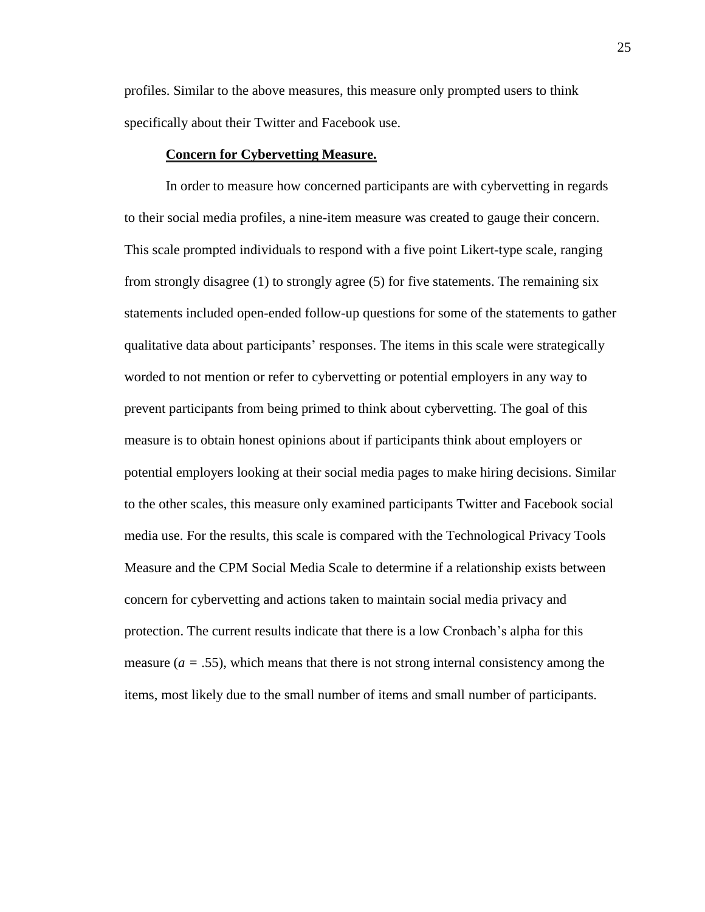profiles. Similar to the above measures, this measure only prompted users to think specifically about their Twitter and Facebook use.

**Concern for Cybervetting Measure.**

In order to measure how concerned participants are with cybervetting in regards to their social media profiles, a nine-item measure was created to gauge their concern. This scale prompted individuals to respond with a five point Likert-type scale, ranging from strongly disagree (1) to strongly agree (5) for five statements. The remaining six statements included open-ended follow-up questions for some of the statements to gather qualitative data about participants' responses. The items in this scale were strategically worded to not mention or refer to cybervetting or potential employers in any way to prevent participants from being primed to think about cybervetting. The goal of this measure is to obtain honest opinions about if participants think about employers or potential employers looking at their social media pages to make hiring decisions. Similar to the other scales, this measure only examined participants Twitter and Facebook social media use. For the results, this scale is compared with the Technological Privacy Tools Measure and the CPM Social Media Scale to determine if a relationship exists between concern for cybervetting and actions taken to maintain social media privacy and protection. The current results indicate that there is a low Cronbach's alpha for this measure ($a$ = .55), which means that there is not strong internal consistency among the items, most likely due to the small number of items and small number of participants.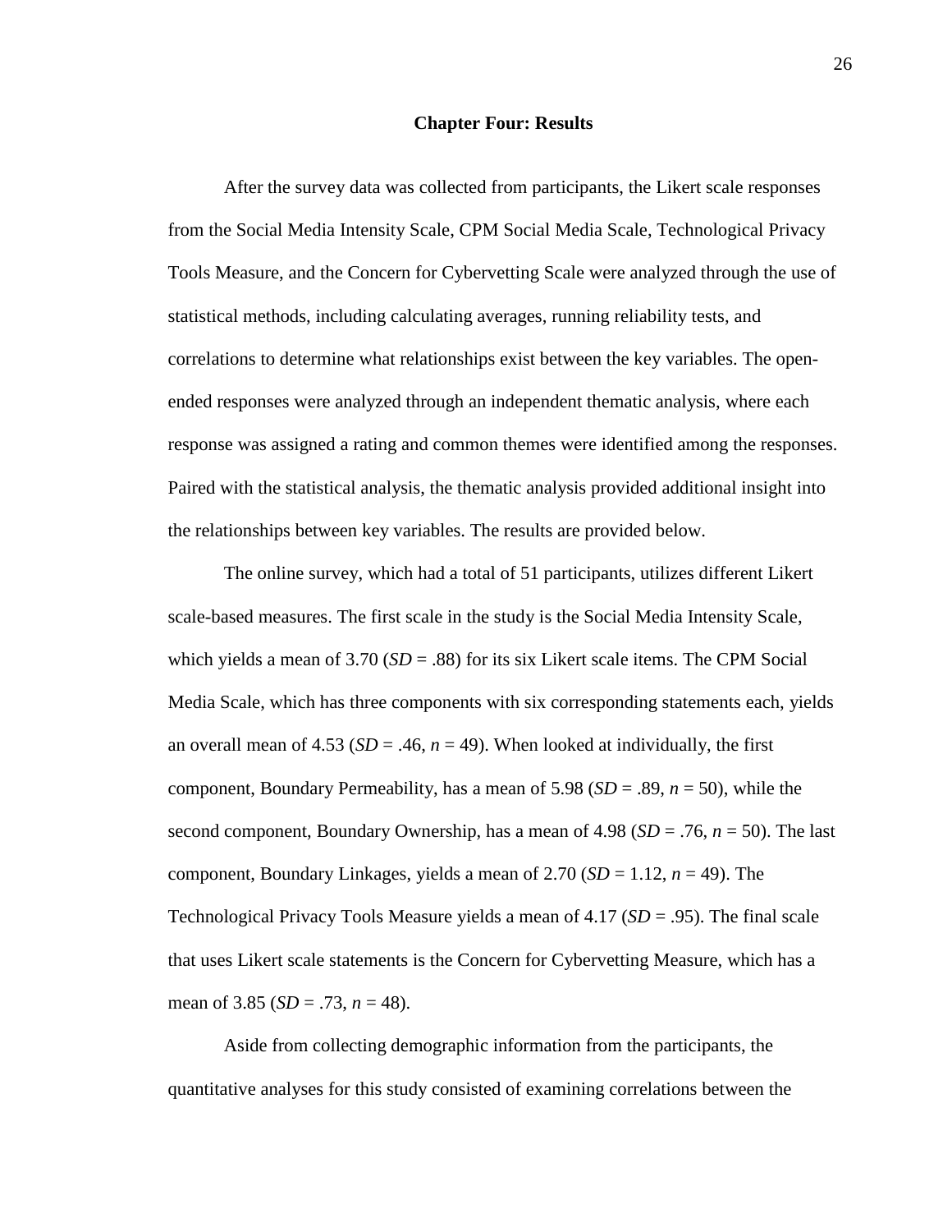# Chapter Four: Results

After the survey data was collected from participants, the Likert scale responses from the Social Media Intensity Scale, CPM Social Media Scale, Technological Privacy Tools Measure, and the Concern for Cybervetting Scale were analyzed through the use of statistical methods, including calculating averages, running reliability tests, and correlations to determine what relationships exist between the key variables. The open-ended responses were analyzed through an independent thematic analysis, where each response was assigned a rating and common themes were identified among the responses. Paired with the statistical analysis, the thematic analysis provided additional insight into the relationships between key variables. The results are provided below.

The online survey, which had a total of 51 participants, utilizes different Likert scale-based measures. The first scale in the study is the Social Media Intensity Scale, which yields a mean of 3.70 ($SD$ = .88) for its six Likert scale items. The CPM Social Media Scale, which has three components with six corresponding statements each, yields an overall mean of 4.53 ($SD$ = .46, $n$ = 49). When looked at individually, the first component, Boundary Permeability, has a mean of 5.98 ($SD$ = .89, $n$ = 50), while the second component, Boundary Ownership, has a mean of 4.98 ($SD$ = .76, $n$ = 50). The last component, Boundary Linkages, yields a mean of 2.70 ($SD$ = 1.12, $n$ = 49). The Technological Privacy Tools Measure yields a mean of 4.17 ($SD$ = .95). The final scale that uses Likert scale statements is the Concern for Cybervetting Measure, which has a mean of 3.85 ($SD$ = .73, $n$ = 48).

Aside from collecting demographic information from the participants, the quantitative analyses for this study consisted of examining correlations between the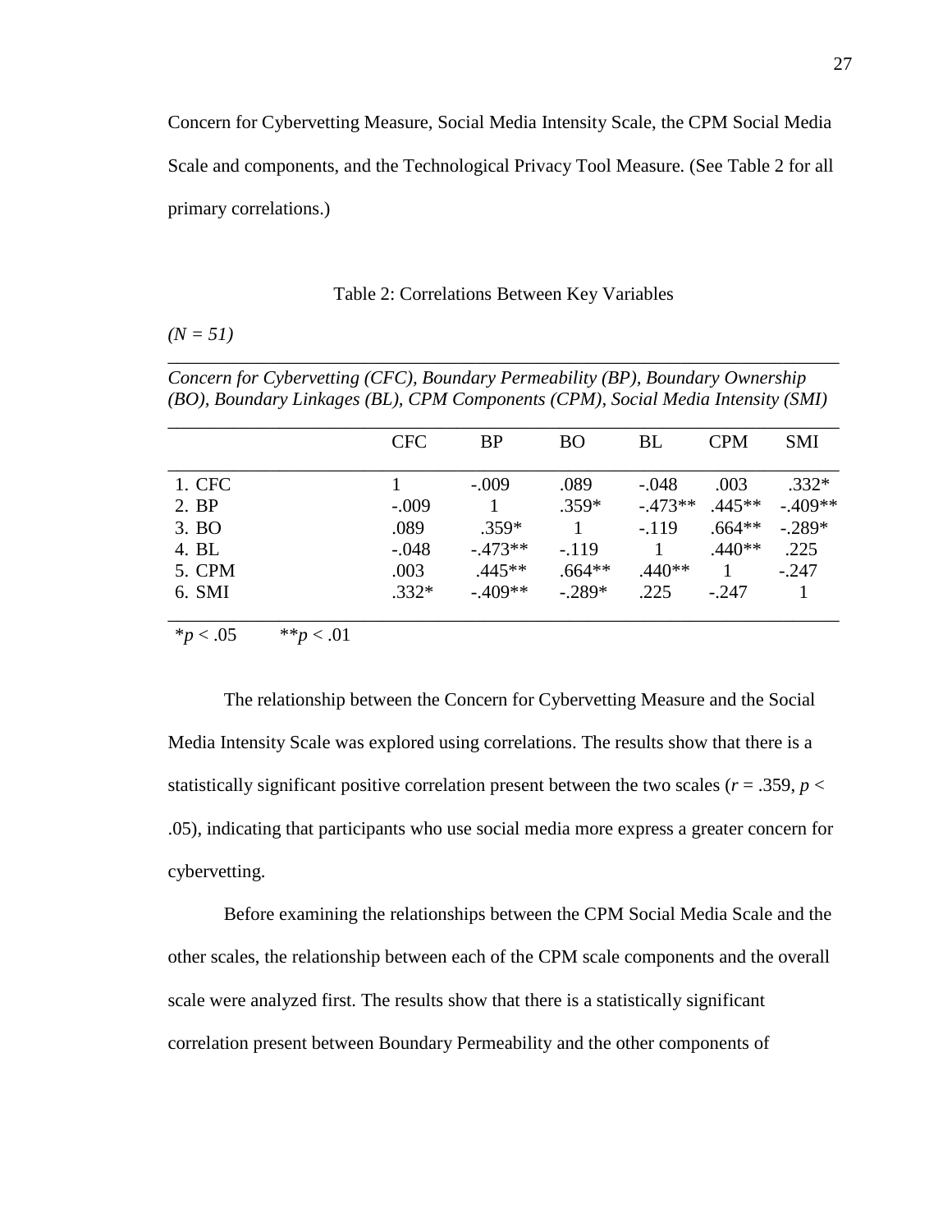Concern for Cybervetting Measure, Social Media Intensity Scale, the CPM Social Media Scale and components, and the Technological Privacy Tool Measure. (See Table 2 for all primary correlations.)

Table 2: Correlations Between Key Variables

*(N = 51)*

*Concern for Cybervetting (CFC), Boundary Permeability (BP), Boundary Ownership (BO), Boundary Linkages (BL), CPM Components (CPM), Social Media Intensity (SMI)*

| | CFC | BP | BO | BL | CPM | SMI |
|---|---|---|---|---|---|---|
| 1. CFC | 1 | -.009 | .089 | -.048 | .003 | .332* |
| 2. BP | -.009 | 1 | .359* | -.473** | .445** | -.409** |
| 3. BO | .089 | .359* | 1 | -.119 | .664** | -.289* |
| 4. BL | -.048 | -.473** | -.119 | 1 | .440** | .225 |
| 5. CPM | .003 | .445** | .664** | .440** | 1 | -.247 |
| 6. SMI | .332* | -.409** | -.289* | .225 | -.247 | 1 |

*$p < .05$ **$p < .01$

The relationship between the Concern for Cybervetting Measure and the Social Media Intensity Scale was explored using correlations. The results show that there is a statistically significant positive correlation present between the two scales ($r = .359$, $p < .05$), indicating that participants who use social media more express a greater concern for cybervetting.

Before examining the relationships between the CPM Social Media Scale and the other scales, the relationship between each of the CPM scale components and the overall scale were analyzed first. The results show that there is a statistically significant correlation present between Boundary Permeability and the other components of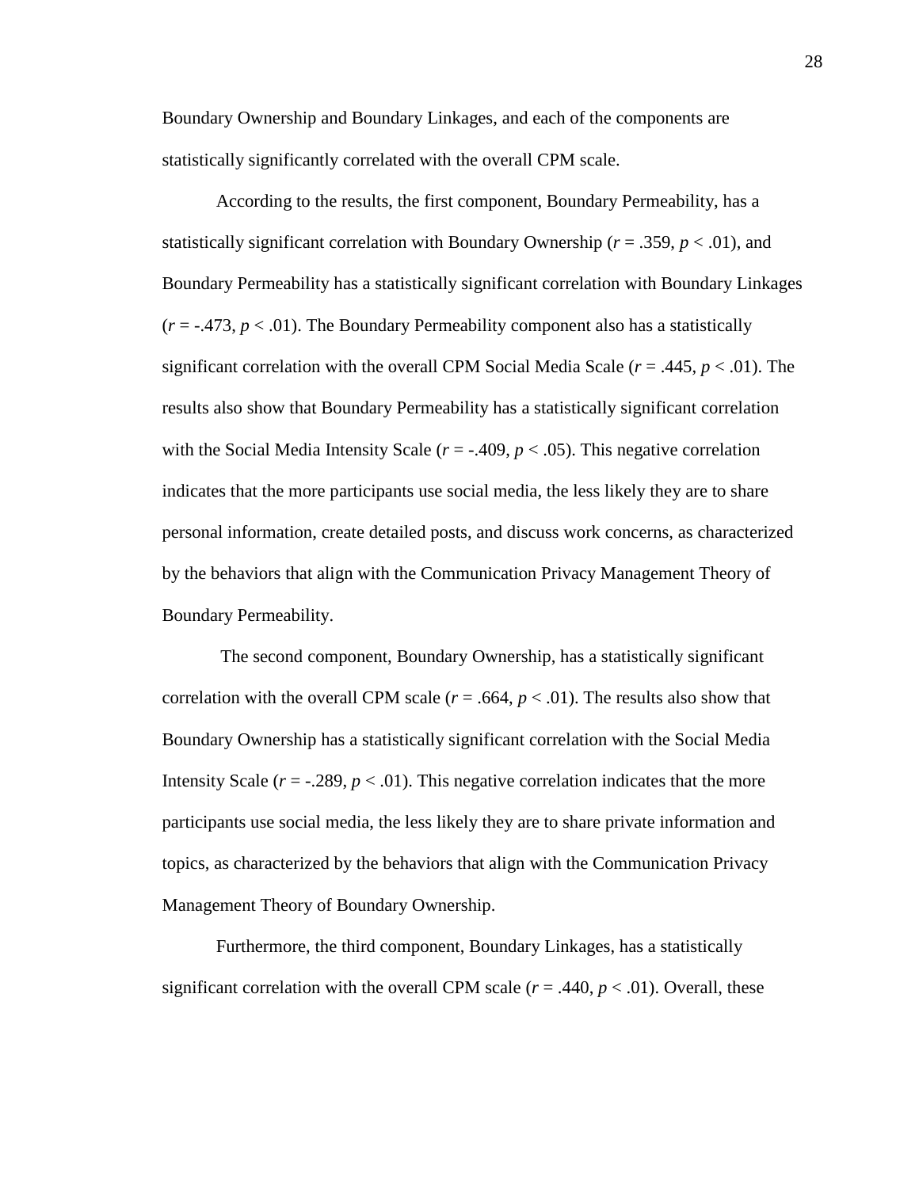Boundary Ownership and Boundary Linkages, and each of the components are statistically significantly correlated with the overall CPM scale.

According to the results, the first component, Boundary Permeability, has a statistically significant correlation with Boundary Ownership ($r = .359$, $p < .01$), and Boundary Permeability has a statistically significant correlation with Boundary Linkages ($r = -.473$, $p < .01$). The Boundary Permeability component also has a statistically significant correlation with the overall CPM Social Media Scale ($r = .445$, $p < .01$). The results also show that Boundary Permeability has a statistically significant correlation with the Social Media Intensity Scale ($r = -.409$, $p < .05$). This negative correlation indicates that the more participants use social media, the less likely they are to share personal information, create detailed posts, and discuss work concerns, as characterized by the behaviors that align with the Communication Privacy Management Theory of Boundary Permeability.

The second component, Boundary Ownership, has a statistically significant correlation with the overall CPM scale ($r = .664$, $p < .01$). The results also show that Boundary Ownership has a statistically significant correlation with the Social Media Intensity Scale ($r = -.289$, $p < .01$). This negative correlation indicates that the more participants use social media, the less likely they are to share private information and topics, as characterized by the behaviors that align with the Communication Privacy Management Theory of Boundary Ownership.

Furthermore, the third component, Boundary Linkages, has a statistically significant correlation with the overall CPM scale ($r = .440$, $p < .01$). Overall, these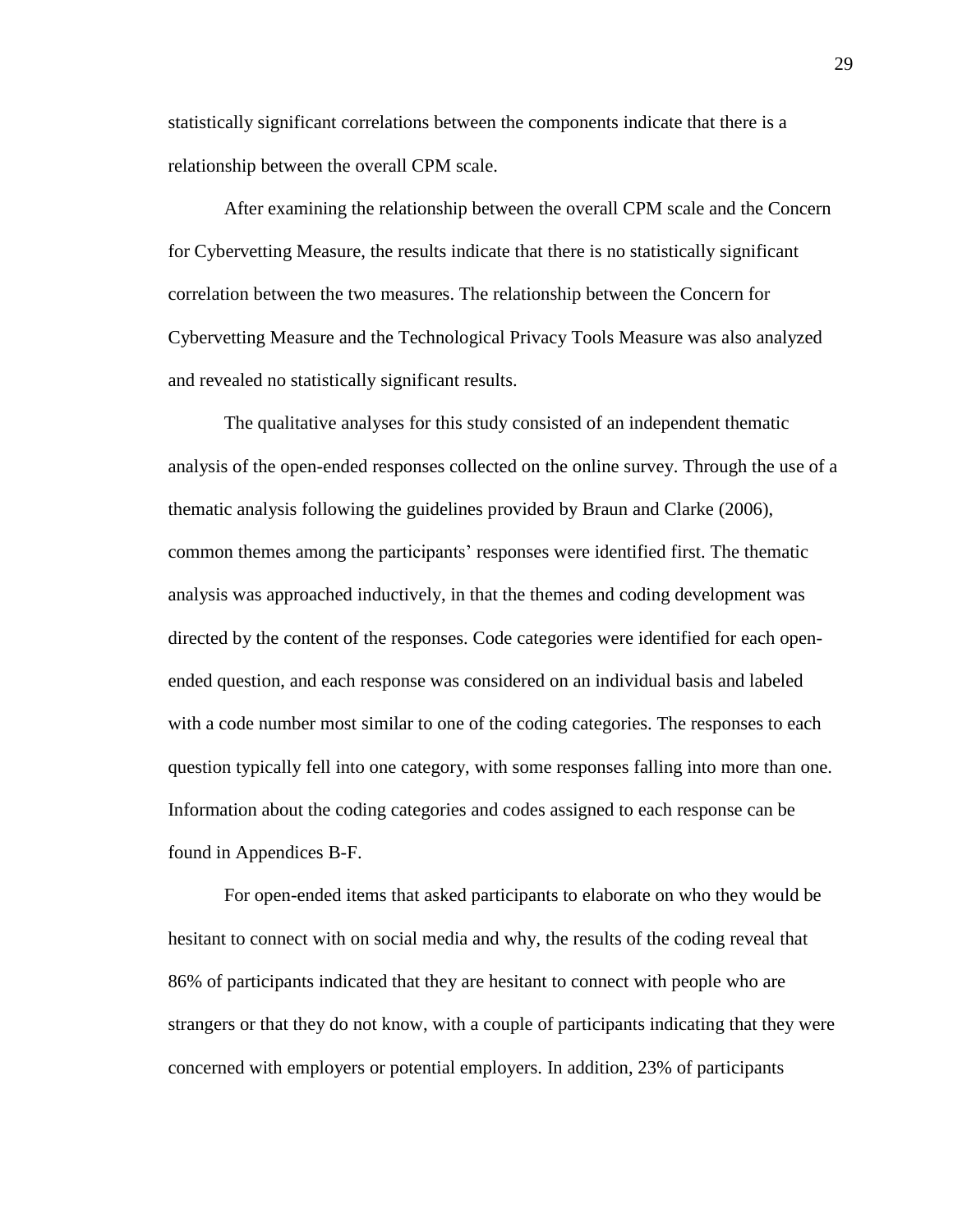statistically significant correlations between the components indicate that there is a relationship between the overall CPM scale.

After examining the relationship between the overall CPM scale and the Concern for Cybervetting Measure, the results indicate that there is no statistically significant correlation between the two measures. The relationship between the Concern for Cybervetting Measure and the Technological Privacy Tools Measure was also analyzed and revealed no statistically significant results.

The qualitative analyses for this study consisted of an independent thematic analysis of the open-ended responses collected on the online survey. Through the use of a thematic analysis following the guidelines provided by Braun and Clarke (2006), common themes among the participants' responses were identified first. The thematic analysis was approached inductively, in that the themes and coding development was directed by the content of the responses. Code categories were identified for each open-ended question, and each response was considered on an individual basis and labeled with a code number most similar to one of the coding categories. The responses to each question typically fell into one category, with some responses falling into more than one. Information about the coding categories and codes assigned to each response can be found in Appendices B-F.

For open-ended items that asked participants to elaborate on who they would be hesitant to connect with on social media and why, the results of the coding reveal that 86% of participants indicated that they are hesitant to connect with people who are strangers or that they do not know, with a couple of participants indicating that they were concerned with employers or potential employers. In addition, 23% of participants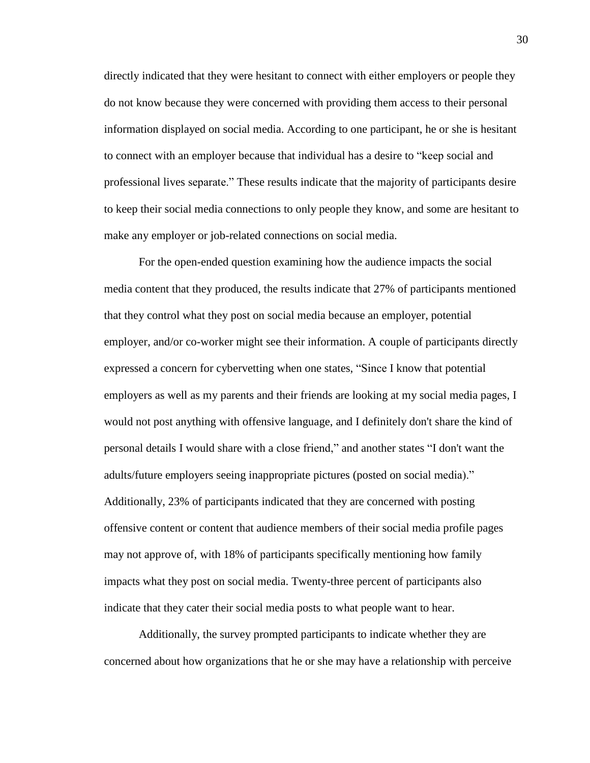directly indicated that they were hesitant to connect with either employers or people they do not know because they were concerned with providing them access to their personal information displayed on social media. According to one participant, he or she is hesitant to connect with an employer because that individual has a desire to "keep social and professional lives separate." These results indicate that the majority of participants desire to keep their social media connections to only people they know, and some are hesitant to make any employer or job-related connections on social media.

For the open-ended question examining how the audience impacts the social media content that they produced, the results indicate that 27% of participants mentioned that they control what they post on social media because an employer, potential employer, and/or co-worker might see their information. A couple of participants directly expressed a concern for cybervetting when one states, "Since I know that potential employers as well as my parents and their friends are looking at my social media pages, I would not post anything with offensive language, and I definitely don't share the kind of personal details I would share with a close friend," and another states "I don't want the adults/future employers seeing inappropriate pictures (posted on social media)." Additionally, 23% of participants indicated that they are concerned with posting offensive content or content that audience members of their social media profile pages may not approve of, with 18% of participants specifically mentioning how family impacts what they post on social media. Twenty-three percent of participants also indicate that they cater their social media posts to what people want to hear.

Additionally, the survey prompted participants to indicate whether they are concerned about how organizations that he or she may have a relationship with perceive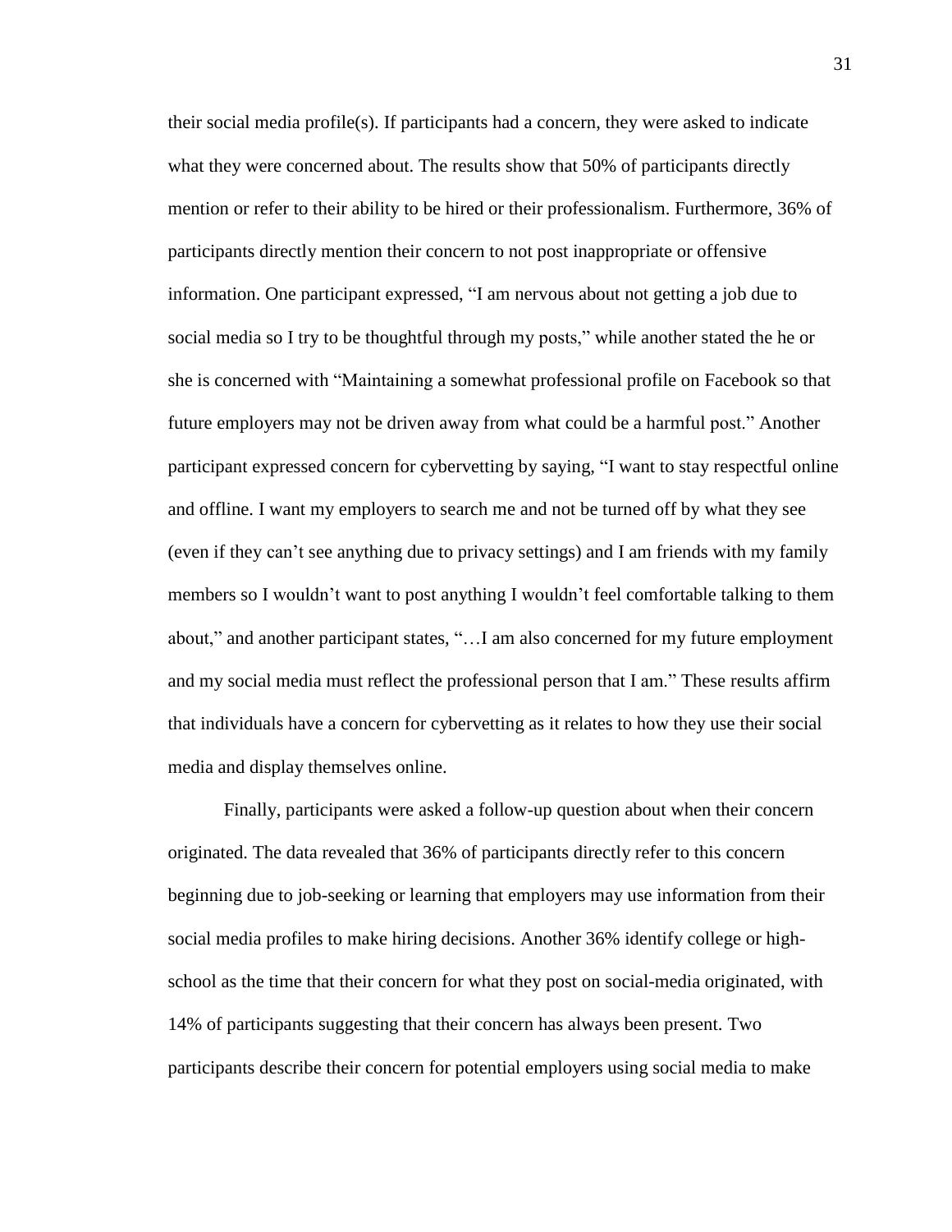their social media profile(s). If participants had a concern, they were asked to indicate what they were concerned about. The results show that 50% of participants directly mention or refer to their ability to be hired or their professionalism. Furthermore, 36% of participants directly mention their concern to not post inappropriate or offensive information. One participant expressed, "I am nervous about not getting a job due to social media so I try to be thoughtful through my posts," while another stated the he or she is concerned with "Maintaining a somewhat professional profile on Facebook so that future employers may not be driven away from what could be a harmful post." Another participant expressed concern for cybervetting by saying, "I want to stay respectful online and offline. I want my employers to search me and not be turned off by what they see (even if they can't see anything due to privacy settings) and I am friends with my family members so I wouldn't want to post anything I wouldn't feel comfortable talking to them about," and another participant states, "…I am also concerned for my future employment and my social media must reflect the professional person that I am." These results affirm that individuals have a concern for cybervetting as it relates to how they use their social media and display themselves online.

Finally, participants were asked a follow-up question about when their concern originated. The data revealed that 36% of participants directly refer to this concern beginning due to job-seeking or learning that employers may use information from their social media profiles to make hiring decisions. Another 36% identify college or high-school as the time that their concern for what they post on social-media originated, with 14% of participants suggesting that their concern has always been present. Two participants describe their concern for potential employers using social media to make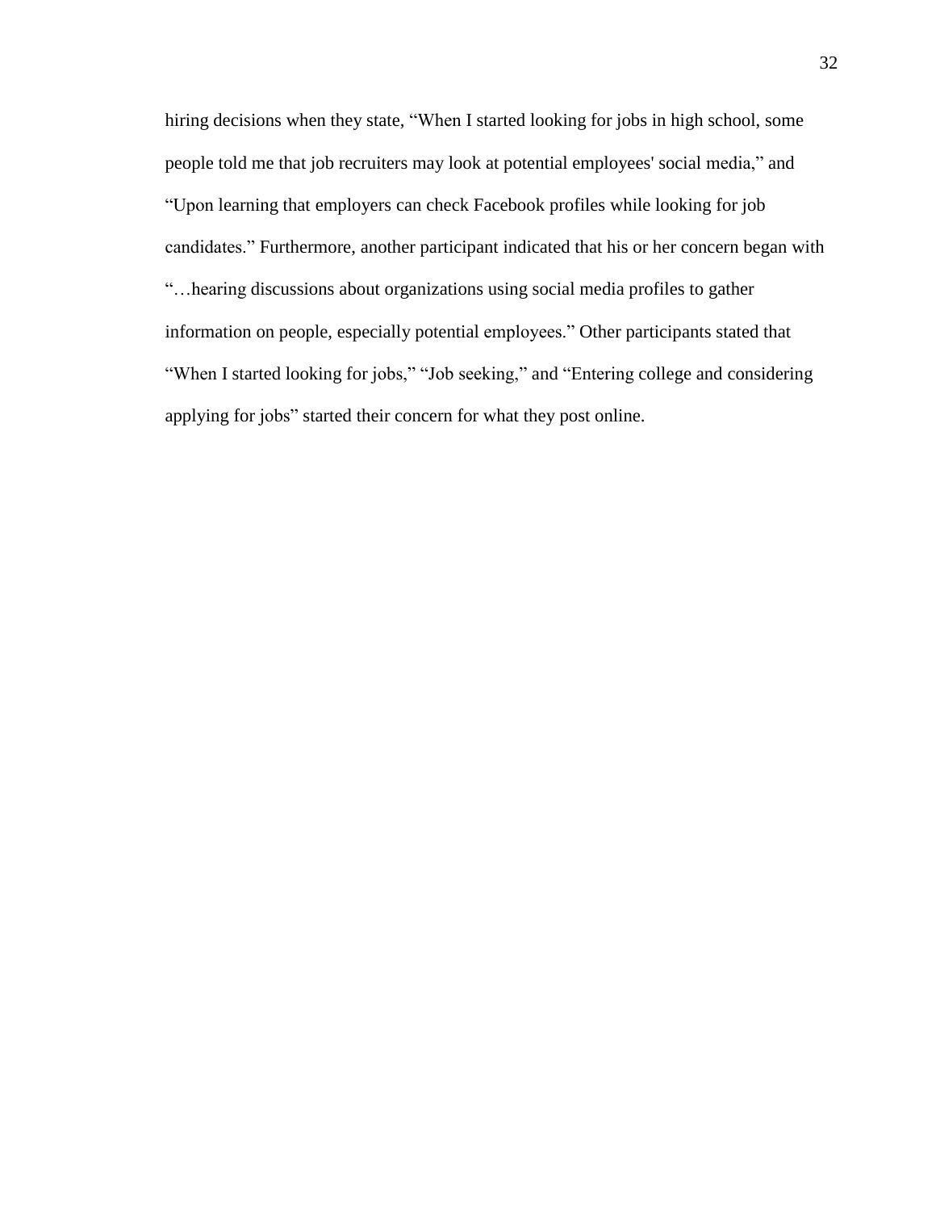hiring decisions when they state, “When I started looking for jobs in high school, some people told me that job recruiters may look at potential employees' social media,” and “Upon learning that employers can check Facebook profiles while looking for job candidates.” Furthermore, another participant indicated that his or her concern began with “…hearing discussions about organizations using social media profiles to gather information on people, especially potential employees.” Other participants stated that “When I started looking for jobs,” “Job seeking,” and “Entering college and considering applying for jobs” started their concern for what they post online.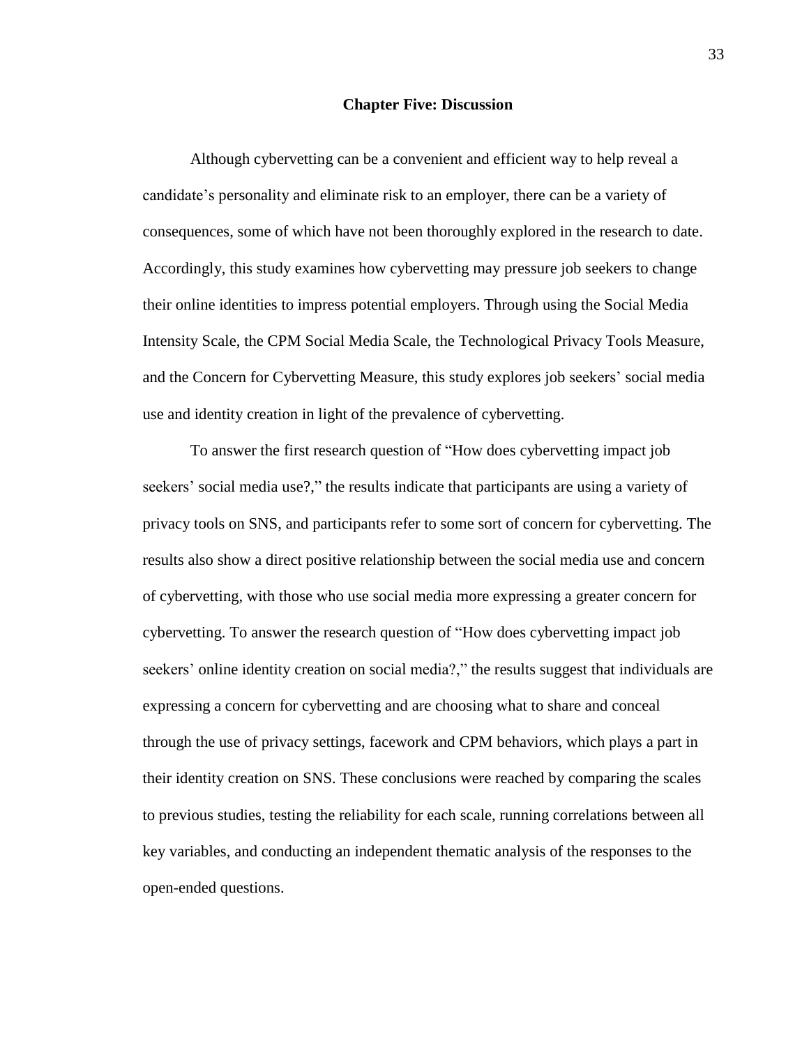## Chapter Five: Discussion

Although cybervetting can be a convenient and efficient way to help reveal a candidate's personality and eliminate risk to an employer, there can be a variety of consequences, some of which have not been thoroughly explored in the research to date. Accordingly, this study examines how cybervetting may pressure job seekers to change their online identities to impress potential employers. Through using the Social Media Intensity Scale, the CPM Social Media Scale, the Technological Privacy Tools Measure, and the Concern for Cybervetting Measure, this study explores job seekers' social media use and identity creation in light of the prevalence of cybervetting.

To answer the first research question of "How does cybervetting impact job seekers' social media use?," the results indicate that participants are using a variety of privacy tools on SNS, and participants refer to some sort of concern for cybervetting. The results also show a direct positive relationship between the social media use and concern of cybervetting, with those who use social media more expressing a greater concern for cybervetting. To answer the research question of "How does cybervetting impact job seekers' online identity creation on social media?," the results suggest that individuals are expressing a concern for cybervetting and are choosing what to share and conceal through the use of privacy settings, facework and CPM behaviors, which plays a part in their identity creation on SNS. These conclusions were reached by comparing the scales to previous studies, testing the reliability for each scale, running correlations between all key variables, and conducting an independent thematic analysis of the responses to the open-ended questions.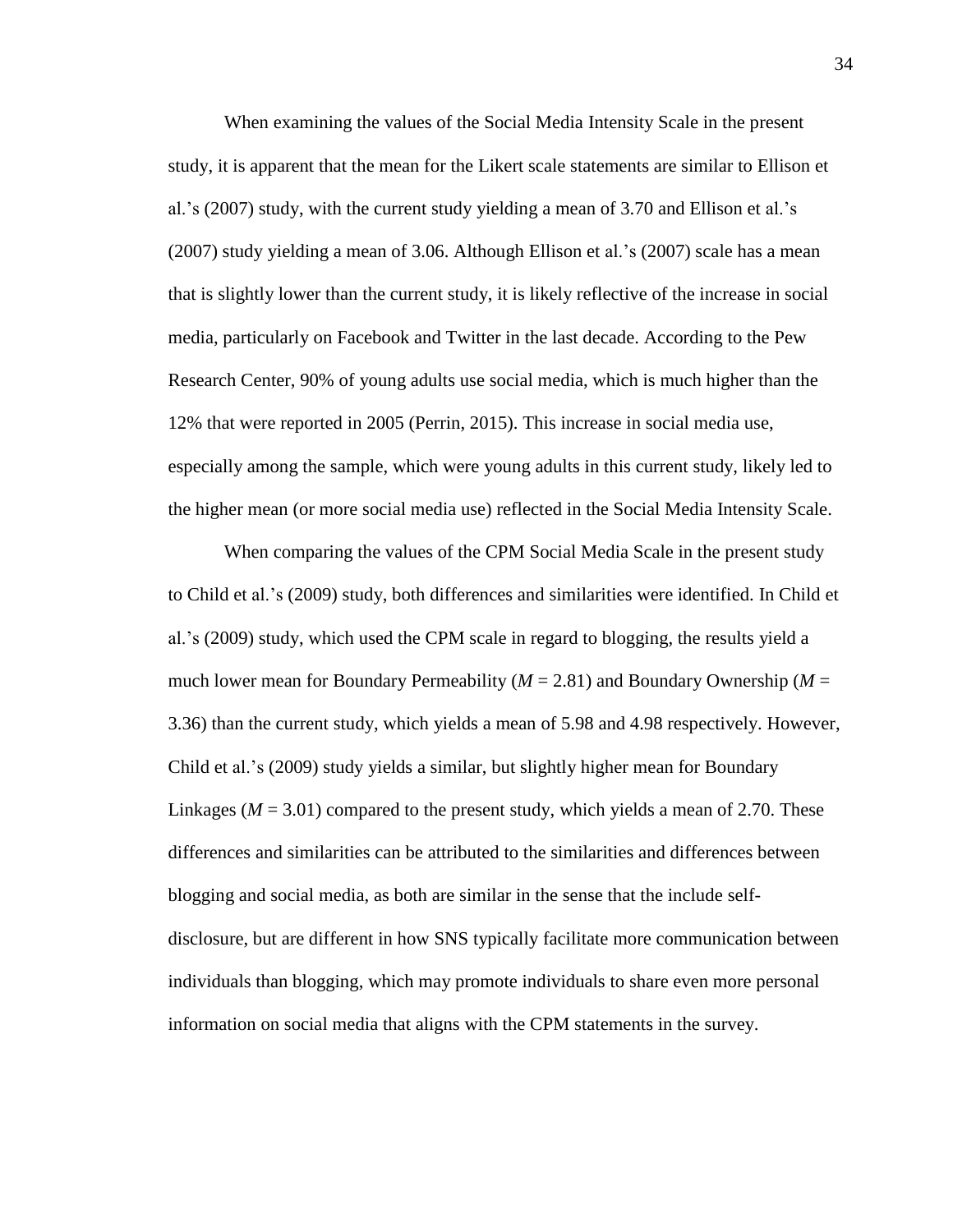When examining the values of the Social Media Intensity Scale in the present study, it is apparent that the mean for the Likert scale statements are similar to Ellison et al.'s (2007) study, with the current study yielding a mean of 3.70 and Ellison et al.'s (2007) study yielding a mean of 3.06. Although Ellison et al.'s (2007) scale has a mean that is slightly lower than the current study, it is likely reflective of the increase in social media, particularly on Facebook and Twitter in the last decade. According to the Pew Research Center, 90% of young adults use social media, which is much higher than the 12% that were reported in 2005 (Perrin, 2015). This increase in social media use, especially among the sample, which were young adults in this current study, likely led to the higher mean (or more social media use) reflected in the Social Media Intensity Scale.

When comparing the values of the CPM Social Media Scale in the present study to Child et al.'s (2009) study, both differences and similarities were identified. In Child et al.'s (2009) study, which used the CPM scale in regard to blogging, the results yield a much lower mean for Boundary Permeability ($M$ = 2.81) and Boundary Ownership ($M$ = 3.36) than the current study, which yields a mean of 5.98 and 4.98 respectively. However, Child et al.'s (2009) study yields a similar, but slightly higher mean for Boundary Linkages ($M$ = 3.01) compared to the present study, which yields a mean of 2.70. These differences and similarities can be attributed to the similarities and differences between blogging and social media, as both are similar in the sense that the include self-disclosure, but are different in how SNS typically facilitate more communication between individuals than blogging, which may promote individuals to share even more personal information on social media that aligns with the CPM statements in the survey.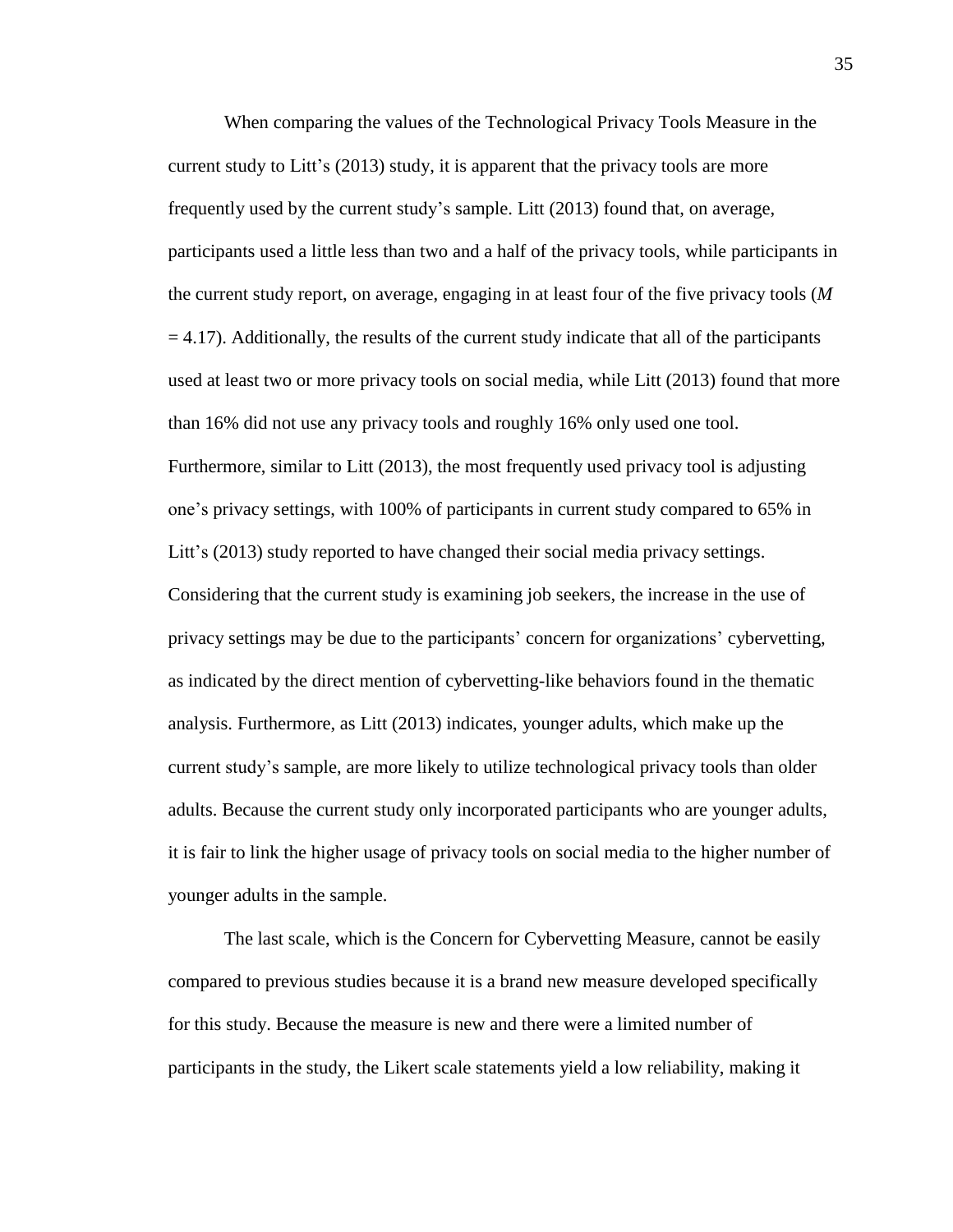When comparing the values of the Technological Privacy Tools Measure in the current study to Litt's (2013) study, it is apparent that the privacy tools are more frequently used by the current study's sample. Litt (2013) found that, on average, participants used a little less than two and a half of the privacy tools, while participants in the current study report, on average, engaging in at least four of the five privacy tools (*M* = 4.17). Additionally, the results of the current study indicate that all of the participants used at least two or more privacy tools on social media, while Litt (2013) found that more than 16% did not use any privacy tools and roughly 16% only used one tool. Furthermore, similar to Litt (2013), the most frequently used privacy tool is adjusting one's privacy settings, with 100% of participants in current study compared to 65% in Litt's (2013) study reported to have changed their social media privacy settings. Considering that the current study is examining job seekers, the increase in the use of privacy settings may be due to the participants' concern for organizations' cybervetting, as indicated by the direct mention of cybervetting-like behaviors found in the thematic analysis. Furthermore, as Litt (2013) indicates, younger adults, which make up the current study's sample, are more likely to utilize technological privacy tools than older adults. Because the current study only incorporated participants who are younger adults, it is fair to link the higher usage of privacy tools on social media to the higher number of younger adults in the sample.

The last scale, which is the Concern for Cybervetting Measure, cannot be easily compared to previous studies because it is a brand new measure developed specifically for this study. Because the measure is new and there were a limited number of participants in the study, the Likert scale statements yield a low reliability, making it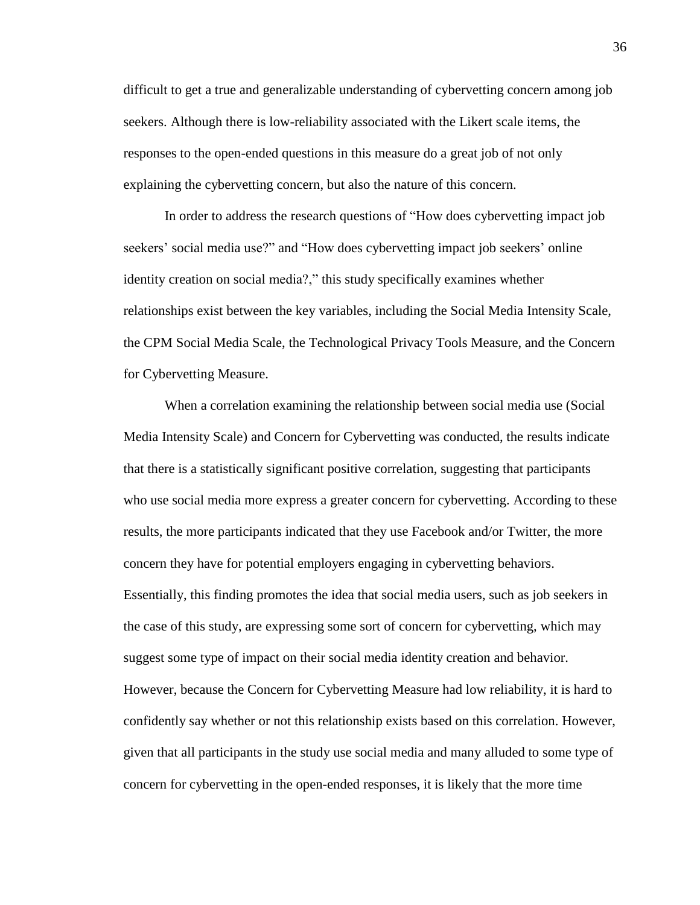difficult to get a true and generalizable understanding of cybervetting concern among job seekers. Although there is low-reliability associated with the Likert scale items, the responses to the open-ended questions in this measure do a great job of not only explaining the cybervetting concern, but also the nature of this concern.

In order to address the research questions of "How does cybervetting impact job seekers' social media use?" and "How does cybervetting impact job seekers' online identity creation on social media?," this study specifically examines whether relationships exist between the key variables, including the Social Media Intensity Scale, the CPM Social Media Scale, the Technological Privacy Tools Measure, and the Concern for Cybervetting Measure.

When a correlation examining the relationship between social media use (Social Media Intensity Scale) and Concern for Cybervetting was conducted, the results indicate that there is a statistically significant positive correlation, suggesting that participants who use social media more express a greater concern for cybervetting. According to these results, the more participants indicated that they use Facebook and/or Twitter, the more concern they have for potential employers engaging in cybervetting behaviors. Essentially, this finding promotes the idea that social media users, such as job seekers in the case of this study, are expressing some sort of concern for cybervetting, which may suggest some type of impact on their social media identity creation and behavior. However, because the Concern for Cybervetting Measure had low reliability, it is hard to confidently say whether or not this relationship exists based on this correlation. However, given that all participants in the study use social media and many alluded to some type of concern for cybervetting in the open-ended responses, it is likely that the more time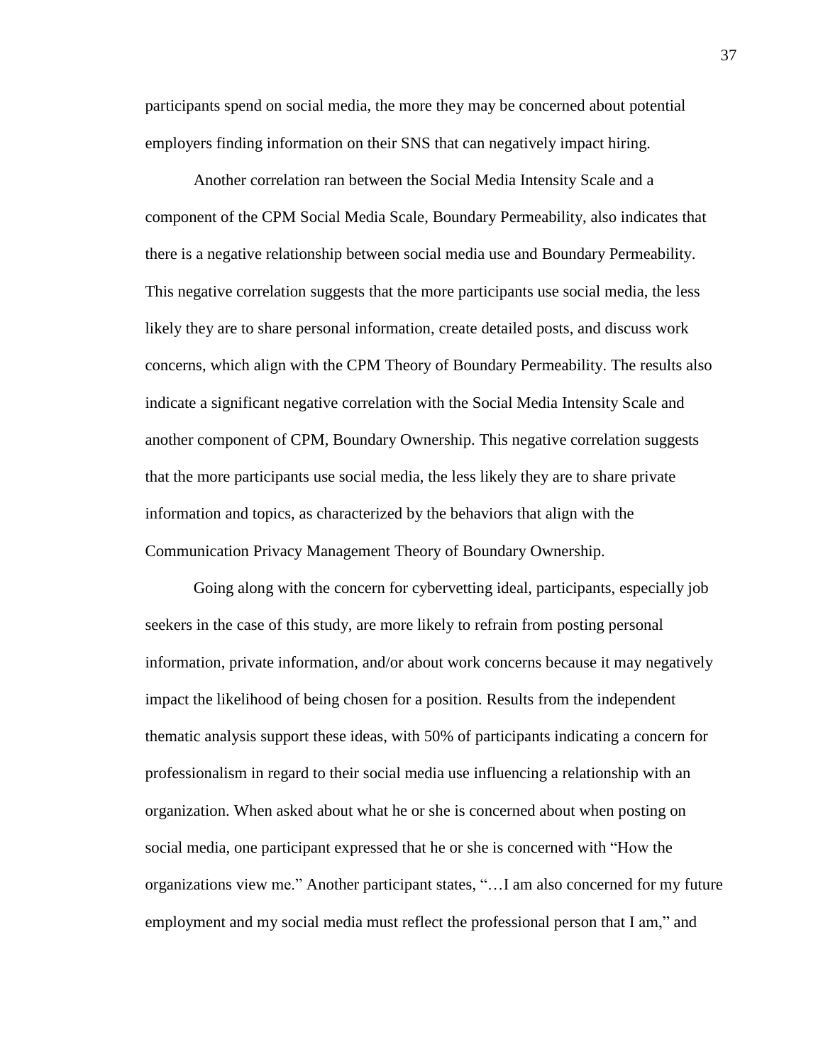participants spend on social media, the more they may be concerned about potential employers finding information on their SNS that can negatively impact hiring.

Another correlation ran between the Social Media Intensity Scale and a component of the CPM Social Media Scale, Boundary Permeability, also indicates that there is a negative relationship between social media use and Boundary Permeability. This negative correlation suggests that the more participants use social media, the less likely they are to share personal information, create detailed posts, and discuss work concerns, which align with the CPM Theory of Boundary Permeability. The results also indicate a significant negative correlation with the Social Media Intensity Scale and another component of CPM, Boundary Ownership. This negative correlation suggests that the more participants use social media, the less likely they are to share private information and topics, as characterized by the behaviors that align with the Communication Privacy Management Theory of Boundary Ownership.

Going along with the concern for cybervetting ideal, participants, especially job seekers in the case of this study, are more likely to refrain from posting personal information, private information, and/or about work concerns because it may negatively impact the likelihood of being chosen for a position. Results from the independent thematic analysis support these ideas, with 50% of participants indicating a concern for professionalism in regard to their social media use influencing a relationship with an organization. When asked about what he or she is concerned about when posting on social media, one participant expressed that he or she is concerned with "How the organizations view me." Another participant states, "…I am also concerned for my future employment and my social media must reflect the professional person that I am," and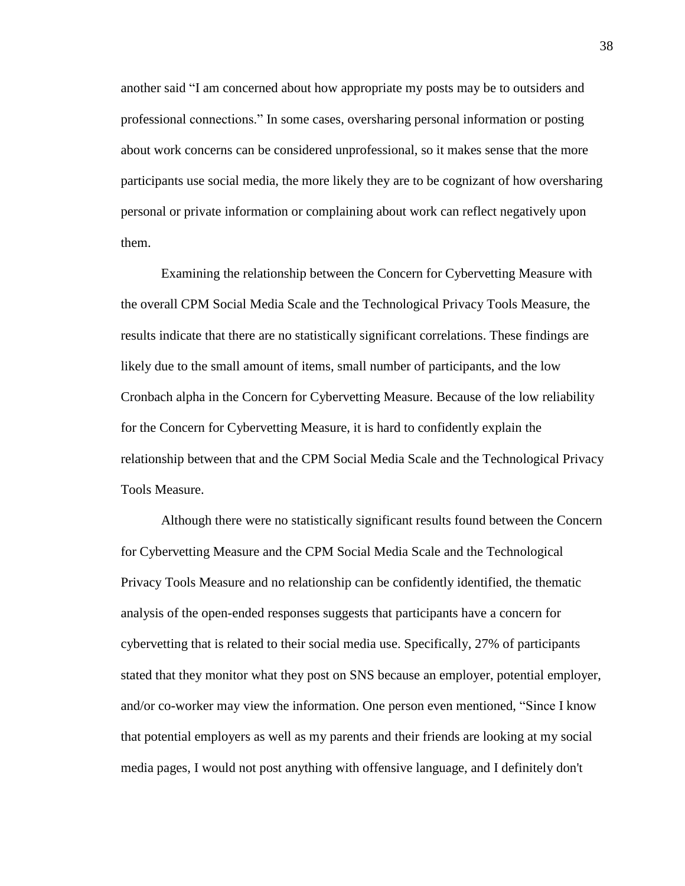another said "I am concerned about how appropriate my posts may be to outsiders and professional connections." In some cases, oversharing personal information or posting about work concerns can be considered unprofessional, so it makes sense that the more participants use social media, the more likely they are to be cognizant of how oversharing personal or private information or complaining about work can reflect negatively upon them.

Examining the relationship between the Concern for Cybervetting Measure with the overall CPM Social Media Scale and the Technological Privacy Tools Measure, the results indicate that there are no statistically significant correlations. These findings are likely due to the small amount of items, small number of participants, and the low Cronbach alpha in the Concern for Cybervetting Measure. Because of the low reliability for the Concern for Cybervetting Measure, it is hard to confidently explain the relationship between that and the CPM Social Media Scale and the Technological Privacy Tools Measure.

Although there were no statistically significant results found between the Concern for Cybervetting Measure and the CPM Social Media Scale and the Technological Privacy Tools Measure and no relationship can be confidently identified, the thematic analysis of the open-ended responses suggests that participants have a concern for cybervetting that is related to their social media use. Specifically, 27% of participants stated that they monitor what they post on SNS because an employer, potential employer, and/or co-worker may view the information. One person even mentioned, "Since I know that potential employers as well as my parents and their friends are looking at my social media pages, I would not post anything with offensive language, and I definitely don't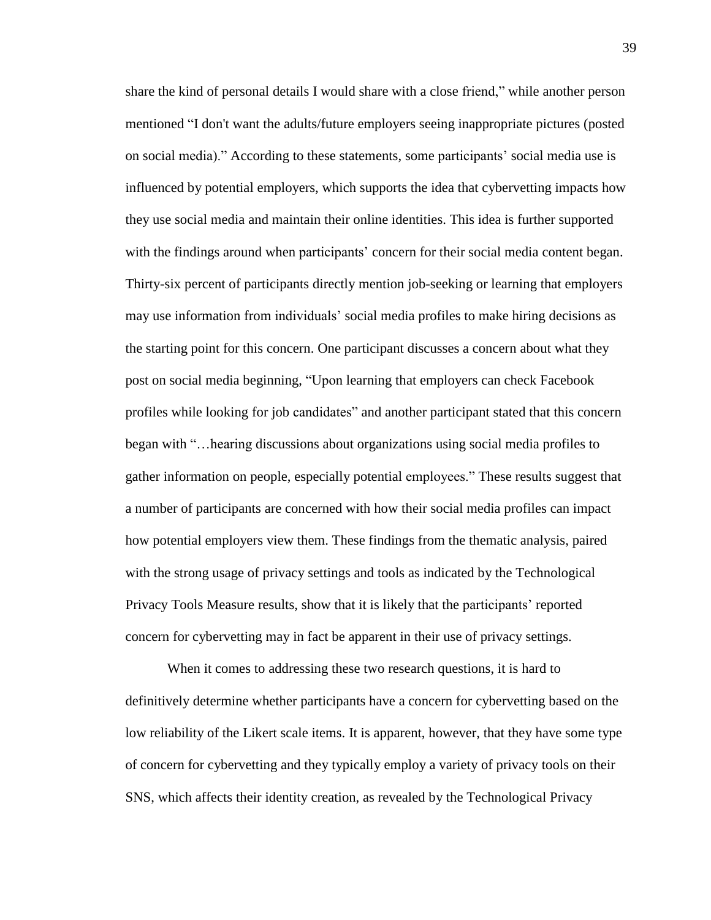share the kind of personal details I would share with a close friend," while another person mentioned "I don't want the adults/future employers seeing inappropriate pictures (posted on social media)." According to these statements, some participants' social media use is influenced by potential employers, which supports the idea that cybervetting impacts how they use social media and maintain their online identities. This idea is further supported with the findings around when participants' concern for their social media content began. Thirty-six percent of participants directly mention job-seeking or learning that employers may use information from individuals' social media profiles to make hiring decisions as the starting point for this concern. One participant discusses a concern about what they post on social media beginning, "Upon learning that employers can check Facebook profiles while looking for job candidates" and another participant stated that this concern began with "…hearing discussions about organizations using social media profiles to gather information on people, especially potential employees." These results suggest that a number of participants are concerned with how their social media profiles can impact how potential employers view them. These findings from the thematic analysis, paired with the strong usage of privacy settings and tools as indicated by the Technological Privacy Tools Measure results, show that it is likely that the participants' reported concern for cybervetting may in fact be apparent in their use of privacy settings.

When it comes to addressing these two research questions, it is hard to definitively determine whether participants have a concern for cybervetting based on the low reliability of the Likert scale items. It is apparent, however, that they have some type of concern for cybervetting and they typically employ a variety of privacy tools on their SNS, which affects their identity creation, as revealed by the Technological Privacy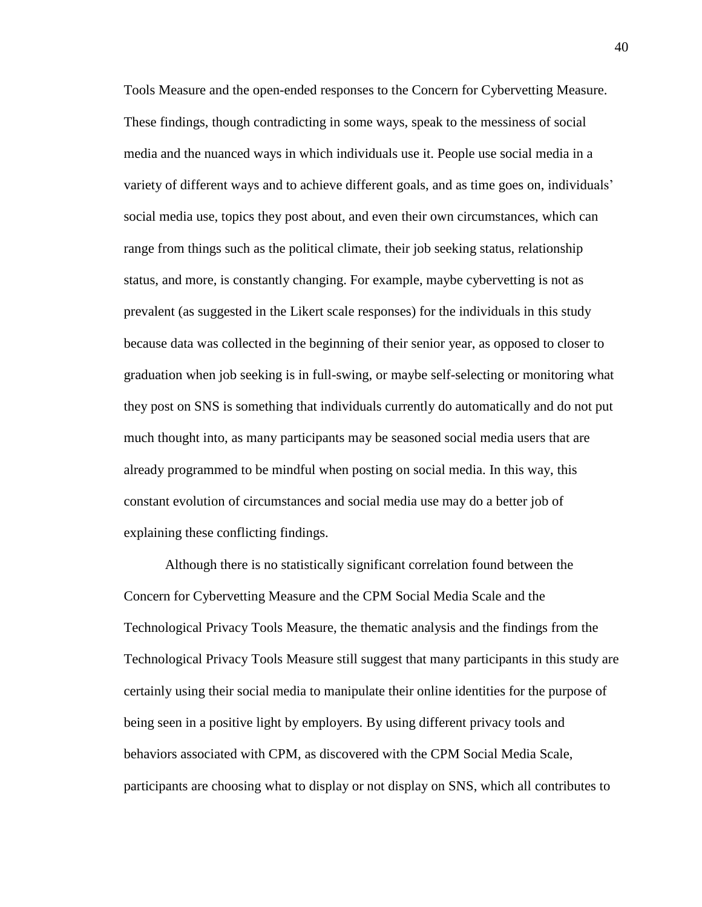Tools Measure and the open-ended responses to the Concern for Cybervetting Measure. These findings, though contradicting in some ways, speak to the messiness of social media and the nuanced ways in which individuals use it. People use social media in a variety of different ways and to achieve different goals, and as time goes on, individuals' social media use, topics they post about, and even their own circumstances, which can range from things such as the political climate, their job seeking status, relationship status, and more, is constantly changing. For example, maybe cybervetting is not as prevalent (as suggested in the Likert scale responses) for the individuals in this study because data was collected in the beginning of their senior year, as opposed to closer to graduation when job seeking is in full-swing, or maybe self-selecting or monitoring what they post on SNS is something that individuals currently do automatically and do not put much thought into, as many participants may be seasoned social media users that are already programmed to be mindful when posting on social media. In this way, this constant evolution of circumstances and social media use may do a better job of explaining these conflicting findings.

Although there is no statistically significant correlation found between the Concern for Cybervetting Measure and the CPM Social Media Scale and the Technological Privacy Tools Measure, the thematic analysis and the findings from the Technological Privacy Tools Measure still suggest that many participants in this study are certainly using their social media to manipulate their online identities for the purpose of being seen in a positive light by employers. By using different privacy tools and behaviors associated with CPM, as discovered with the CPM Social Media Scale, participants are choosing what to display or not display on SNS, which all contributes to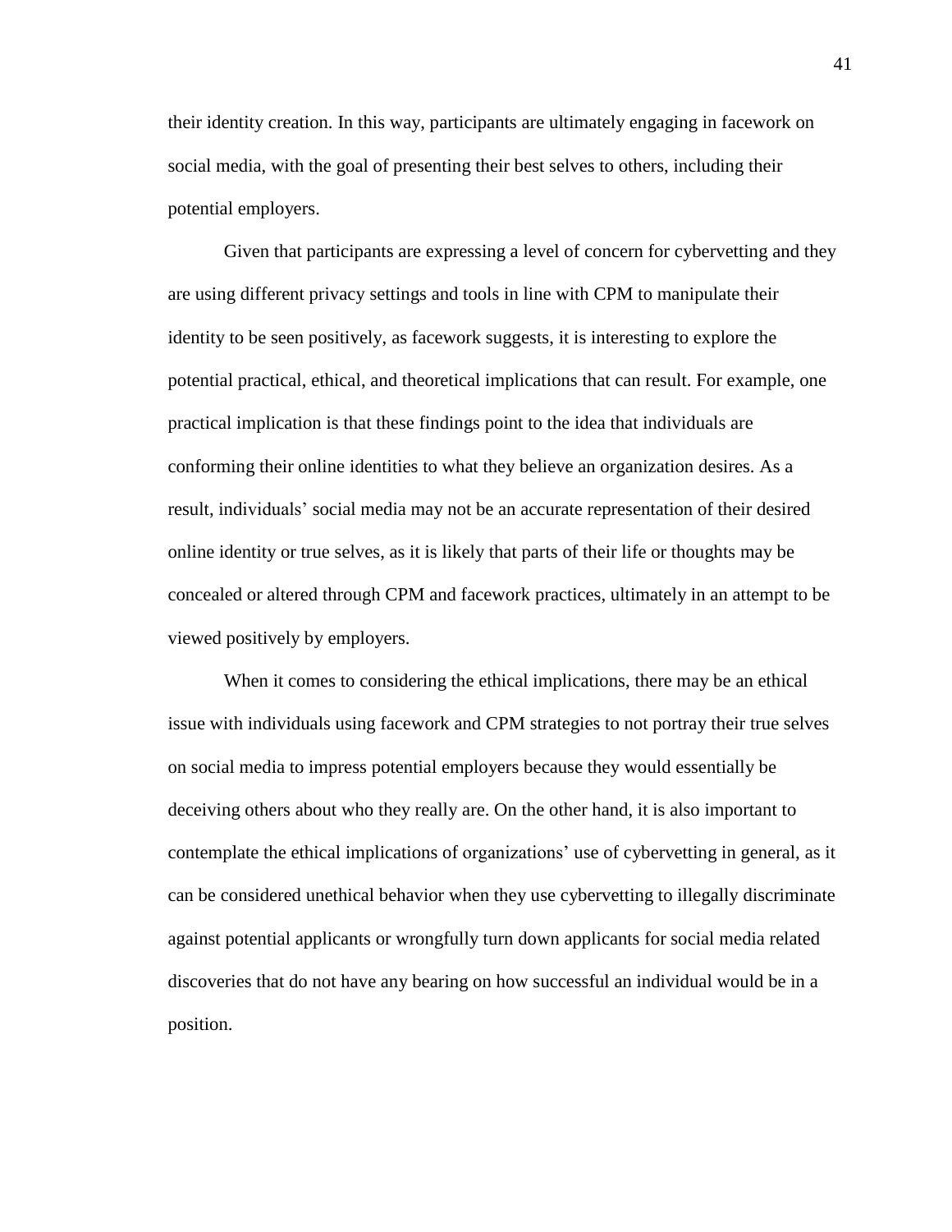their identity creation. In this way, participants are ultimately engaging in facework on social media, with the goal of presenting their best selves to others, including their potential employers.

Given that participants are expressing a level of concern for cybervetting and they are using different privacy settings and tools in line with CPM to manipulate their identity to be seen positively, as facework suggests, it is interesting to explore the potential practical, ethical, and theoretical implications that can result. For example, one practical implication is that these findings point to the idea that individuals are conforming their online identities to what they believe an organization desires. As a result, individuals' social media may not be an accurate representation of their desired online identity or true selves, as it is likely that parts of their life or thoughts may be concealed or altered through CPM and facework practices, ultimately in an attempt to be viewed positively by employers.

When it comes to considering the ethical implications, there may be an ethical issue with individuals using facework and CPM strategies to not portray their true selves on social media to impress potential employers because they would essentially be deceiving others about who they really are. On the other hand, it is also important to contemplate the ethical implications of organizations' use of cybervetting in general, as it can be considered unethical behavior when they use cybervetting to illegally discriminate against potential applicants or wrongfully turn down applicants for social media related discoveries that do not have any bearing on how successful an individual would be in a position.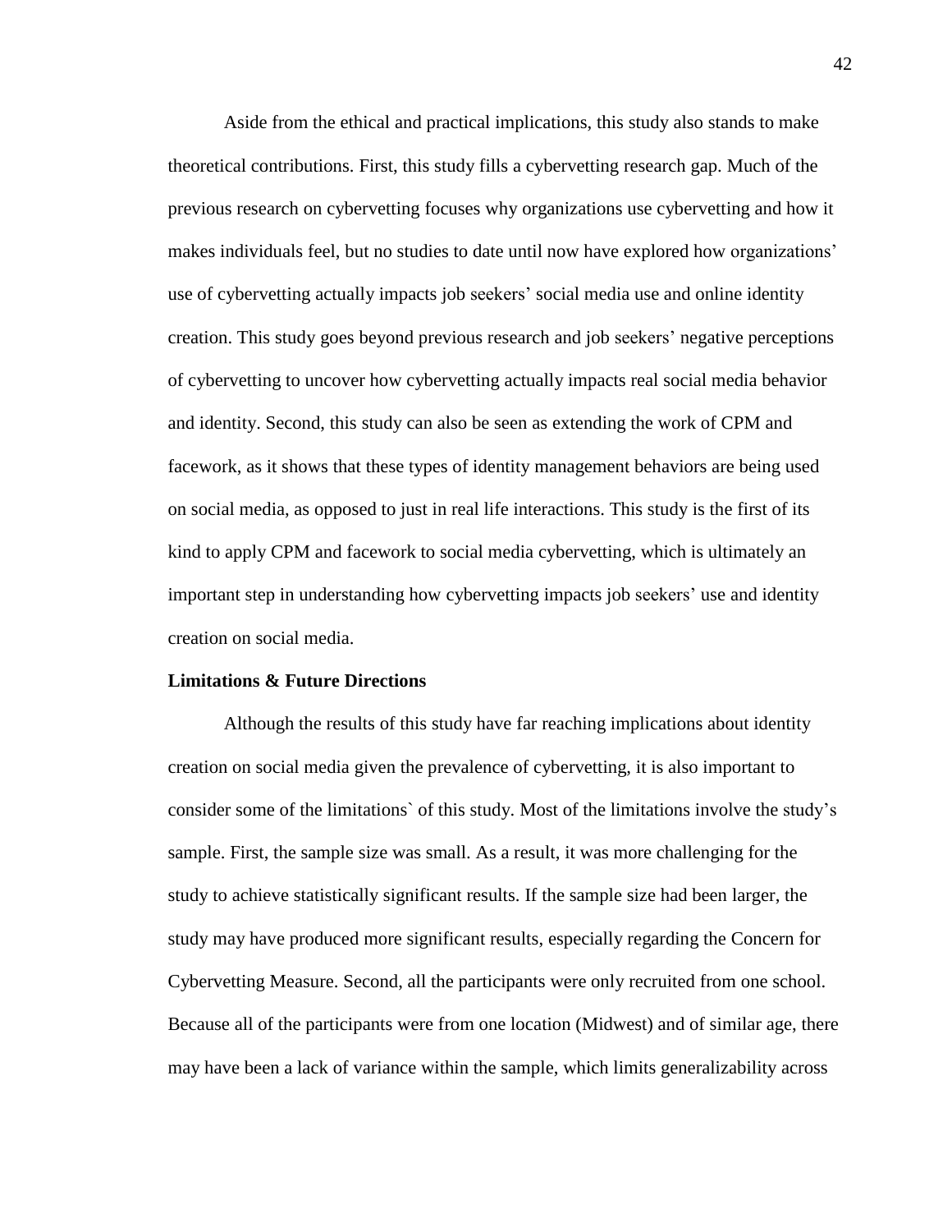Aside from the ethical and practical implications, this study also stands to make theoretical contributions. First, this study fills a cybervetting research gap. Much of the previous research on cybervetting focuses why organizations use cybervetting and how it makes individuals feel, but no studies to date until now have explored how organizations' use of cybervetting actually impacts job seekers' social media use and online identity creation. This study goes beyond previous research and job seekers' negative perceptions of cybervetting to uncover how cybervetting actually impacts real social media behavior and identity. Second, this study can also be seen as extending the work of CPM and facework, as it shows that these types of identity management behaviors are being used on social media, as opposed to just in real life interactions. This study is the first of its kind to apply CPM and facework to social media cybervetting, which is ultimately an important step in understanding how cybervetting impacts job seekers' use and identity creation on social media.

**Limitations & Future Directions**

Although the results of this study have far reaching implications about identity creation on social media given the prevalence of cybervetting, it is also important to consider some of the limitations` of this study. Most of the limitations involve the study's sample. First, the sample size was small. As a result, it was more challenging for the study to achieve statistically significant results. If the sample size had been larger, the study may have produced more significant results, especially regarding the Concern for Cybervetting Measure. Second, all the participants were only recruited from one school. Because all of the participants were from one location (Midwest) and of similar age, there may have been a lack of variance within the sample, which limits generalizability across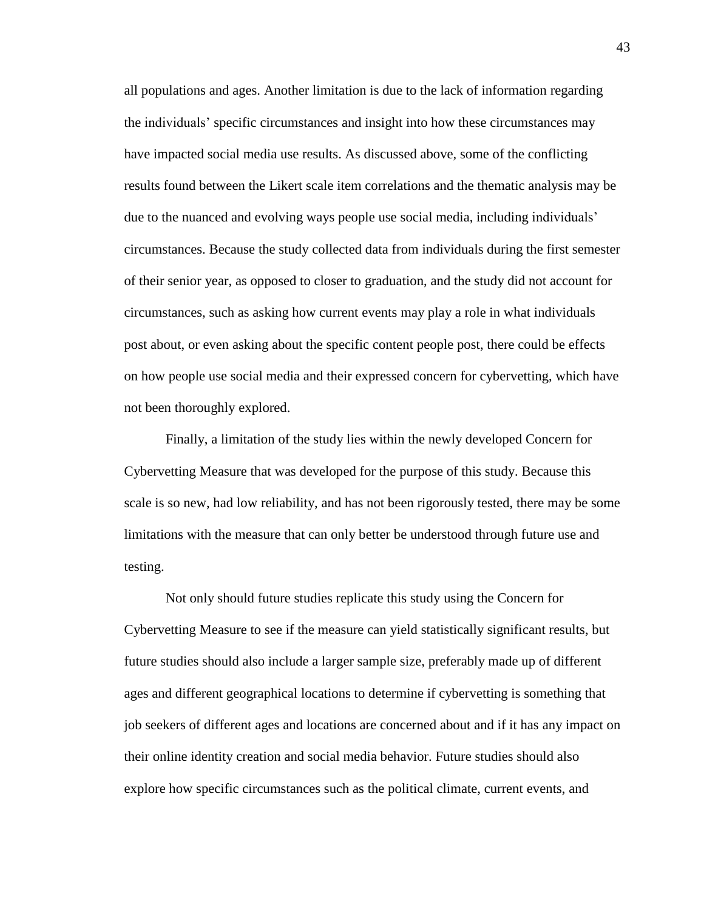all populations and ages. Another limitation is due to the lack of information regarding the individuals' specific circumstances and insight into how these circumstances may have impacted social media use results. As discussed above, some of the conflicting results found between the Likert scale item correlations and the thematic analysis may be due to the nuanced and evolving ways people use social media, including individuals' circumstances. Because the study collected data from individuals during the first semester of their senior year, as opposed to closer to graduation, and the study did not account for circumstances, such as asking how current events may play a role in what individuals post about, or even asking about the specific content people post, there could be effects on how people use social media and their expressed concern for cybervetting, which have not been thoroughly explored.

Finally, a limitation of the study lies within the newly developed Concern for Cybervetting Measure that was developed for the purpose of this study. Because this scale is so new, had low reliability, and has not been rigorously tested, there may be some limitations with the measure that can only better be understood through future use and testing.

Not only should future studies replicate this study using the Concern for Cybervetting Measure to see if the measure can yield statistically significant results, but future studies should also include a larger sample size, preferably made up of different ages and different geographical locations to determine if cybervetting is something that job seekers of different ages and locations are concerned about and if it has any impact on their online identity creation and social media behavior. Future studies should also explore how specific circumstances such as the political climate, current events, and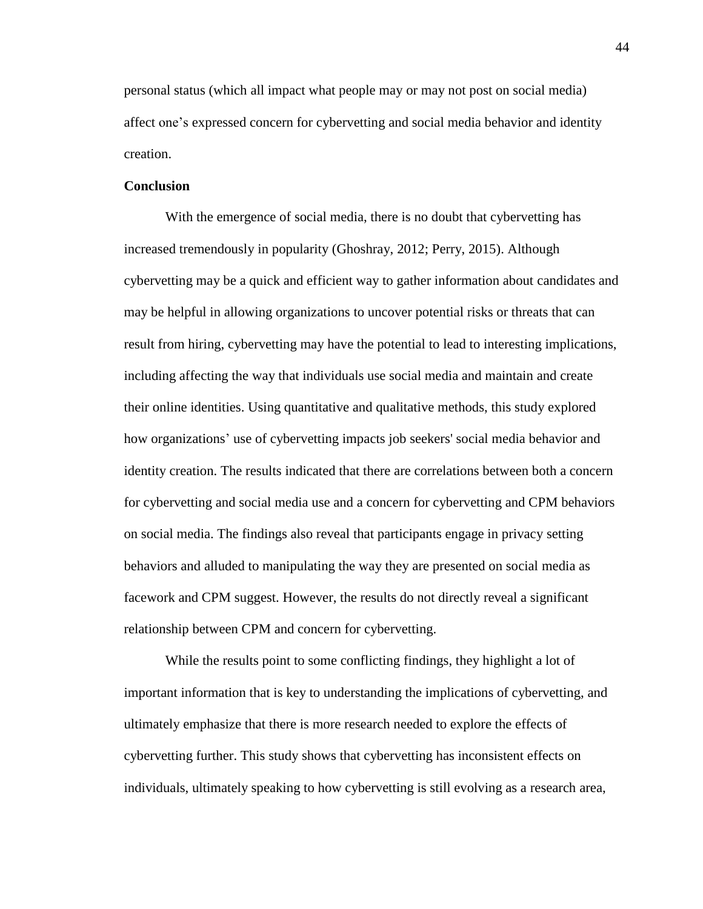personal status (which all impact what people may or may not post on social media) affect one's expressed concern for cybervetting and social media behavior and identity creation.

**Conclusion**

With the emergence of social media, there is no doubt that cybervetting has increased tremendously in popularity (Ghoshray, 2012; Perry, 2015). Although cybervetting may be a quick and efficient way to gather information about candidates and may be helpful in allowing organizations to uncover potential risks or threats that can result from hiring, cybervetting may have the potential to lead to interesting implications, including affecting the way that individuals use social media and maintain and create their online identities. Using quantitative and qualitative methods, this study explored how organizations' use of cybervetting impacts job seekers' social media behavior and identity creation. The results indicated that there are correlations between both a concern for cybervetting and social media use and a concern for cybervetting and CPM behaviors on social media. The findings also reveal that participants engage in privacy setting behaviors and alluded to manipulating the way they are presented on social media as facework and CPM suggest. However, the results do not directly reveal a significant relationship between CPM and concern for cybervetting.

While the results point to some conflicting findings, they highlight a lot of important information that is key to understanding the implications of cybervetting, and ultimately emphasize that there is more research needed to explore the effects of cybervetting further. This study shows that cybervetting has inconsistent effects on individuals, ultimately speaking to how cybervetting is still evolving as a research area,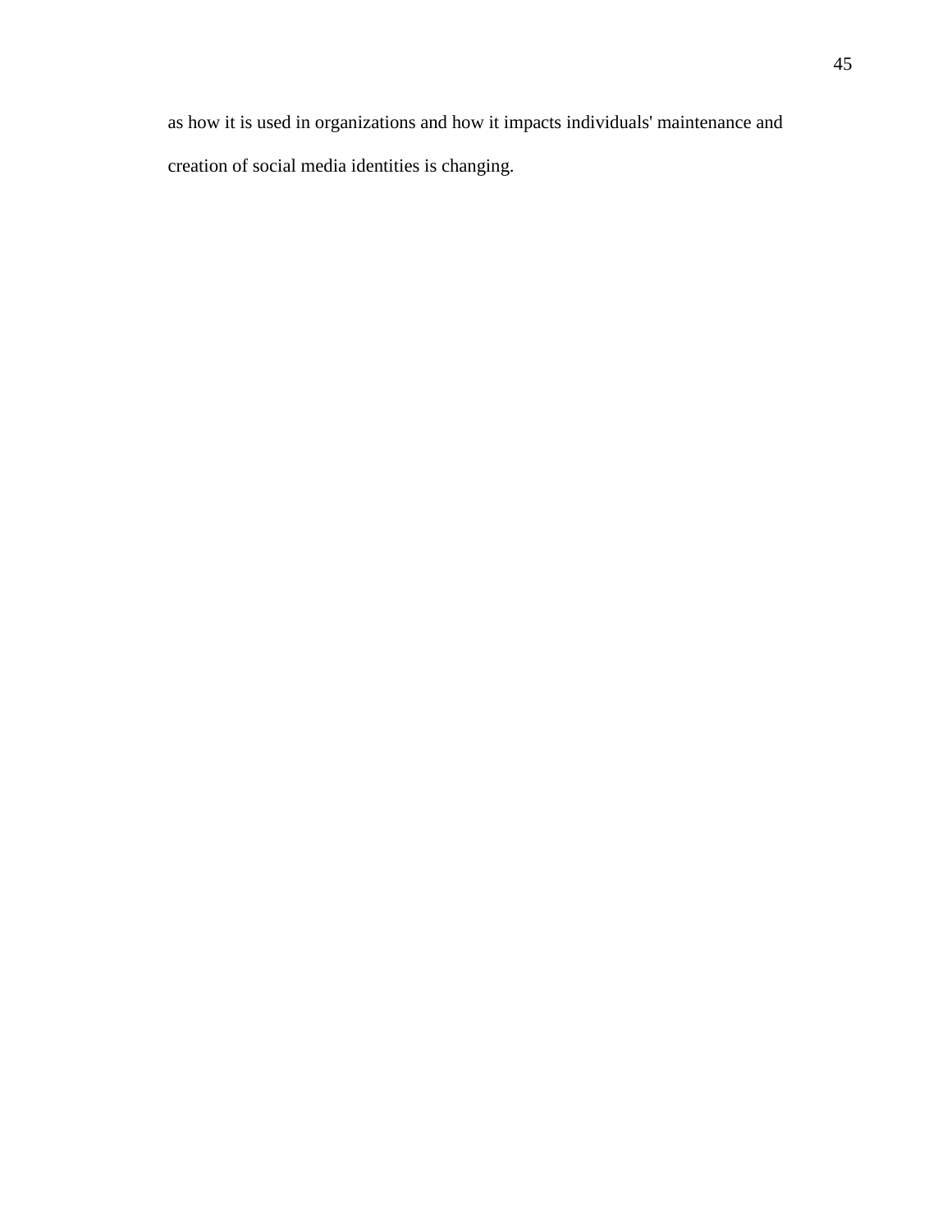as how it is used in organizations and how it impacts individuals' maintenance and creation of social media identities is changing.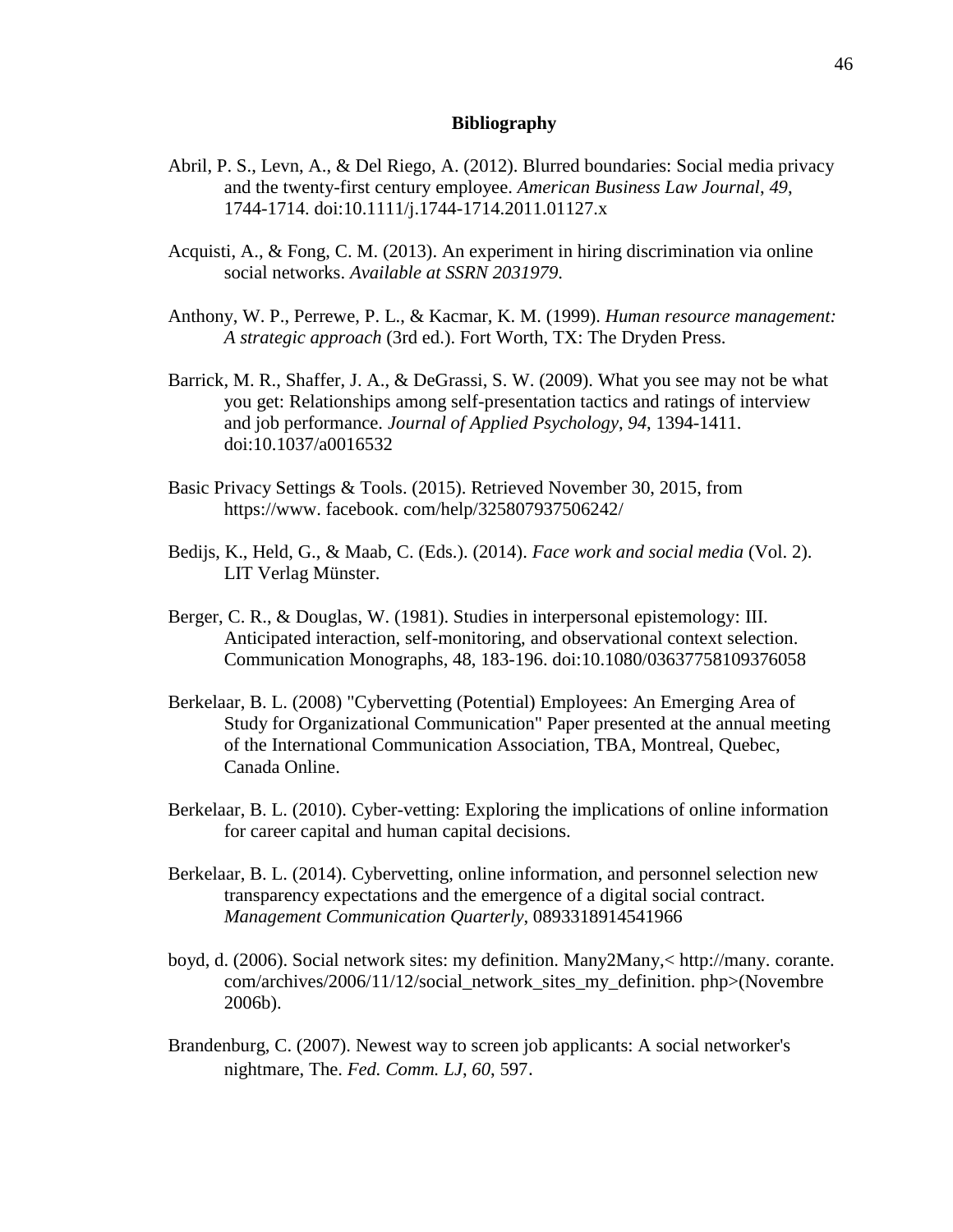**Bibliography**

Abril, P. S., Levn, A., & Del Riego, A. (2012). Blurred boundaries: Social media privacy and the twenty-first century employee. *American Business Law Journal*, *49*, 1744-1714. doi:10.1111/j.1744-1714.2011.01127.x

Acquisti, A., & Fong, C. M. (2013). An experiment in hiring discrimination via online social networks. *Available at SSRN 2031979*.

Anthony, W. P., Perrewe, P. L., & Kacmar, K. M. (1999). *Human resource management: A strategic approach* (3rd ed.). Fort Worth, TX: The Dryden Press.

Barrick, M. R., Shaffer, J. A., & DeGrassi, S. W. (2009). What you see may not be what you get: Relationships among self-presentation tactics and ratings of interview and job performance. *Journal of Applied Psychology*, *94*, 1394-1411. doi:10.1037/a0016532

Basic Privacy Settings & Tools. (2015). Retrieved November 30, 2015, from https://www. facebook. com/help/325807937506242/

Bedijs, K., Held, G., & Maab, C. (Eds.). (2014). *Face work and social media* (Vol. 2). LIT Verlag Münster.

Berger, C. R., & Douglas, W. (1981). Studies in interpersonal epistemology: III. Anticipated interaction, self-monitoring, and observational context selection. Communication Monographs, 48, 183-196. doi:10.1080/03637758109376058

Berkelaar, B. L. (2008) "Cybervetting (Potential) Employees: An Emerging Area of Study for Organizational Communication" Paper presented at the annual meeting of the International Communication Association, TBA, Montreal, Quebec, Canada Online.

Berkelaar, B. L. (2010). Cyber-vetting: Exploring the implications of online information for career capital and human capital decisions.

Berkelaar, B. L. (2014). Cybervetting, online information, and personnel selection new transparency expectations and the emergence of a digital social contract. *Management Communication Quarterly*, 0893318914541966

boyd, d. (2006). Social network sites: my definition. Many2Many,< http://many. corante. com/archives/2006/11/12/social_network_sites_my_definition. php>(Novembre 2006b).

Brandenburg, C. (2007). Newest way to screen job applicants: A social networker's nightmare, The. *Fed. Comm. LJ*, *60*, 597.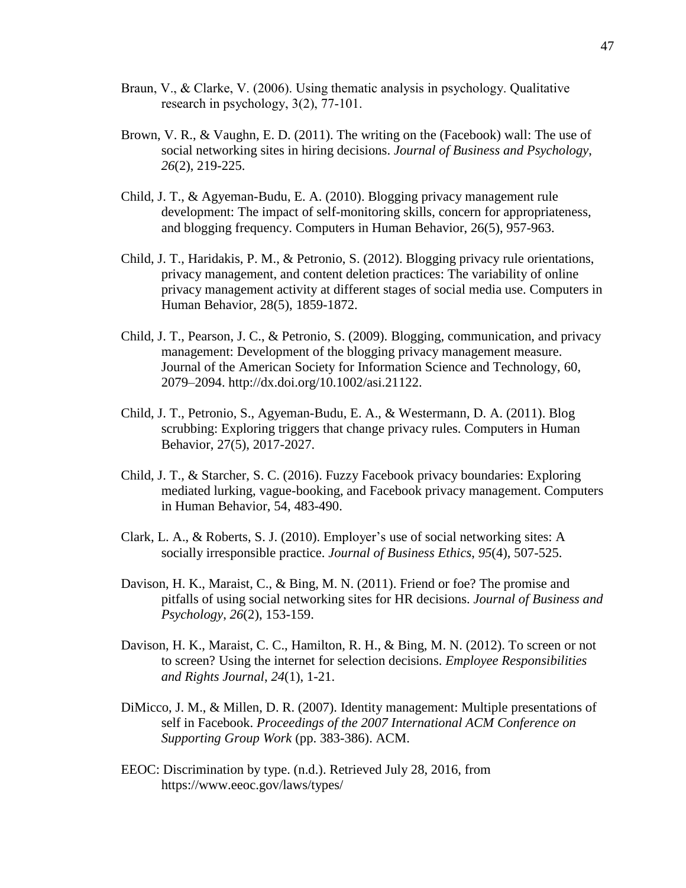Braun, V., & Clarke, V. (2006). Using thematic analysis in psychology. Qualitative research in psychology, 3(2), 77-101.

Brown, V. R., & Vaughn, E. D. (2011). The writing on the (Facebook) wall: The use of social networking sites in hiring decisions. *Journal of Business and Psychology*, *26*(2), 219-225.

Child, J. T., & Agyeman-Budu, E. A. (2010). Blogging privacy management rule development: The impact of self-monitoring skills, concern for appropriateness, and blogging frequency. Computers in Human Behavior, 26(5), 957-963.

Child, J. T., Haridakis, P. M., & Petronio, S. (2012). Blogging privacy rule orientations, privacy management, and content deletion practices: The variability of online privacy management activity at different stages of social media use. Computers in Human Behavior, 28(5), 1859-1872.

Child, J. T., Pearson, J. C., & Petronio, S. (2009). Blogging, communication, and privacy management: Development of the blogging privacy management measure. Journal of the American Society for Information Science and Technology, 60, 2079–2094. http://dx.doi.org/10.1002/asi.21122.

Child, J. T., Petronio, S., Agyeman-Budu, E. A., & Westermann, D. A. (2011). Blog scrubbing: Exploring triggers that change privacy rules. Computers in Human Behavior, 27(5), 2017-2027.

Child, J. T., & Starcher, S. C. (2016). Fuzzy Facebook privacy boundaries: Exploring mediated lurking, vague-booking, and Facebook privacy management. Computers in Human Behavior, 54, 483-490.

Clark, L. A., & Roberts, S. J. (2010). Employer's use of social networking sites: A socially irresponsible practice. *Journal of Business Ethics*, *95*(4), 507-525.

Davison, H. K., Maraist, C., & Bing, M. N. (2011). Friend or foe? The promise and pitfalls of using social networking sites for HR decisions. *Journal of Business and Psychology*, *26*(2), 153-159.

Davison, H. K., Maraist, C. C., Hamilton, R. H., & Bing, M. N. (2012). To screen or not to screen? Using the internet for selection decisions. *Employee Responsibilities and Rights Journal*, *24*(1), 1-21.

DiMicco, J. M., & Millen, D. R. (2007). Identity management: Multiple presentations of self in Facebook. *Proceedings of the 2007 International ACM Conference on Supporting Group Work* (pp. 383-386). ACM.

EEOC: Discrimination by type. (n.d.). Retrieved July 28, 2016, from https://www.eeoc.gov/laws/types/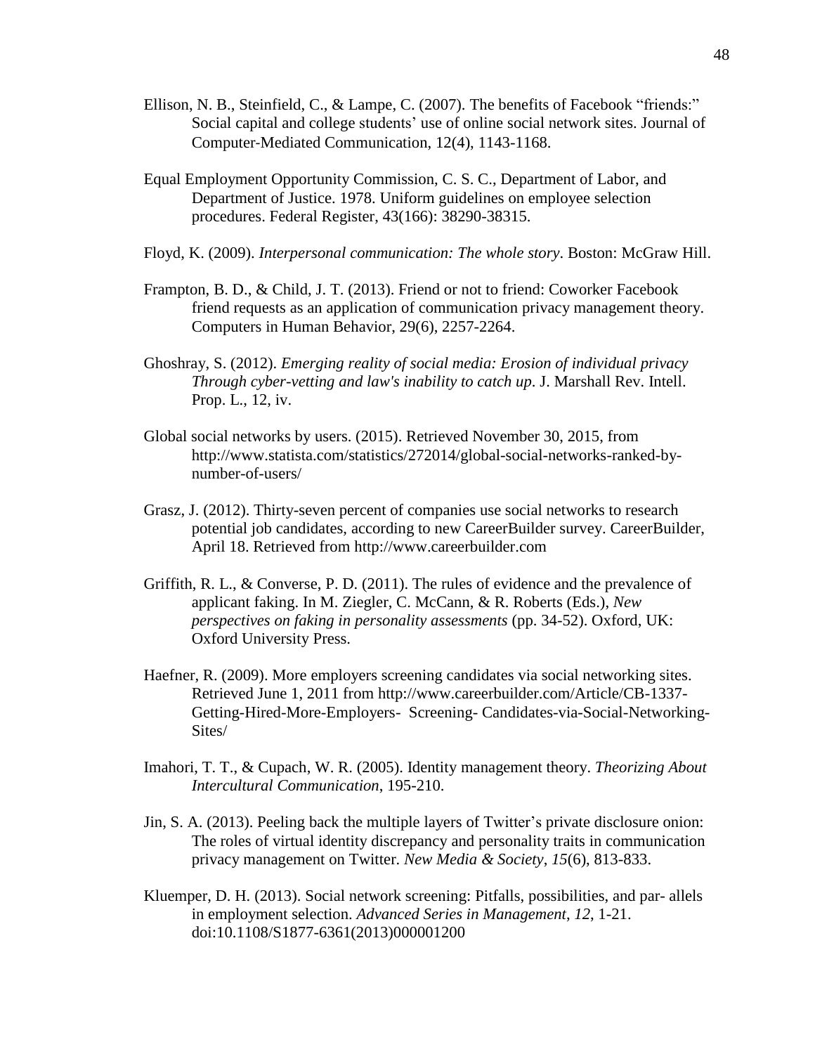Ellison, N. B., Steinfield, C., & Lampe, C. (2007). The benefits of Facebook "friends:" Social capital and college students' use of online social network sites. Journal of Computer-Mediated Communication, 12(4), 1143-1168.

Equal Employment Opportunity Commission, C. S. C., Department of Labor, and Department of Justice. 1978. Uniform guidelines on employee selection procedures. Federal Register, 43(166): 38290-38315.

Floyd, K. (2009). *Interpersonal communication: The whole story*. Boston: McGraw Hill.

Frampton, B. D., & Child, J. T. (2013). Friend or not to friend: Coworker Facebook friend requests as an application of communication privacy management theory. Computers in Human Behavior, 29(6), 2257-2264.

Ghoshray, S. (2012). *Emerging reality of social media: Erosion of individual privacy Through cyber-vetting and law's inability to catch up*. J. Marshall Rev. Intell. Prop. L., 12, iv.

Global social networks by users. (2015). Retrieved November 30, 2015, from http://www.statista.com/statistics/272014/global-social-networks-ranked-by-number-of-users/

Grasz, J. (2012). Thirty-seven percent of companies use social networks to research potential job candidates, according to new CareerBuilder survey. CareerBuilder, April 18. Retrieved from http://www.careerbuilder.com

Griffith, R. L., & Converse, P. D. (2011). The rules of evidence and the prevalence of applicant faking. In M. Ziegler, C. McCann, & R. Roberts (Eds.), *New perspectives on faking in personality assessments* (pp. 34-52). Oxford, UK: Oxford University Press.

Haefner, R. (2009). More employers screening candidates via social networking sites. Retrieved June 1, 2011 from http://www.careerbuilder.com/Article/CB-1337-Getting-Hired-More-Employers- Screening- Candidates-via-Social-Networking-Sites/

Imahori, T. T., & Cupach, W. R. (2005). Identity management theory. *Theorizing About Intercultural Communication*, 195-210.

Jin, S. A. (2013). Peeling back the multiple layers of Twitter's private disclosure onion: The roles of virtual identity discrepancy and personality traits in communication privacy management on Twitter. *New Media & Society*, *15*(6), 813-833.

Kluemper, D. H. (2013). Social network screening: Pitfalls, possibilities, and par- allels in employment selection. *Advanced Series in Management*, *12*, 1-21. doi:10.1108/S1877-6361(2013)000001200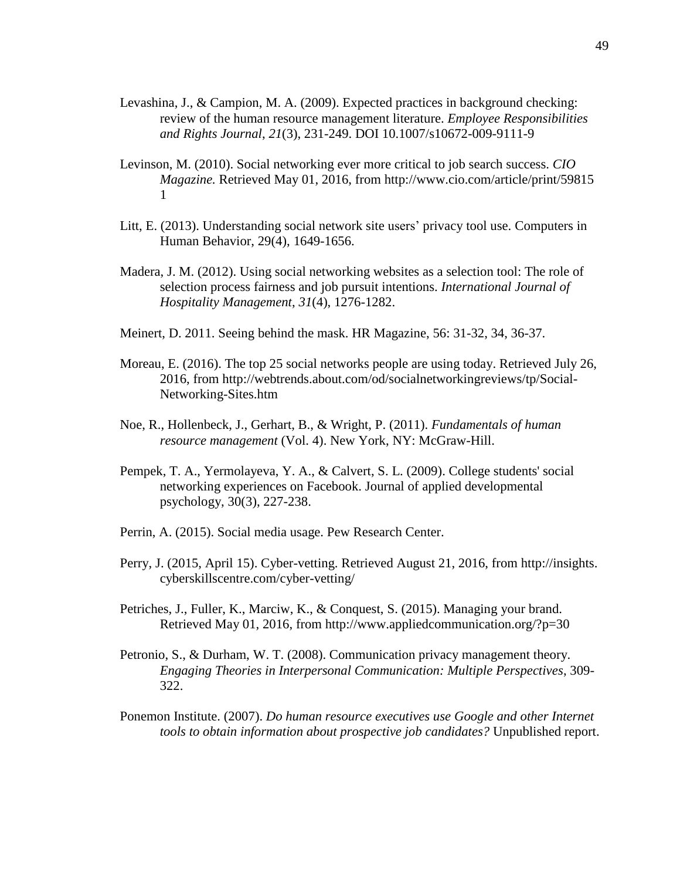Levashina, J., & Campion, M. A. (2009). Expected practices in background checking: review of the human resource management literature. *Employee Responsibilities and Rights Journal*, *21*(3), 231-249. DOI 10.1007/s10672-009-9111-9

Levinson, M. (2010). Social networking ever more critical to job search success. *CIO Magazine.* Retrieved May 01, 2016, from http://www.cio.com/article/print/598151

Litt, E. (2013). Understanding social network site users' privacy tool use. Computers in Human Behavior, 29(4), 1649-1656.

Madera, J. M. (2012). Using social networking websites as a selection tool: The role of selection process fairness and job pursuit intentions. *International Journal of Hospitality Management*, *31*(4), 1276-1282.

Meinert, D. 2011. Seeing behind the mask. HR Magazine, 56: 31-32, 34, 36-37.

Moreau, E. (2016). The top 25 social networks people are using today. Retrieved July 26, 2016, from http://webtrends.about.com/od/socialnetworkingreviews/tp/Social-Networking-Sites.htm

Noe, R., Hollenbeck, J., Gerhart, B., & Wright, P. (2011). *Fundamentals of human resource management* (Vol. 4). New York, NY: McGraw-Hill.

Pempek, T. A., Yermolayeva, Y. A., & Calvert, S. L. (2009). College students' social networking experiences on Facebook. Journal of applied developmental psychology, 30(3), 227-238.

Perrin, A. (2015). Social media usage. Pew Research Center.

Perry, J. (2015, April 15). Cyber-vetting. Retrieved August 21, 2016, from http://insights.cyberskillscentre.com/cyber-vetting/

Petriches, J., Fuller, K., Marciw, K., & Conquest, S. (2015). Managing your brand. Retrieved May 01, 2016, from http://www.appliedcommunication.org/?p=30

Petronio, S., & Durham, W. T. (2008). Communication privacy management theory. *Engaging Theories in Interpersonal Communication: Multiple Perspectives*, 309-322.

Ponemon Institute. (2007). *Do human resource executives use Google and other Internet tools to obtain information about prospective job candidates?* Unpublished report.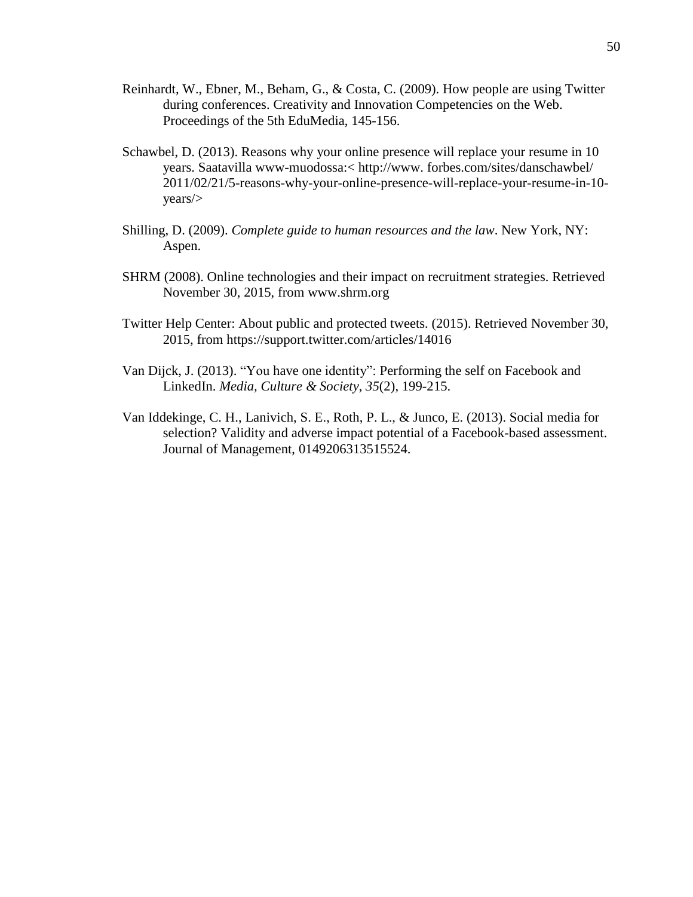Reinhardt, W., Ebner, M., Beham, G., & Costa, C. (2009). How people are using Twitter during conferences. Creativity and Innovation Competencies on the Web. Proceedings of the 5th EduMedia, 145-156.

Schawbel, D. (2013). Reasons why your online presence will replace your resume in 10 years. Saatavilla www-muodossa:< http://www. forbes.com/sites/danschawbel/ 2011/02/21/5-reasons-why-your-online-presence-will-replace-your-resume-in-10-years/>

Shilling, D. (2009). *Complete guide to human resources and the law*. New York, NY: Aspen.

SHRM (2008). Online technologies and their impact on recruitment strategies. Retrieved November 30, 2015, from www.shrm.org

Twitter Help Center: About public and protected tweets. (2015). Retrieved November 30, 2015, from https://support.twitter.com/articles/14016

Van Dijck, J. (2013). "You have one identity": Performing the self on Facebook and LinkedIn. *Media, Culture & Society*, *35*(2), 199-215.

Van Iddekinge, C. H., Lanivich, S. E., Roth, P. L., & Junco, E. (2013). Social media for selection? Validity and adverse impact potential of a Facebook-based assessment. Journal of Management, 0149206313515524.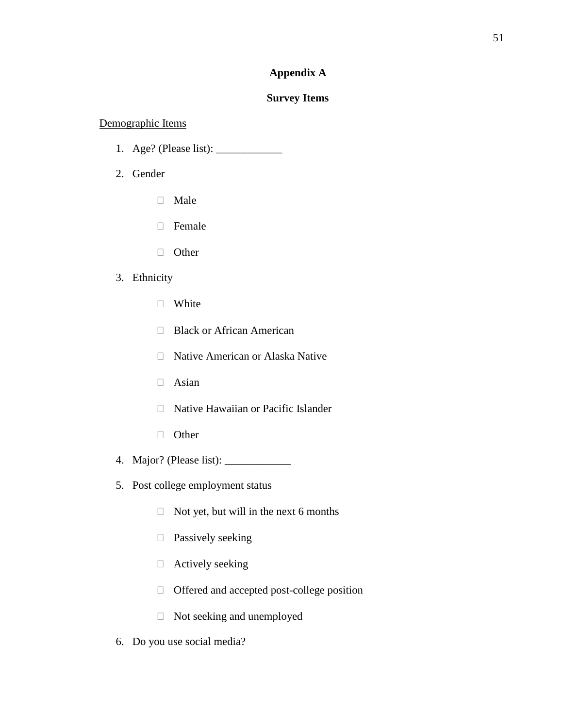# Appendix A

## Survey Items

<u>Demographic Items</u>

1. Age? (Please list): ____________
2. Gender
   - ☐ Male
   - ☐ Female
   - ☐ Other
3. Ethnicity
   - ☐ White
   - ☐ Black or African American
   - ☐ Native American or Alaska Native
   - ☐ Asian
   - ☐ Native Hawaiian or Pacific Islander
   - ☐ Other
4. Major? (Please list): ____________
5. Post college employment status
   - ☐ Not yet, but will in the next 6 months
   - ☐ Passively seeking
   - ☐ Actively seeking
   - ☐ Offered and accepted post-college position
   - ☐ Not seeking and unemployed
6. Do you use social media?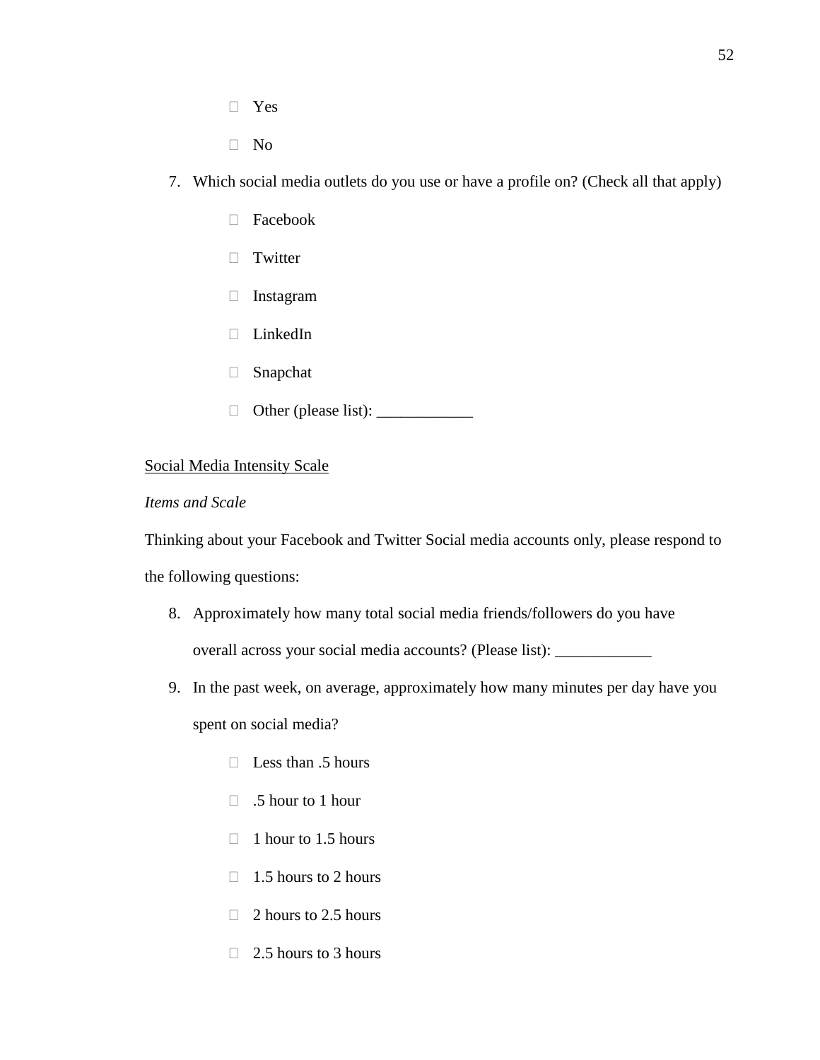- Yes
- No

7. Which social media outlets do you use or have a profile on? (Check all that apply)
   - Facebook
   - Twitter
   - Instagram
   - LinkedIn
   - Snapchat
   - Other (please list): ____________

<u>Social Media Intensity Scale</u>

*Items and Scale*

Thinking about your Facebook and Twitter Social media accounts only, please respond to the following questions:

8. Approximately how many total social media friends/followers do you have overall across your social media accounts? (Please list): ____________
9. In the past week, on average, approximately how many minutes per day have you spent on social media?
   - Less than .5 hours
   - .5 hour to 1 hour
   - 1 hour to 1.5 hours
   - 1.5 hours to 2 hours
   - 2 hours to 2.5 hours
   - 2.5 hours to 3 hours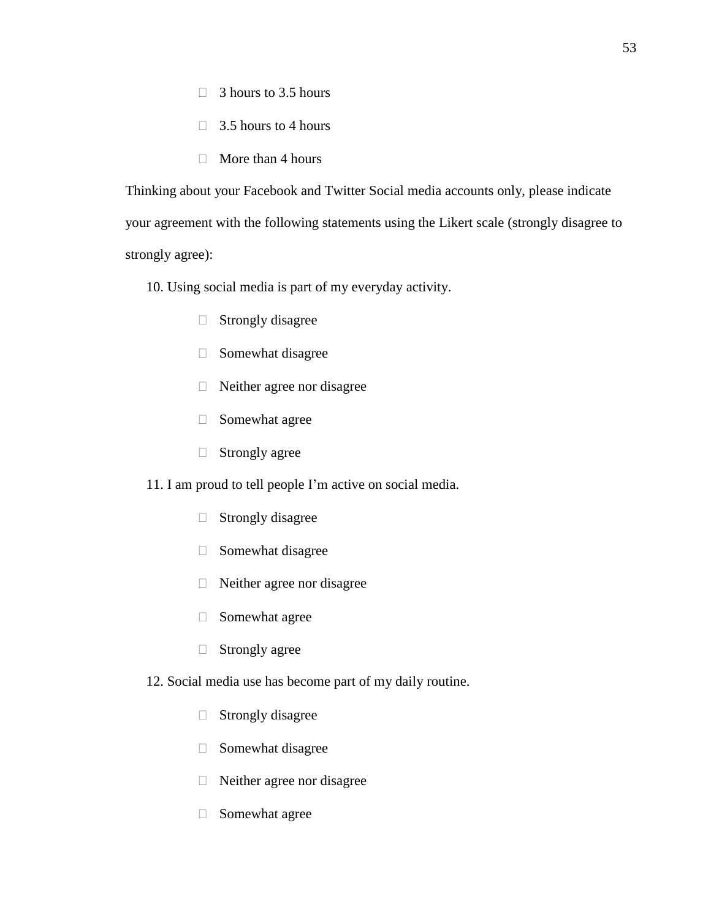- 3 hours to 3.5 hours
- 3.5 hours to 4 hours
- More than 4 hours

Thinking about your Facebook and Twitter Social media accounts only, please indicate your agreement with the following statements using the Likert scale (strongly disagree to strongly agree):

10. Using social media is part of my everyday activity.
    - Strongly disagree
    - Somewhat disagree
    - Neither agree nor disagree
    - Somewhat agree
    - Strongly agree
11. I am proud to tell people I'm active on social media.
    - Strongly disagree
    - Somewhat disagree
    - Neither agree nor disagree
    - Somewhat agree
    - Strongly agree
12. Social media use has become part of my daily routine.
    - Strongly disagree
    - Somewhat disagree
    - Neither agree nor disagree
    - Somewhat agree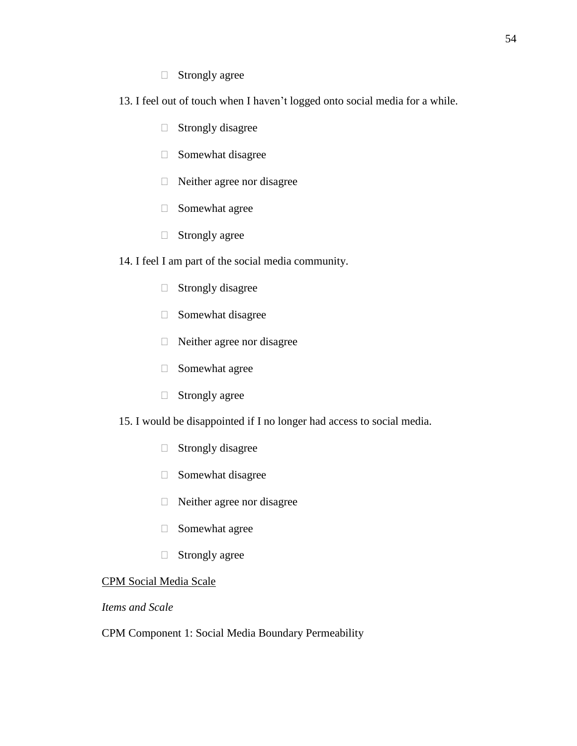- Strongly agree

13. I feel out of touch when I haven't logged onto social media for a while.

- Strongly disagree
- Somewhat disagree
- Neither agree nor disagree
- Somewhat agree
- Strongly agree

14. I feel I am part of the social media community.

- Strongly disagree
- Somewhat disagree
- Neither agree nor disagree
- Somewhat agree
- Strongly agree

15. I would be disappointed if I no longer had access to social media.

- Strongly disagree
- Somewhat disagree
- Neither agree nor disagree
- Somewhat agree
- Strongly agree

<u>CPM Social Media Scale</u>

*Items and Scale*

CPM Component 1: Social Media Boundary Permeability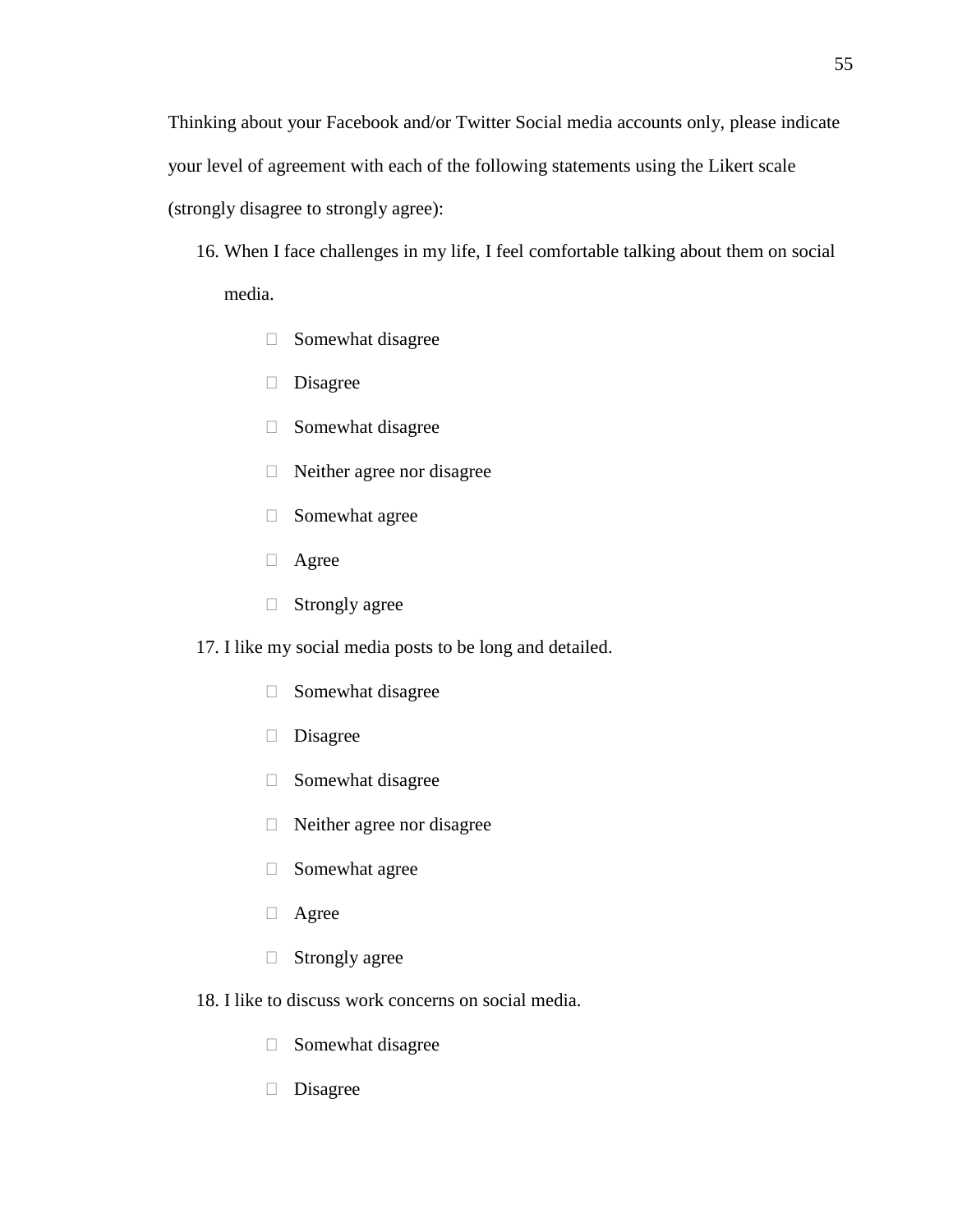Thinking about your Facebook and/or Twitter Social media accounts only, please indicate your level of agreement with each of the following statements using the Likert scale (strongly disagree to strongly agree):

16. When I face challenges in my life, I feel comfortable talking about them on social media.
    - Somewhat disagree
    - Disagree
    - Somewhat disagree
    - Neither agree nor disagree
    - Somewhat agree
    - Agree
    - Strongly agree
17. I like my social media posts to be long and detailed.
    - Somewhat disagree
    - Disagree
    - Somewhat disagree
    - Neither agree nor disagree
    - Somewhat agree
    - Agree
    - Strongly agree
18. I like to discuss work concerns on social media.
    - Somewhat disagree
    - Disagree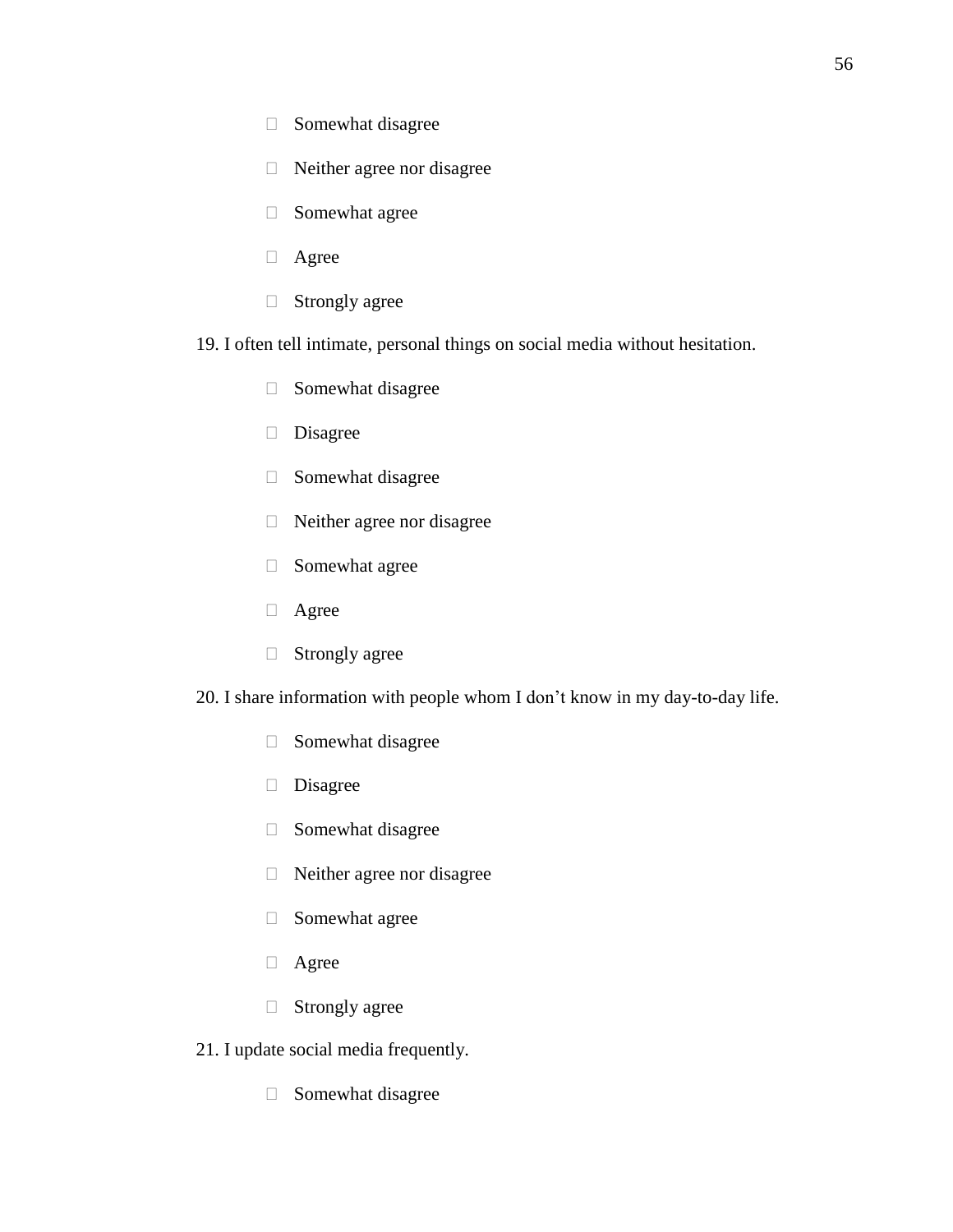- Somewhat disagree
- Neither agree nor disagree
- Somewhat agree
- Agree
- Strongly agree

19. I often tell intimate, personal things on social media without hesitation.

- Somewhat disagree
- Disagree
- Somewhat disagree
- Neither agree nor disagree
- Somewhat agree
- Agree
- Strongly agree

20. I share information with people whom I don't know in my day-to-day life.

- Somewhat disagree
- Disagree
- Somewhat disagree
- Neither agree nor disagree
- Somewhat agree
- Agree
- Strongly agree

21. I update social media frequently.

- Somewhat disagree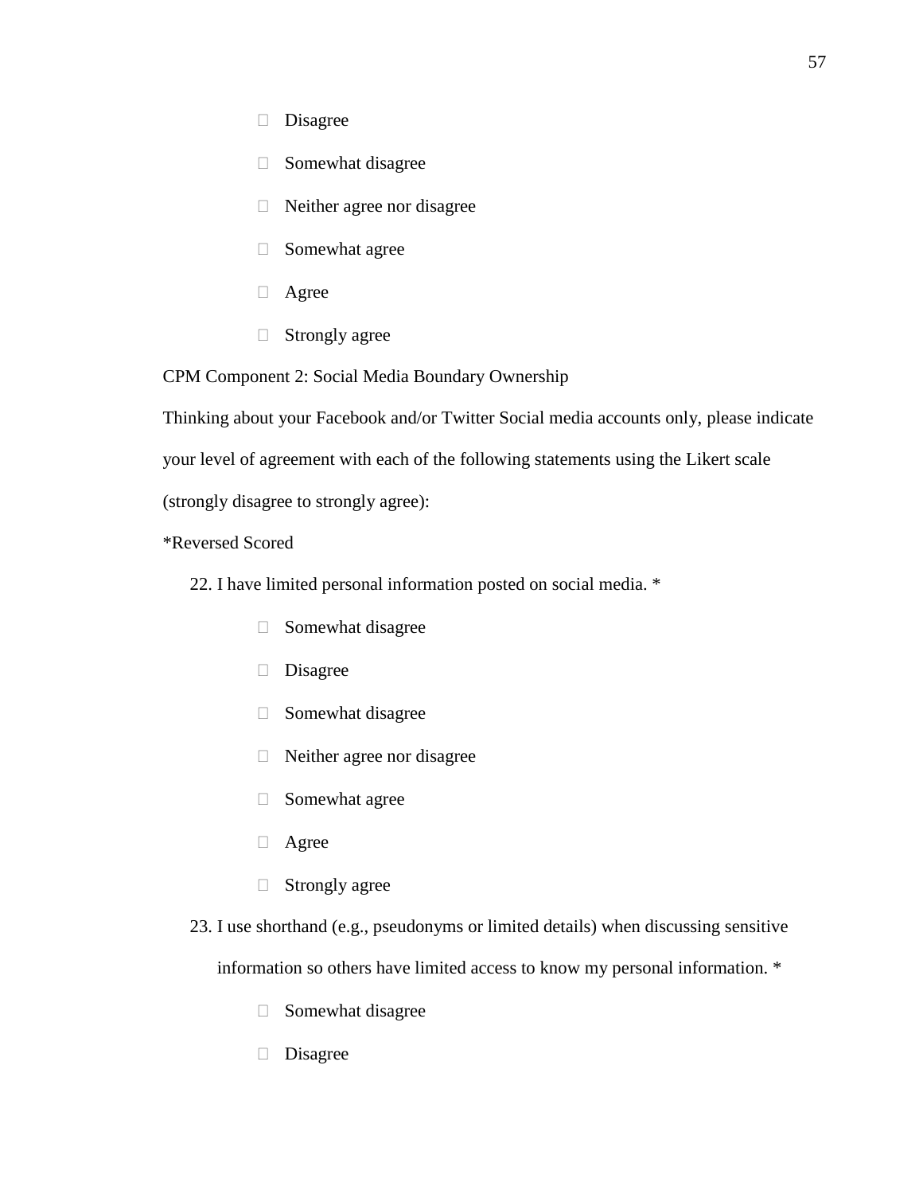- Disagree
- Somewhat disagree
- Neither agree nor disagree
- Somewhat agree
- Agree
- Strongly agree

CPM Component 2: Social Media Boundary Ownership

Thinking about your Facebook and/or Twitter Social media accounts only, please indicate your level of agreement with each of the following statements using the Likert scale (strongly disagree to strongly agree):

*Reversed Scored

22. I have limited personal information posted on social media. *
    - Somewhat disagree
    - Disagree
    - Somewhat disagree
    - Neither agree nor disagree
    - Somewhat agree
    - Agree
    - Strongly agree
23. I use shorthand (e.g., pseudonyms or limited details) when discussing sensitive information so others have limited access to know my personal information. *
    - Somewhat disagree
    - Disagree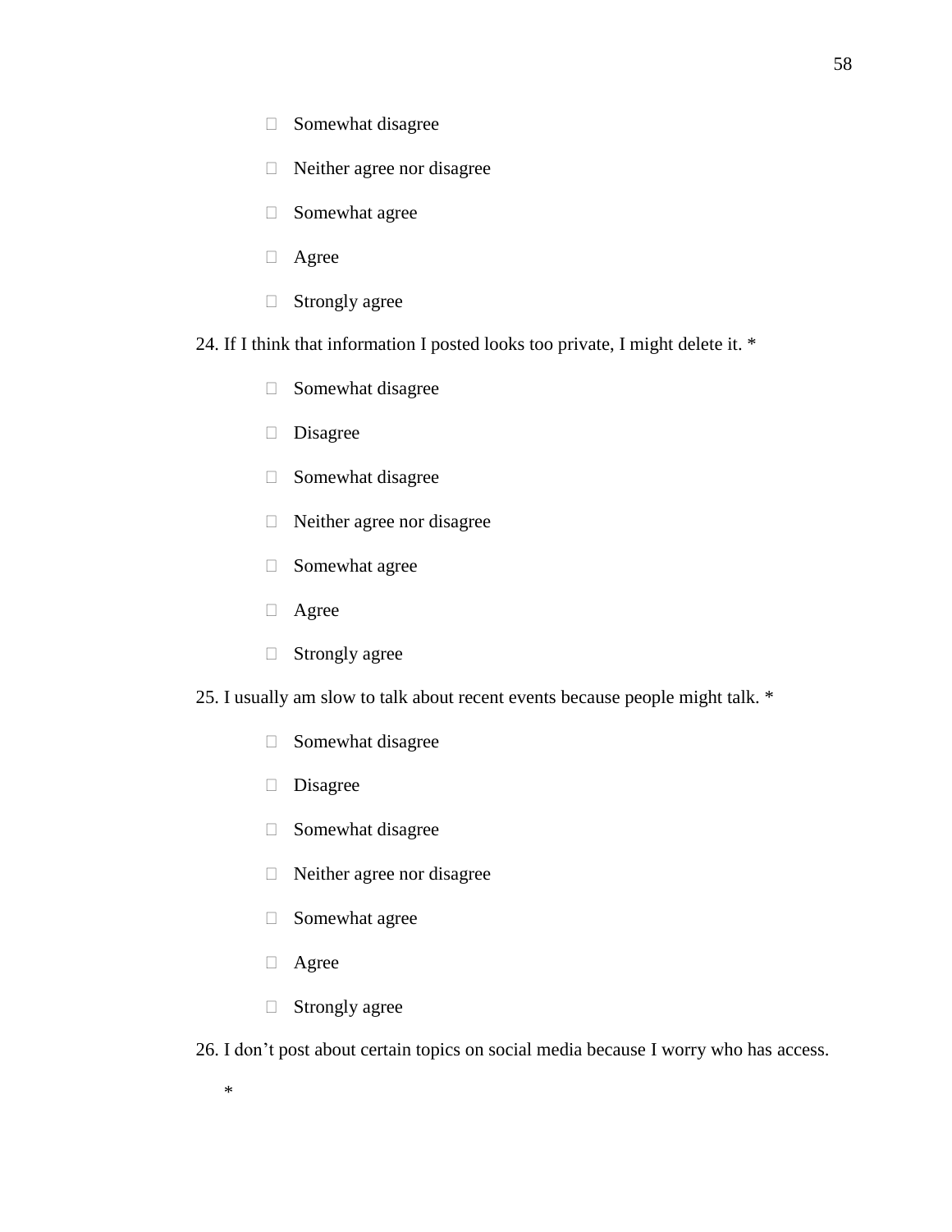- Somewhat disagree
- Neither agree nor disagree
- Somewhat agree
- Agree
- Strongly agree

24. If I think that information I posted looks too private, I might delete it. *

- Somewhat disagree
- Disagree
- Somewhat disagree
- Neither agree nor disagree
- Somewhat agree
- Agree
- Strongly agree

25. I usually am slow to talk about recent events because people might talk. *

- Somewhat disagree
- Disagree
- Somewhat disagree
- Neither agree nor disagree
- Somewhat agree
- Agree
- Strongly agree

26. I don't post about certain topics on social media because I worry who has access. *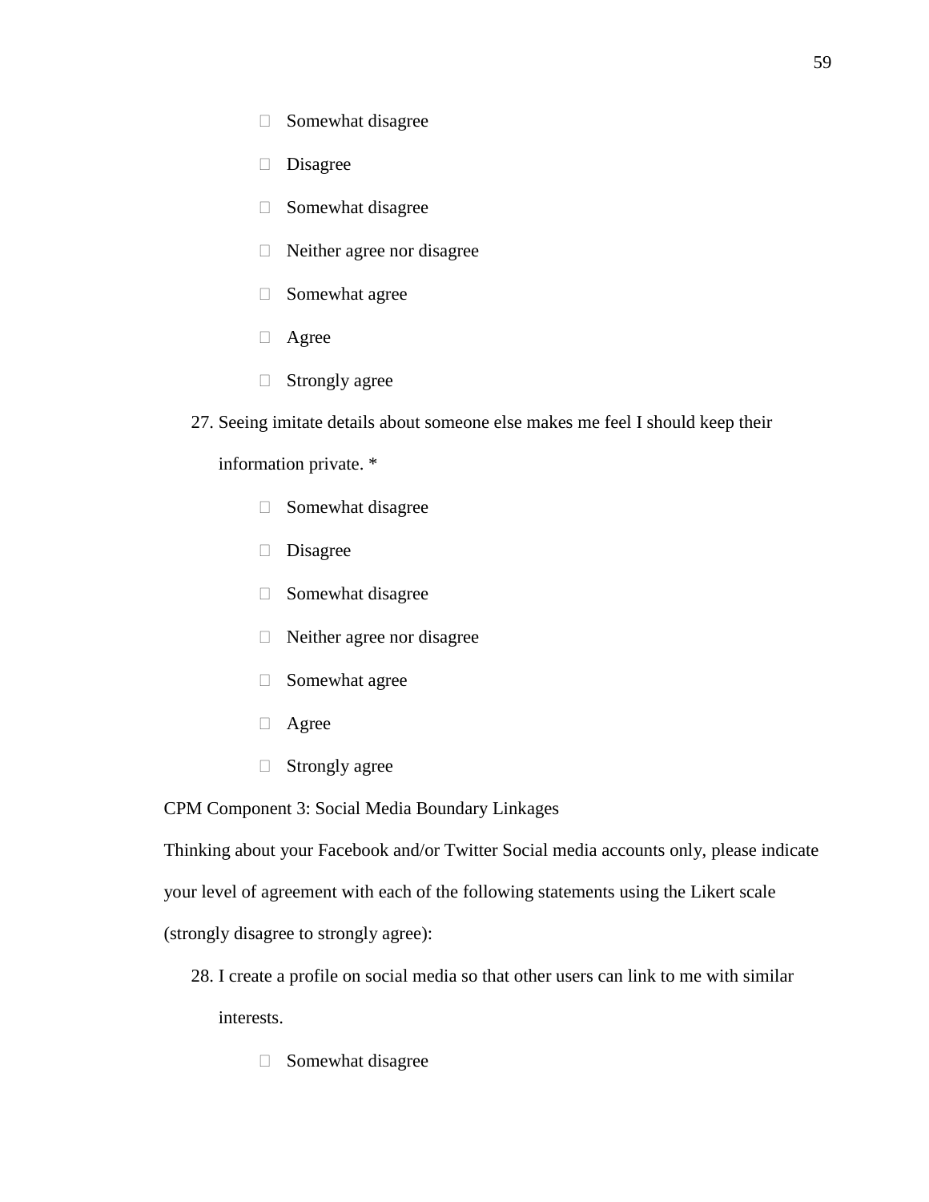- Somewhat disagree
- Disagree
- Somewhat disagree
- Neither agree nor disagree
- Somewhat agree
- Agree
- Strongly agree

27. Seeing imitate details about someone else makes me feel I should keep their information private. *

- Somewhat disagree
- Disagree
- Somewhat disagree
- Neither agree nor disagree
- Somewhat agree
- Agree
- Strongly agree

CPM Component 3: Social Media Boundary Linkages

Thinking about your Facebook and/or Twitter Social media accounts only, please indicate your level of agreement with each of the following statements using the Likert scale (strongly disagree to strongly agree):

28. I create a profile on social media so that other users can link to me with similar interests.

- Somewhat disagree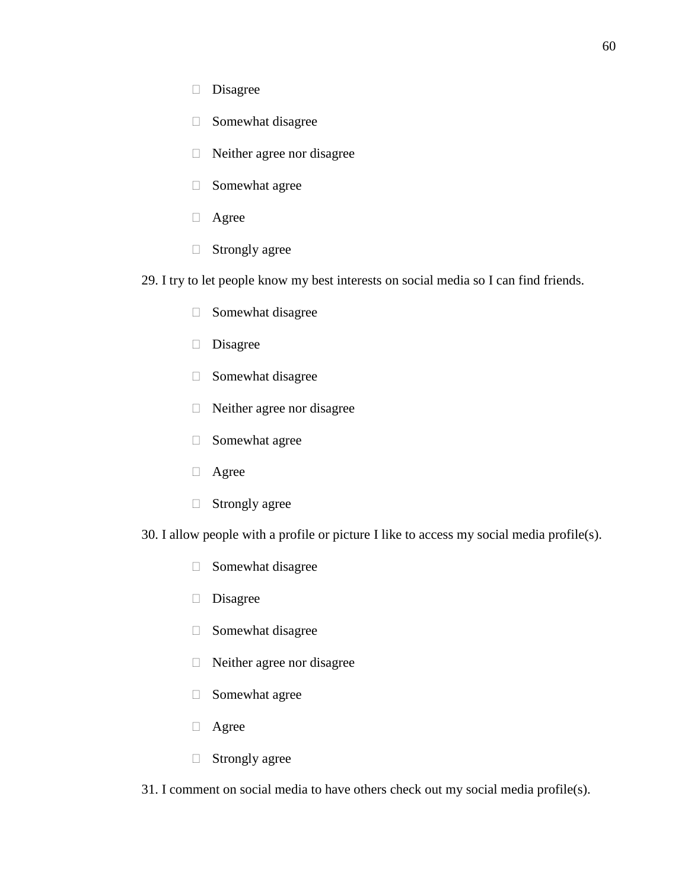- Disagree
- Somewhat disagree
- Neither agree nor disagree
- Somewhat agree
- Agree
- Strongly agree

29. I try to let people know my best interests on social media so I can find friends.

- Somewhat disagree
- Disagree
- Somewhat disagree
- Neither agree nor disagree
- Somewhat agree
- Agree
- Strongly agree

30. I allow people with a profile or picture I like to access my social media profile(s).

- Somewhat disagree
- Disagree
- Somewhat disagree
- Neither agree nor disagree
- Somewhat agree
- Agree
- Strongly agree

31. I comment on social media to have others check out my social media profile(s).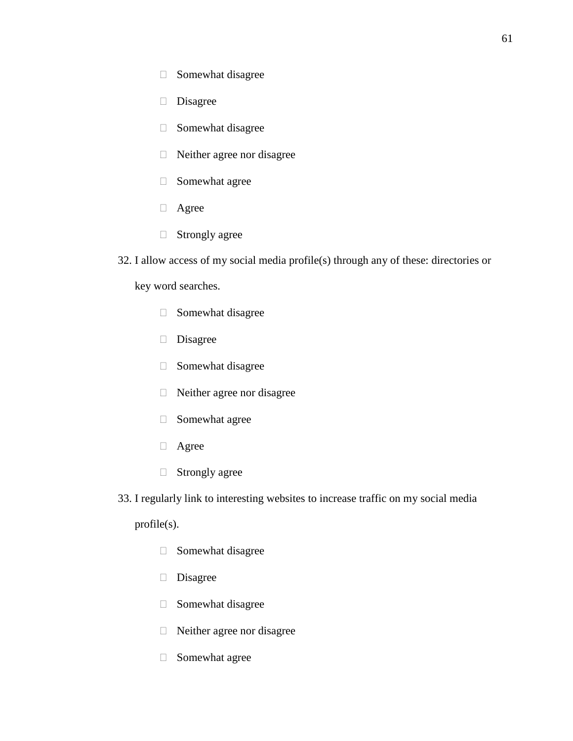- Somewhat disagree
- Disagree
- Somewhat disagree
- Neither agree nor disagree
- Somewhat agree
- Agree
- Strongly agree

32. I allow access of my social media profile(s) through any of these: directories or key word searches.
    - Somewhat disagree
    - Disagree
    - Somewhat disagree
    - Neither agree nor disagree
    - Somewhat agree
    - Agree
    - Strongly agree

33. I regularly link to interesting websites to increase traffic on my social media profile(s).
    - Somewhat disagree
    - Disagree
    - Somewhat disagree
    - Neither agree nor disagree
    - Somewhat agree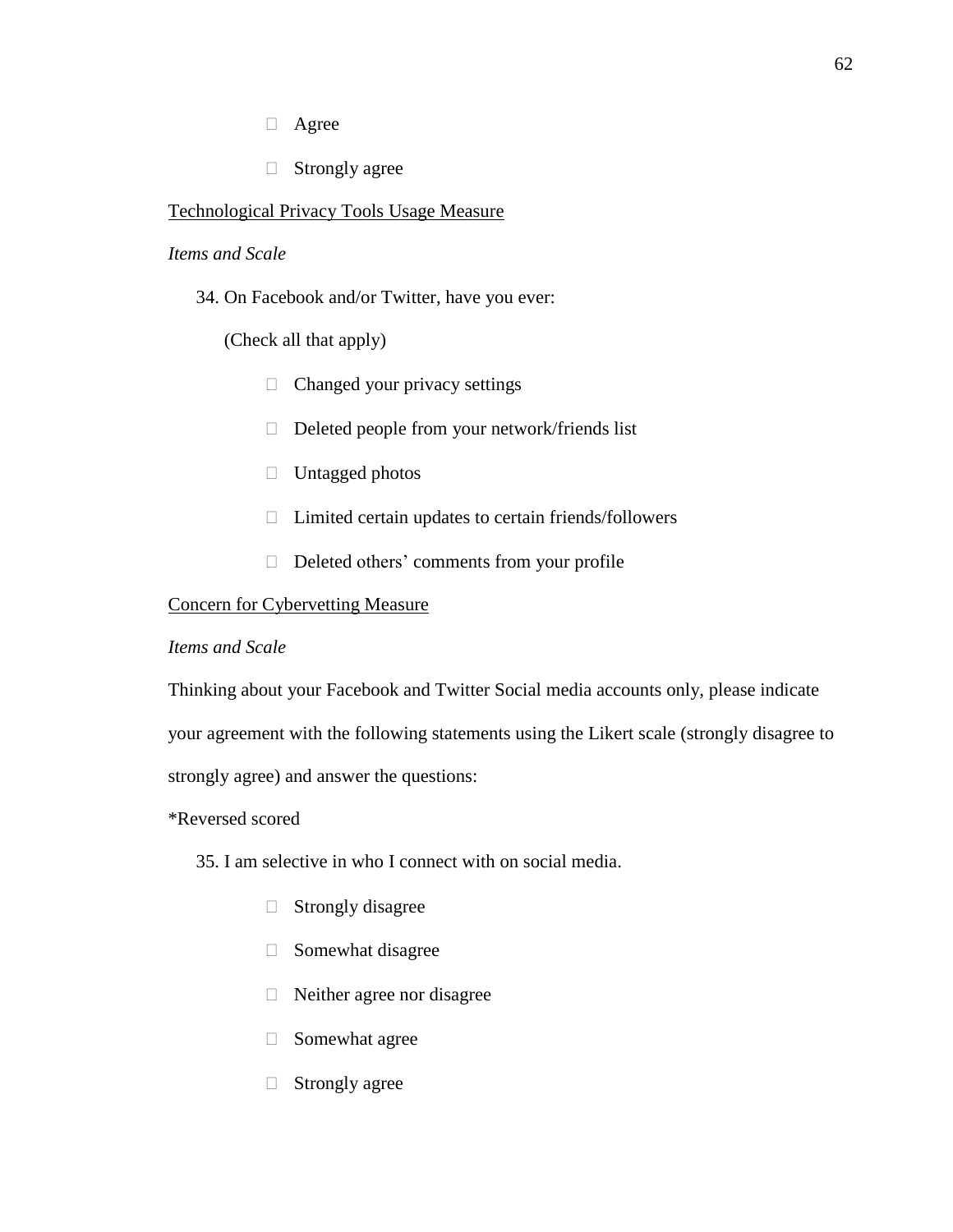- Agree
- Strongly agree

Technological Privacy Tools Usage Measure

*Items and Scale*

34. On Facebook and/or Twitter, have you ever:

    (Check all that apply)

    - Changed your privacy settings
    - Deleted people from your network/friends list
    - Untagged photos
    - Limited certain updates to certain friends/followers
    - Deleted others' comments from your profile

Concern for Cybervetting Measure

*Items and Scale*

Thinking about your Facebook and Twitter Social media accounts only, please indicate your agreement with the following statements using the Likert scale (strongly disagree to strongly agree) and answer the questions:

*Reversed scored

35. I am selective in who I connect with on social media.

    - Strongly disagree
    - Somewhat disagree
    - Neither agree nor disagree
    - Somewhat agree
    - Strongly agree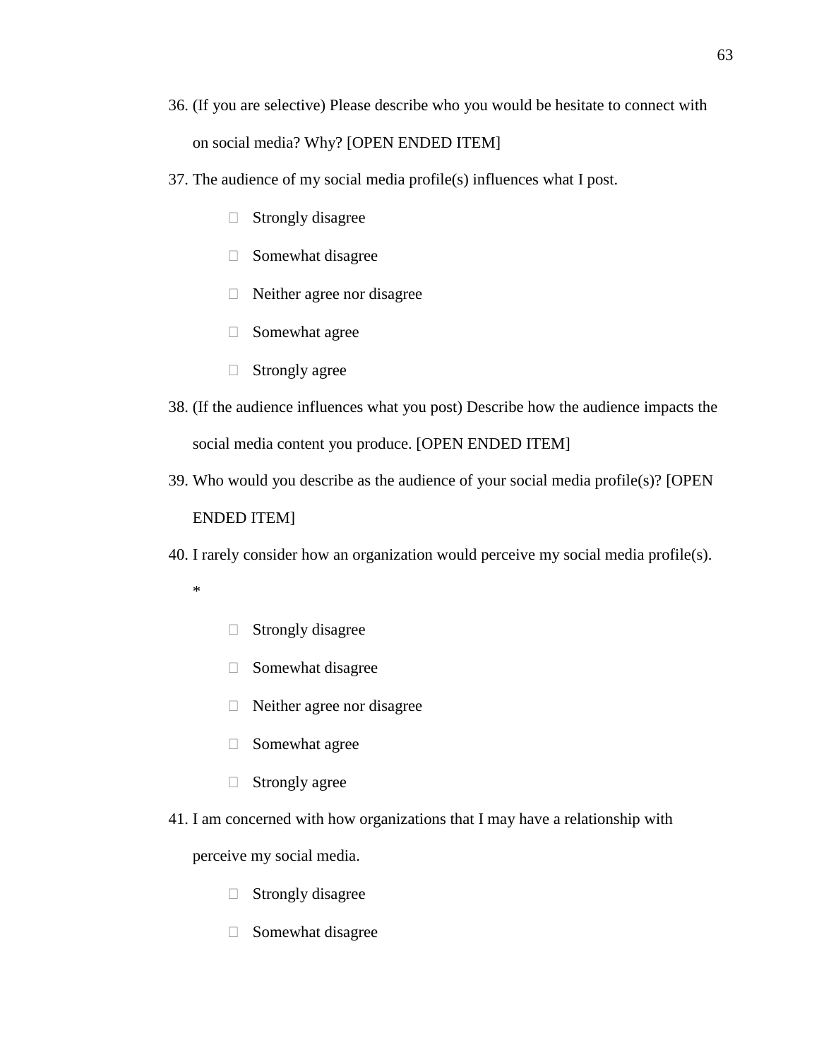36. (If you are selective) Please describe who you would be hesitate to connect with on social media? Why? [OPEN ENDED ITEM]
37. The audience of my social media profile(s) influences what I post.
    - Strongly disagree
    - Somewhat disagree
    - Neither agree nor disagree
    - Somewhat agree
    - Strongly agree
38. (If the audience influences what you post) Describe how the audience impacts the social media content you produce. [OPEN ENDED ITEM]
39. Who would you describe as the audience of your social media profile(s)? [OPEN ENDED ITEM]
40. I rarely consider how an organization would perceive my social media profile(s). *
    - Strongly disagree
    - Somewhat disagree
    - Neither agree nor disagree
    - Somewhat agree
    - Strongly agree
41. I am concerned with how organizations that I may have a relationship with perceive my social media.
    - Strongly disagree
    - Somewhat disagree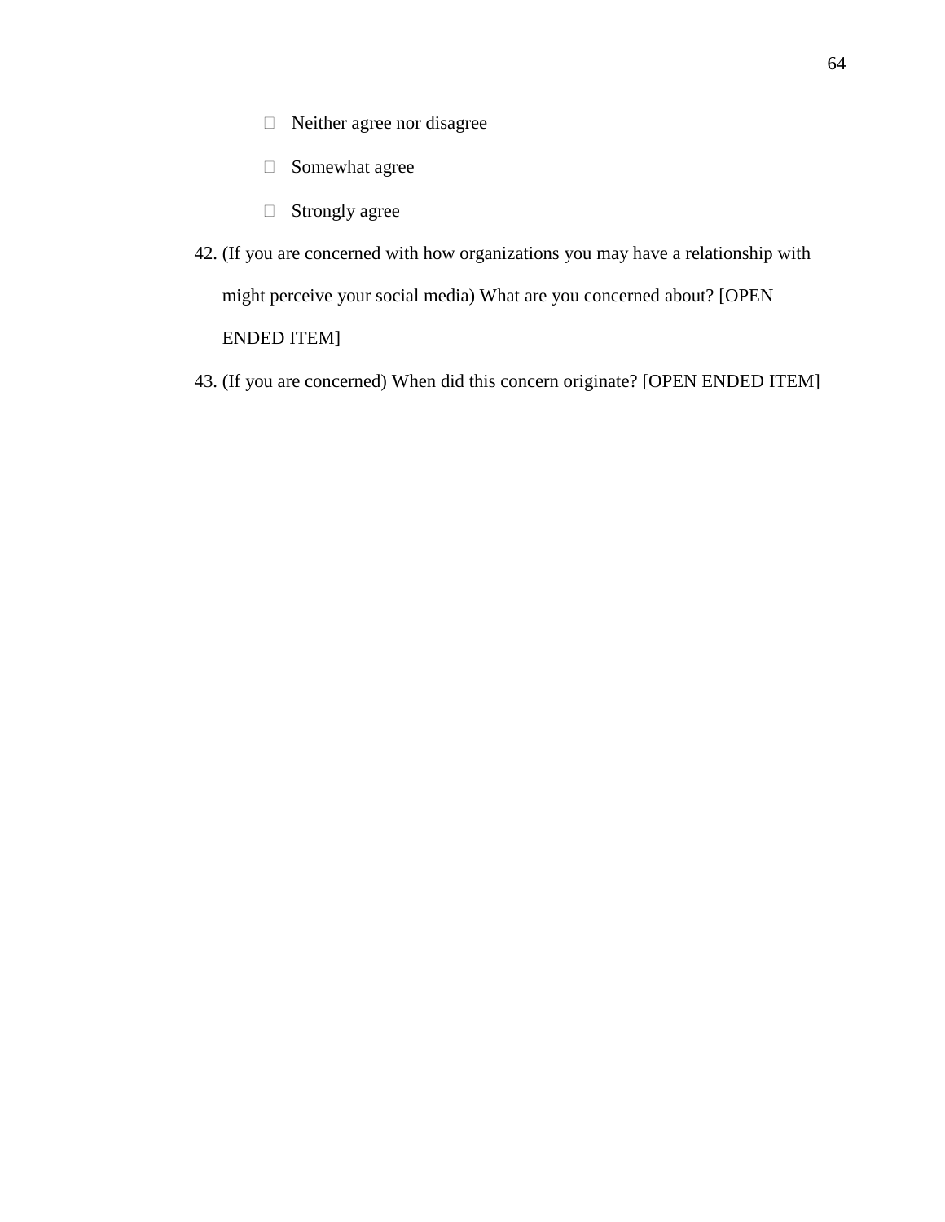- Neither agree nor disagree
- Somewhat agree
- Strongly agree

42. (If you are concerned with how organizations you may have a relationship with might perceive your social media) What are you concerned about? [OPEN ENDED ITEM]
43. (If you are concerned) When did this concern originate? [OPEN ENDED ITEM]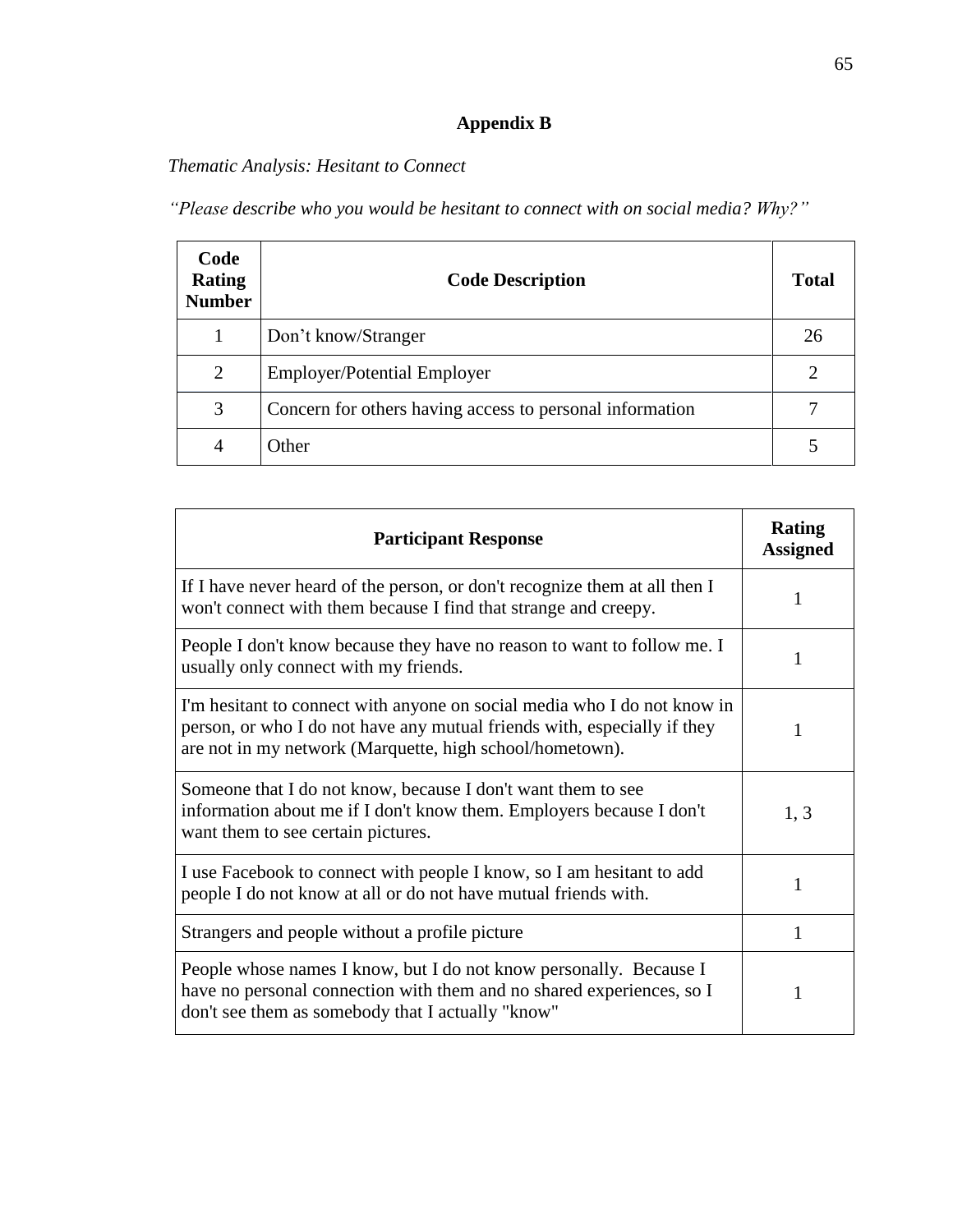# Appendix B

*Thematic Analysis: Hesitant to Connect*

*"Please describe who you would be hesitant to connect with on social media? Why?"*

| Code Rating Number | Code Description | Total |
|---|---|---|
| 1 | Don't know/Stranger | 26 |
| 2 | Employer/Potential Employer | 2 |
| 3 | Concern for others having access to personal information | 7 |
| 4 | Other | 5 |

| Participant Response | Rating Assigned |
|---|---|
| If I have never heard of the person, or don't recognize them at all then I won't connect with them because I find that strange and creepy. | 1 |
| People I don't know because they have no reason to want to follow me. I usually only connect with my friends. | 1 |
| I'm hesitant to connect with anyone on social media who I do not know in person, or who I do not have any mutual friends with, especially if they are not in my network (Marquette, high school/hometown). | 1 |
| Someone that I do not know, because I don't want them to see information about me if I don't know them. Employers because I don't want them to see certain pictures. | 1, 3 |
| I use Facebook to connect with people I know, so I am hesitant to add people I do not know at all or do not have mutual friends with. | 1 |
| Strangers and people without a profile picture | 1 |
| People whose names I know, but I do not know personally. Because I have no personal connection with them and no shared experiences, so I don't see them as somebody that I actually "know" | 1 |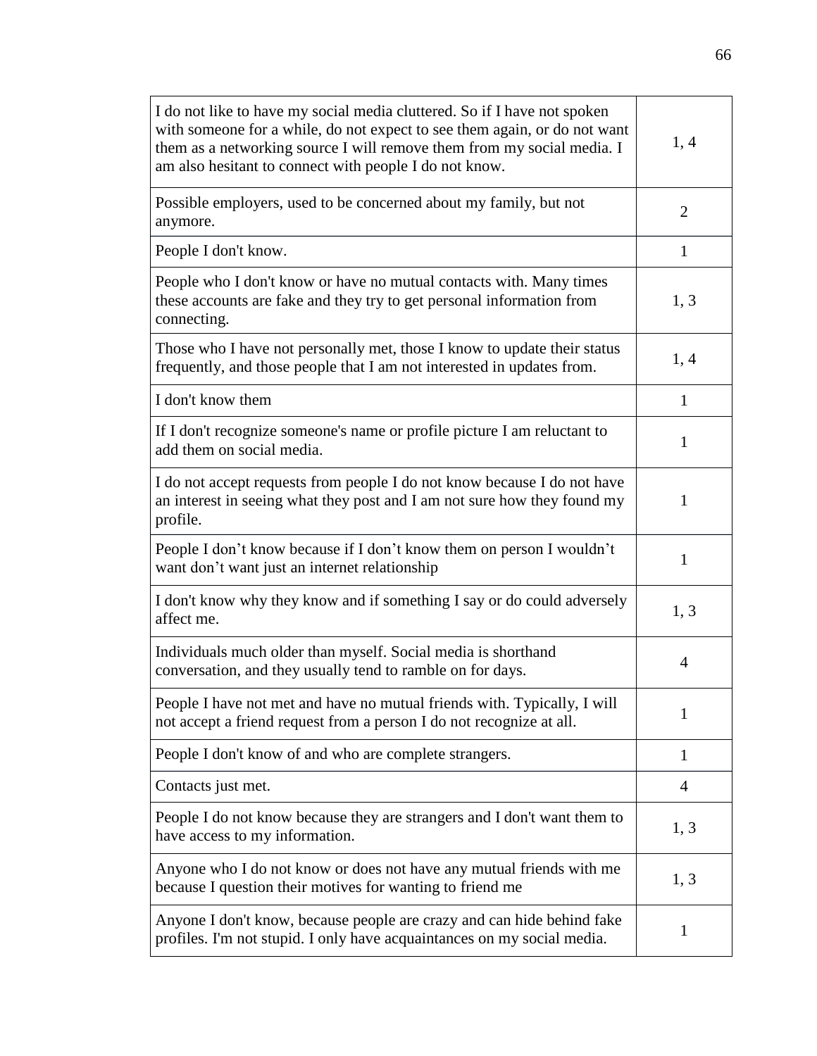| | |
|---|---|
| I do not like to have my social media cluttered. So if I have not spoken with someone for a while, do not expect to see them again, or do not want them as a networking source I will remove them from my social media. I am also hesitant to connect with people I do not know. | 1, 4 |
| Possible employers, used to be concerned about my family, but not anymore. | 2 |
| People I don't know. | 1 |
| People who I don't know or have no mutual contacts with. Many times these accounts are fake and they try to get personal information from connecting. | 1, 3 |
| Those who I have not personally met, those I know to update their status frequently, and those people that I am not interested in updates from. | 1, 4 |
| I don't know them | 1 |
| If I don't recognize someone's name or profile picture I am reluctant to add them on social media. | 1 |
| I do not accept requests from people I do not know because I do not have an interest in seeing what they post and I am not sure how they found my profile. | 1 |
| People I don’t know because if I don’t know them on person I wouldn’t want don’t want just an internet relationship | 1 |
| I don't know why they know and if something I say or do could adversely affect me. | 1, 3 |
| Individuals much older than myself. Social media is shorthand conversation, and they usually tend to ramble on for days. | 4 |
| People I have not met and have no mutual friends with. Typically, I will not accept a friend request from a person I do not recognize at all. | 1 |
| People I don't know of and who are complete strangers. | 1 |
| Contacts just met. | 4 |
| People I do not know because they are strangers and I don't want them to have access to my information. | 1, 3 |
| Anyone who I do not know or does not have any mutual friends with me because I question their motives for wanting to friend me | 1, 3 |
| Anyone I don't know, because people are crazy and can hide behind fake profiles. I'm not stupid. I only have acquaintances on my social media. | 1 |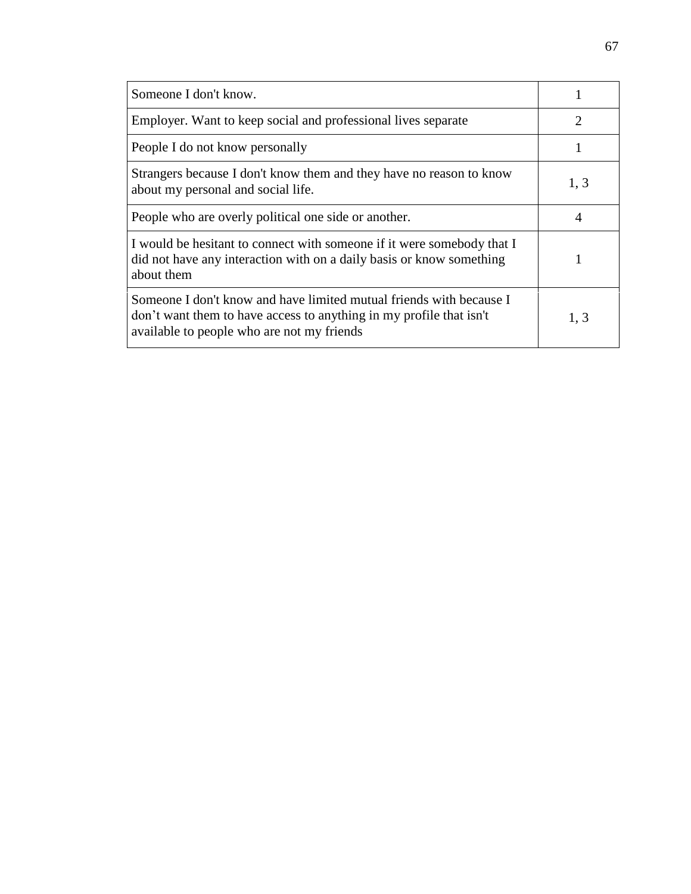| | |
|---|---|
| Someone I don't know. | 1 |
| Employer. Want to keep social and professional lives separate | 2 |
| People I do not know personally | 1 |
| Strangers because I don't know them and they have no reason to know about my personal and social life. | 1, 3 |
| People who are overly political one side or another. | 4 |
| I would be hesitant to connect with someone if it were somebody that I did not have any interaction with on a daily basis or know something about them | 1 |
| Someone I don't know and have limited mutual friends with because I don’t want them to have access to anything in my profile that isn't available to people who are not my friends | 1, 3 |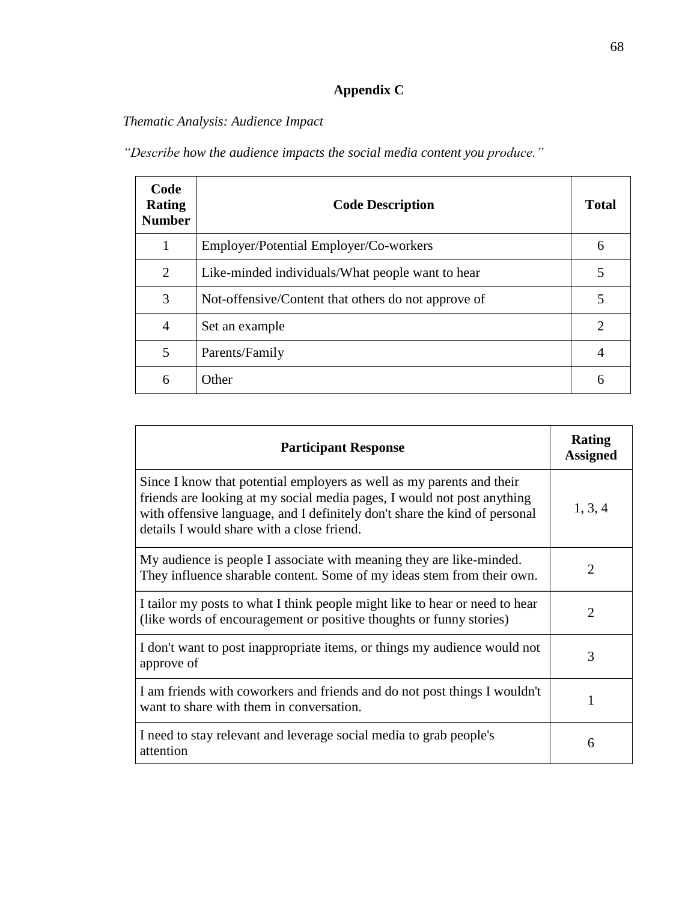## Appendix C

*Thematic Analysis: Audience Impact*

*"Describe how the audience impacts the social media content you produce."*

| Code Rating Number | Code Description | Total |
|---|---|---|
| 1 | Employer/Potential Employer/Co-workers | 6 |
| 2 | Like-minded individuals/What people want to hear | 5 |
| 3 | Not-offensive/Content that others do not approve of | 5 |
| 4 | Set an example | 2 |
| 5 | Parents/Family | 4 |
| 6 | Other | 6 |

| Participant Response | Rating Assigned |
|---|---|
| Since I know that potential employers as well as my parents and their friends are looking at my social media pages, I would not post anything with offensive language, and I definitely don't share the kind of personal details I would share with a close friend. | 1, 3, 4 |
| My audience is people I associate with meaning they are like-minded. They influence sharable content. Some of my ideas stem from their own. | 2 |
| I tailor my posts to what I think people might like to hear or need to hear (like words of encouragement or positive thoughts or funny stories) | 2 |
| I don't want to post inappropriate items, or things my audience would not approve of | 3 |
| I am friends with coworkers and friends and do not post things I wouldn't want to share with them in conversation. | 1 |
| I need to stay relevant and leverage social media to grab people's attention | 6 |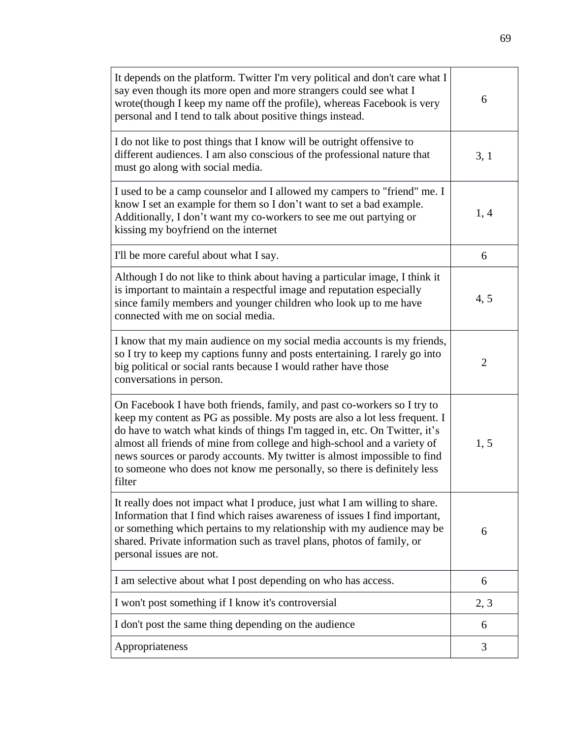| | |
|---|---|
| It depends on the platform. Twitter I'm very political and don't care what I say even though its more open and more strangers could see what I wrote(though I keep my name off the profile), whereas Facebook is very personal and I tend to talk about positive things instead. | 6 |
| I do not like to post things that I know will be outright offensive to different audiences. I am also conscious of the professional nature that must go along with social media. | 3, 1 |
| I used to be a camp counselor and I allowed my campers to "friend" me. I know I set an example for them so I don't want to set a bad example. Additionally, I don't want my co-workers to see me out partying or kissing my boyfriend on the internet | 1, 4 |
| I'll be more careful about what I say. | 6 |
| Although I do not like to think about having a particular image, I think it is important to maintain a respectful image and reputation especially since family members and younger children who look up to me have connected with me on social media. | 4, 5 |
| I know that my main audience on my social media accounts is my friends, so I try to keep my captions funny and posts entertaining. I rarely go into big political or social rants because I would rather have those conversations in person. | 2 |
| On Facebook I have both friends, family, and past co-workers so I try to keep my content as PG as possible. My posts are also a lot less frequent. I do have to watch what kinds of things I'm tagged in, etc. On Twitter, it's almost all friends of mine from college and high-school and a variety of news sources or parody accounts. My twitter is almost impossible to find to someone who does not know me personally, so there is definitely less filter | 1, 5 |
| It really does not impact what I produce, just what I am willing to share. Information that I find which raises awareness of issues I find important, or something which pertains to my relationship with my audience may be shared. Private information such as travel plans, photos of family, or personal issues are not. | 6 |
| I am selective about what I post depending on who has access. | 6 |
| I won't post something if I know it's controversial | 2, 3 |
| I don't post the same thing depending on the audience | 6 |
| Appropriateness | 3 |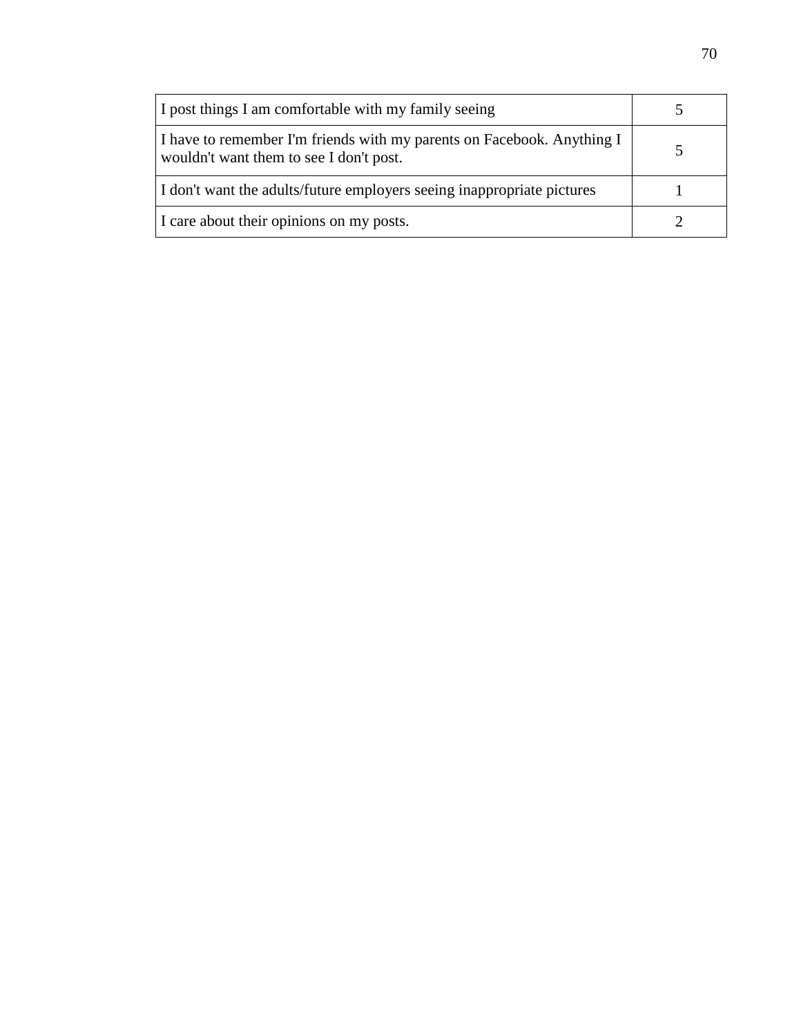| | |
|---|---|
| I post things I am comfortable with my family seeing | 5 |
| I have to remember I'm friends with my parents on Facebook. Anything I wouldn't want them to see I don't post. | 5 |
| I don't want the adults/future employers seeing inappropriate pictures | 1 |
| I care about their opinions on my posts. | 2 |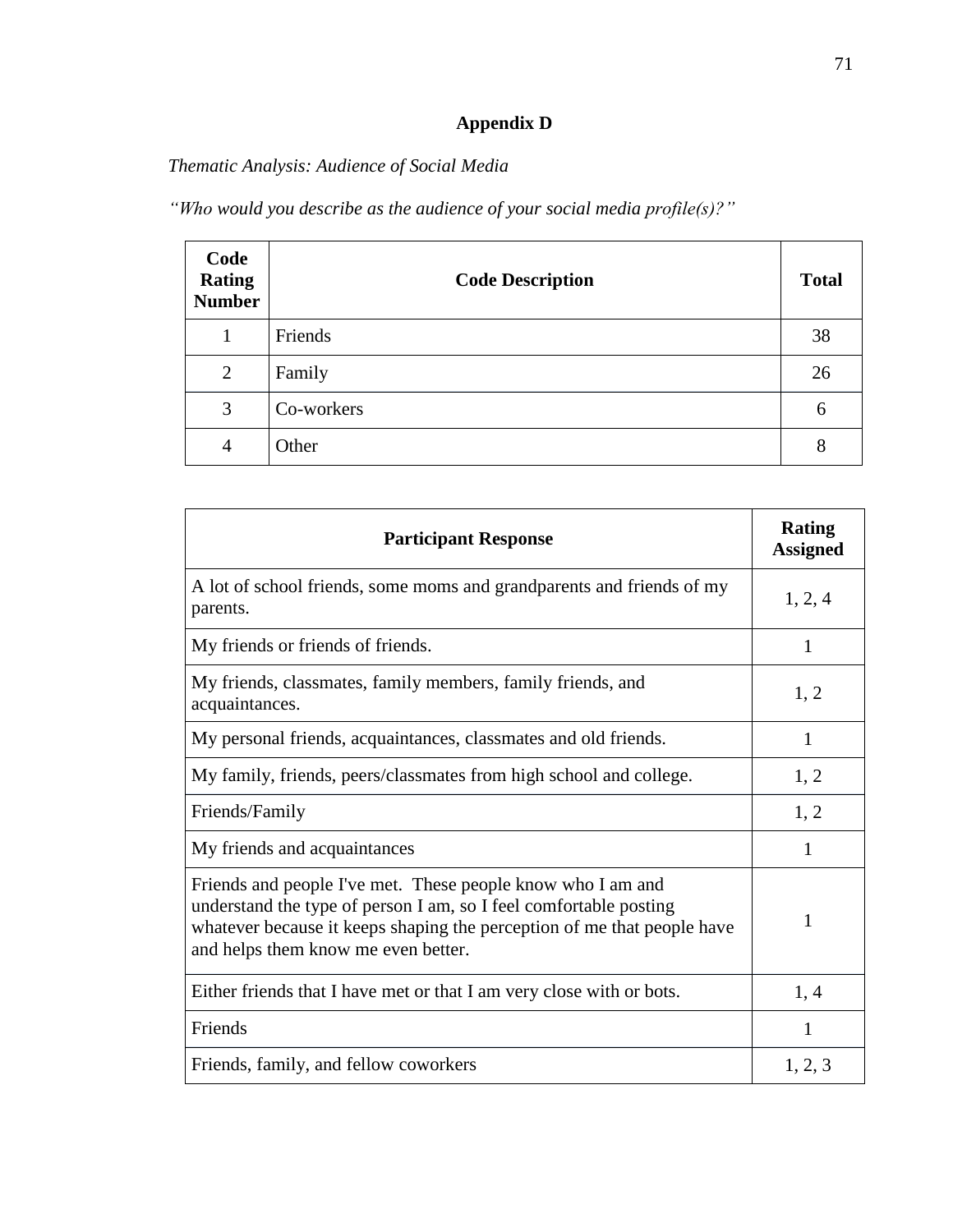## Appendix D

*Thematic Analysis: Audience of Social Media*

*"Who would you describe as the audience of your social media profile(s)?"*

| Code Rating Number | Code Description | Total |
|---|---|---|
| 1 | Friends | 38 |
| 2 | Family | 26 |
| 3 | Co-workers | 6 |
| 4 | Other | 8 |

| Participant Response | Rating Assigned |
|---|---|
| A lot of school friends, some moms and grandparents and friends of my parents. | 1, 2, 4 |
| My friends or friends of friends. | 1 |
| My friends, classmates, family members, family friends, and acquaintances. | 1, 2 |
| My personal friends, acquaintances, classmates and old friends. | 1 |
| My family, friends, peers/classmates from high school and college. | 1, 2 |
| Friends/Family | 1, 2 |
| My friends and acquaintances | 1 |
| Friends and people I've met. These people know who I am and understand the type of person I am, so I feel comfortable posting whatever because it keeps shaping the perception of me that people have and helps them know me even better. | 1 |
| Either friends that I have met or that I am very close with or bots. | 1, 4 |
| Friends | 1 |
| Friends, family, and fellow coworkers | 1, 2, 3 |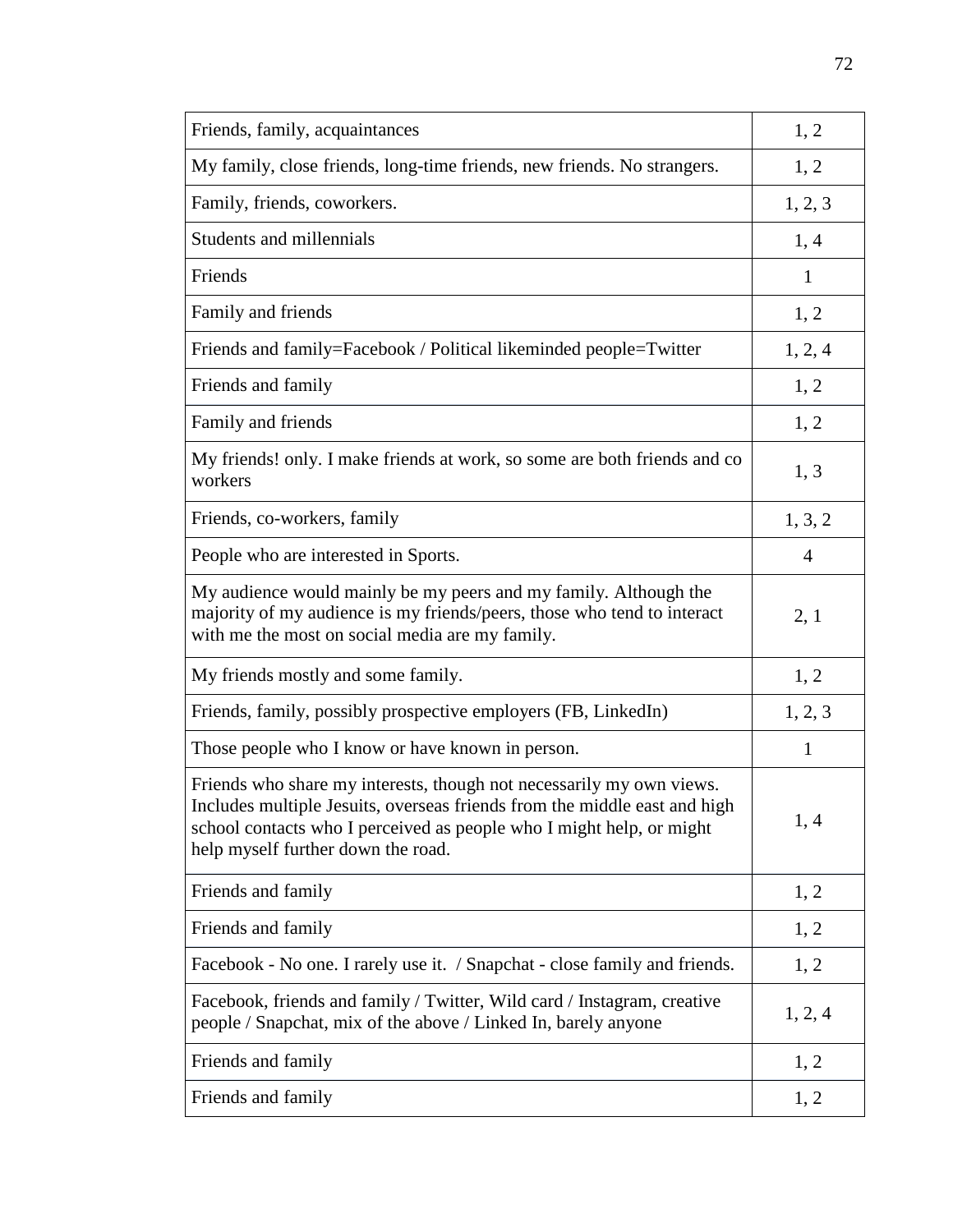| | |
|---|---|
| Friends, family, acquaintances | 1, 2 |
| My family, close friends, long-time friends, new friends. No strangers. | 1, 2 |
| Family, friends, coworkers. | 1, 2, 3 |
| Students and millennials | 1, 4 |
| Friends | 1 |
| Family and friends | 1, 2 |
| Friends and family=Facebook / Political likeminded people=Twitter | 1, 2, 4 |
| Friends and family | 1, 2 |
| Family and friends | 1, 2 |
| My friends! only. I make friends at work, so some are both friends and co workers | 1, 3 |
| Friends, co-workers, family | 1, 3, 2 |
| People who are interested in Sports. | 4 |
| My audience would mainly be my peers and my family. Although the majority of my audience is my friends/peers, those who tend to interact with me the most on social media are my family. | 2, 1 |
| My friends mostly and some family. | 1, 2 |
| Friends, family, possibly prospective employers (FB, LinkedIn) | 1, 2, 3 |
| Those people who I know or have known in person. | 1 |
| Friends who share my interests, though not necessarily my own views. Includes multiple Jesuits, overseas friends from the middle east and high school contacts who I perceived as people who I might help, or might help myself further down the road. | 1, 4 |
| Friends and family | 1, 2 |
| Friends and family | 1, 2 |
| Facebook - No one. I rarely use it. / Snapchat - close family and friends. | 1, 2 |
| Facebook, friends and family / Twitter, Wild card / Instagram, creative people / Snapchat, mix of the above / Linked In, barely anyone | 1, 2, 4 |
| Friends and family | 1, 2 |
| Friends and family | 1, 2 |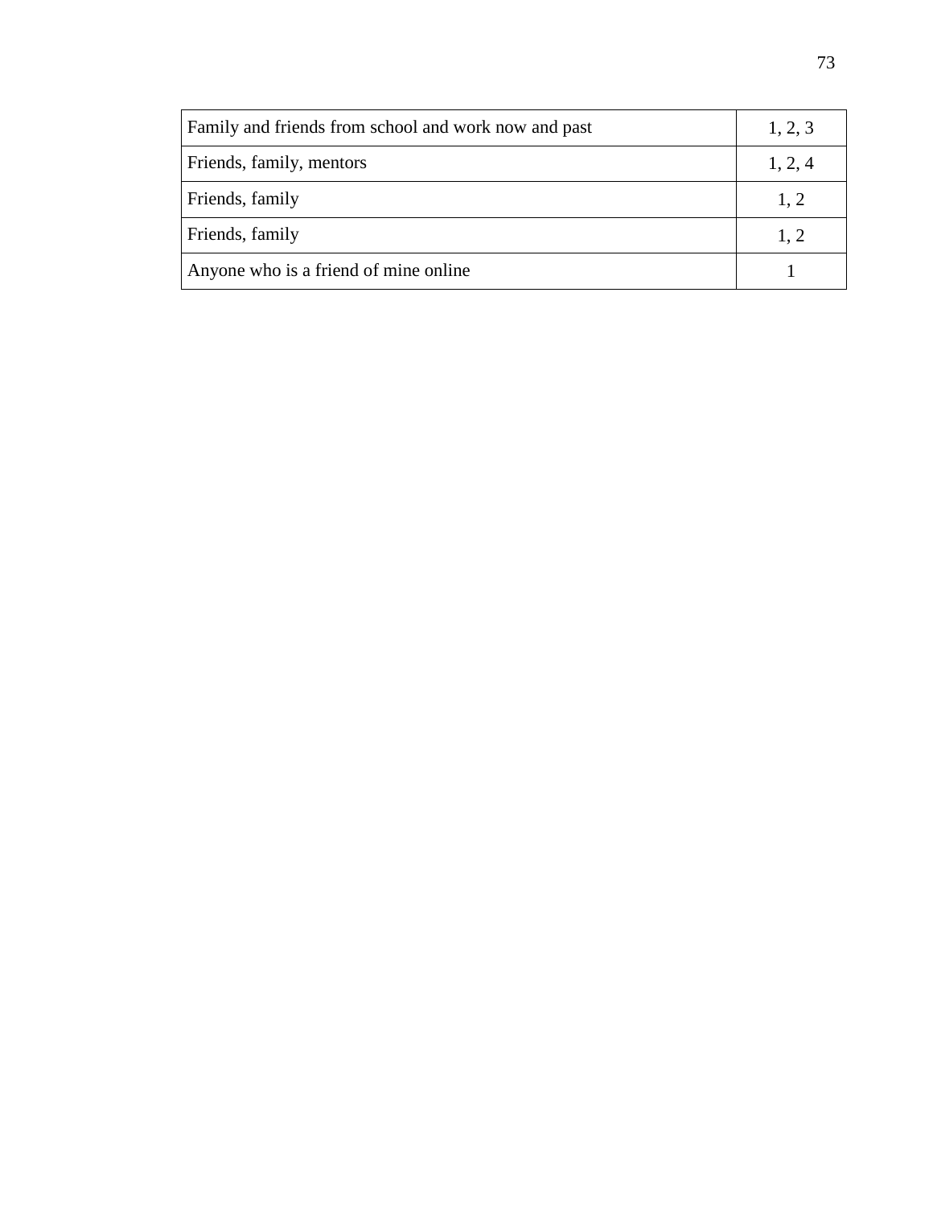| | |
|---|---|
| Family and friends from school and work now and past | 1, 2, 3 |
| Friends, family, mentors | 1, 2, 4 |
| Friends, family | 1, 2 |
| Friends, family | 1, 2 |
| Anyone who is a friend of mine online | 1 |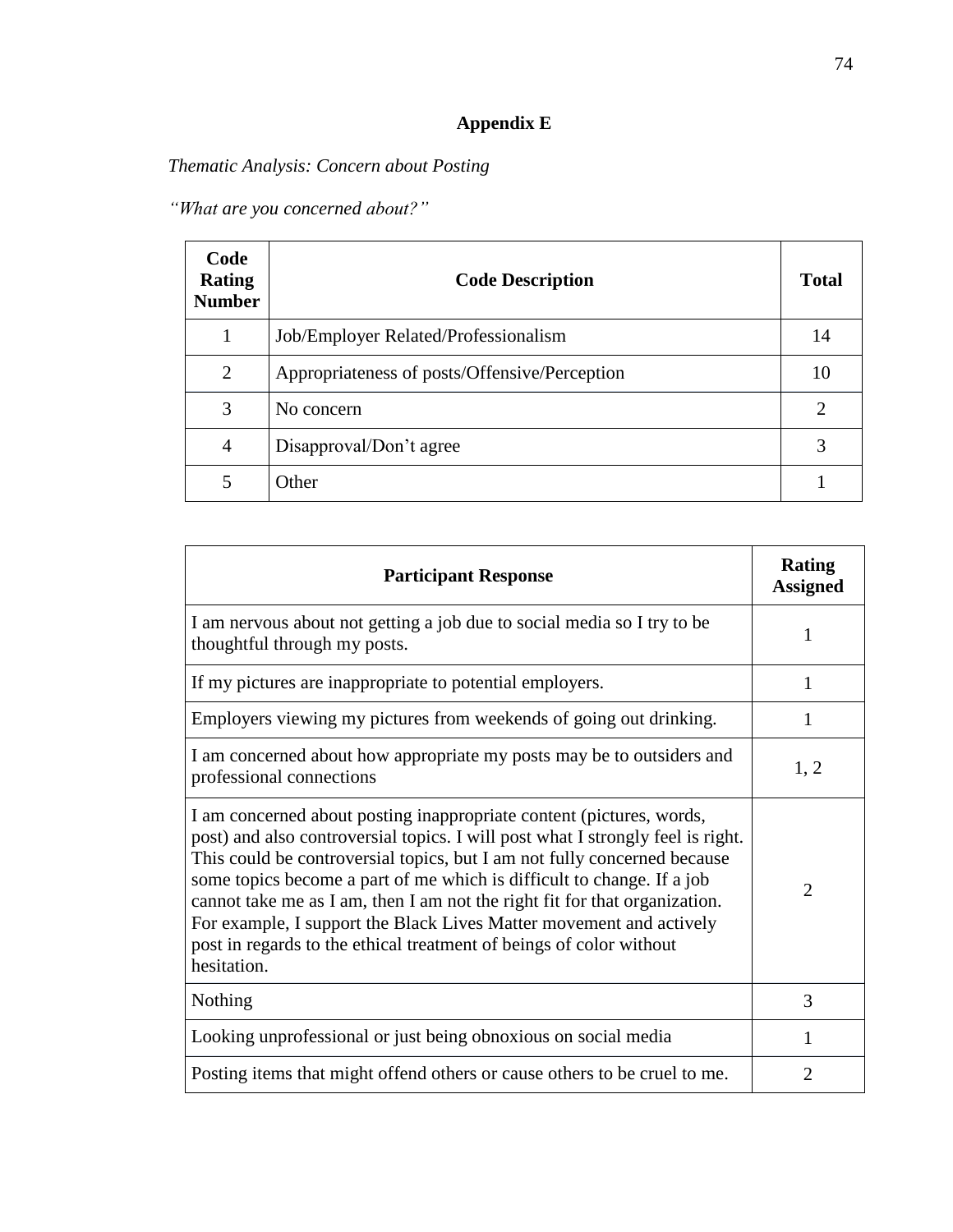# Appendix E

*Thematic Analysis: Concern about Posting*

*"What are you concerned about?"*

| Code Rating Number | Code Description | Total |
|---|---|---|
| 1 | Job/Employer Related/Professionalism | 14 |
| 2 | Appropriateness of posts/Offensive/Perception | 10 |
| 3 | No concern | 2 |
| 4 | Disapproval/Don't agree | 3 |
| 5 | Other | 1 |

| Participant Response | Rating Assigned |
|---|---|
| I am nervous about not getting a job due to social media so I try to be thoughtful through my posts. | 1 |
| If my pictures are inappropriate to potential employers. | 1 |
| Employers viewing my pictures from weekends of going out drinking. | 1 |
| I am concerned about how appropriate my posts may be to outsiders and professional connections | 1, 2 |
| I am concerned about posting inappropriate content (pictures, words, post) and also controversial topics. I will post what I strongly feel is right. This could be controversial topics, but I am not fully concerned because some topics become a part of me which is difficult to change. If a job cannot take me as I am, then I am not the right fit for that organization. For example, I support the Black Lives Matter movement and actively post in regards to the ethical treatment of beings of color without hesitation. | 2 |
| Nothing | 3 |
| Looking unprofessional or just being obnoxious on social media | 1 |
| Posting items that might offend others or cause others to be cruel to me. | 2 |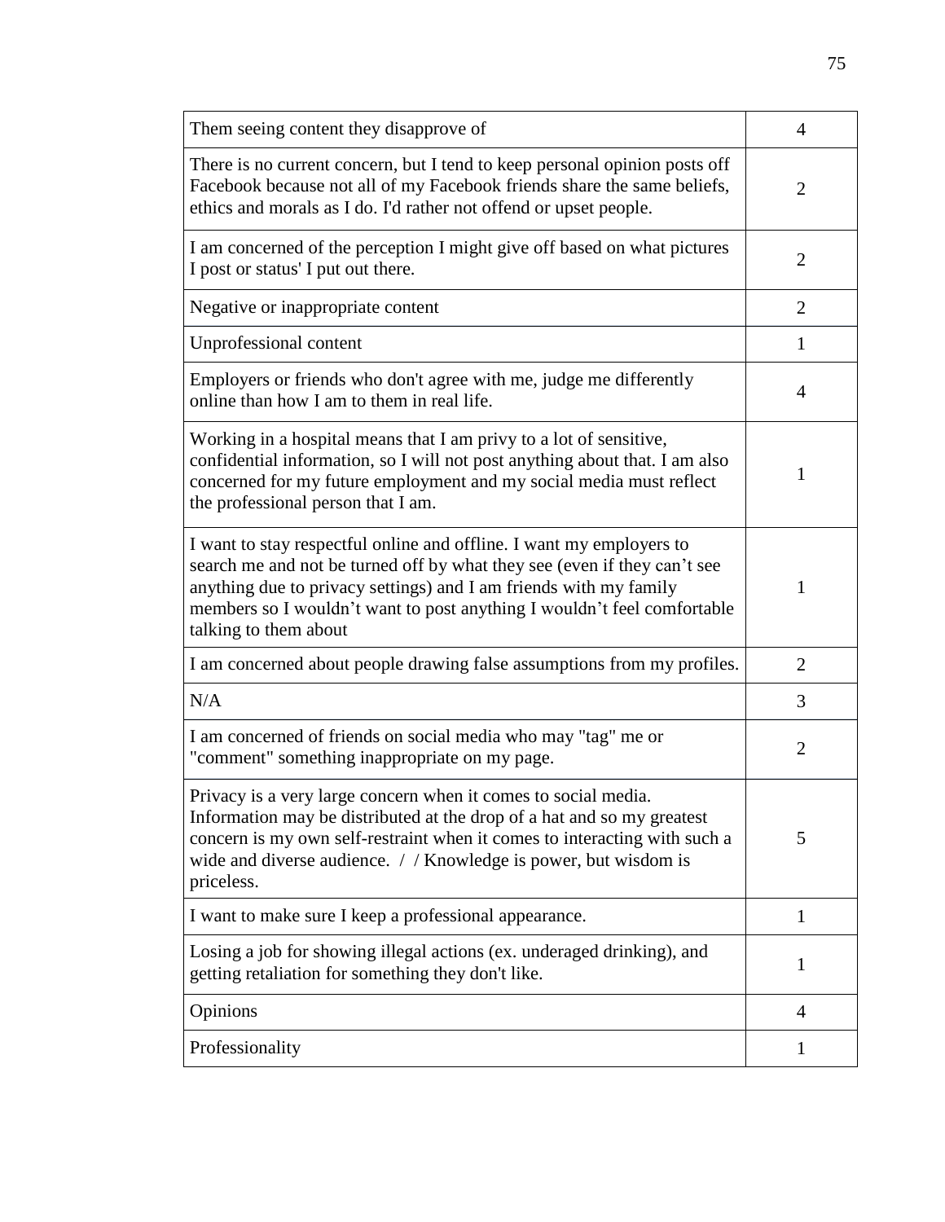| | |
|---|---|
| Them seeing content they disapprove of | 4 |
| There is no current concern, but I tend to keep personal opinion posts off Facebook because not all of my Facebook friends share the same beliefs, ethics and morals as I do. I'd rather not offend or upset people. | 2 |
| I am concerned of the perception I might give off based on what pictures I post or status' I put out there. | 2 |
| Negative or inappropriate content | 2 |
| Unprofessional content | 1 |
| Employers or friends who don't agree with me, judge me differently online than how I am to them in real life. | 4 |
| Working in a hospital means that I am privy to a lot of sensitive, confidential information, so I will not post anything about that. I am also concerned for my future employment and my social media must reflect the professional person that I am. | 1 |
| I want to stay respectful online and offline. I want my employers to search me and not be turned off by what they see (even if they can't see anything due to privacy settings) and I am friends with my family members so I wouldn't want to post anything I wouldn't feel comfortable talking to them about | 1 |
| I am concerned about people drawing false assumptions from my profiles. | 2 |
| N/A | 3 |
| I am concerned of friends on social media who may "tag" me or "comment" something inappropriate on my page. | 2 |
| Privacy is a very large concern when it comes to social media. Information may be distributed at the drop of a hat and so my greatest concern is my own self-restraint when it comes to interacting with such a wide and diverse audience. / / Knowledge is power, but wisdom is priceless. | 5 |
| I want to make sure I keep a professional appearance. | 1 |
| Losing a job for showing illegal actions (ex. underaged drinking), and getting retaliation for something they don't like. | 1 |
| Opinions | 4 |
| Professionality | 1 |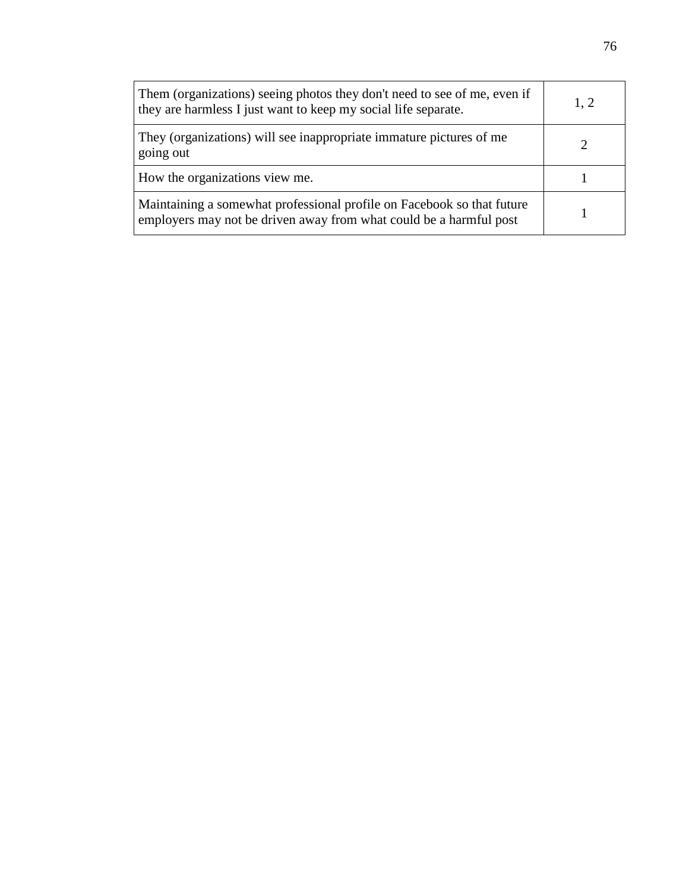| | |
|---|---|
| Them (organizations) seeing photos they don't need to see of me, even if they are harmless I just want to keep my social life separate. | 1, 2 |
| They (organizations) will see inappropriate immature pictures of me going out | 2 |
| How the organizations view me. | 1 |
| Maintaining a somewhat professional profile on Facebook so that future employers may not be driven away from what could be a harmful post | 1 |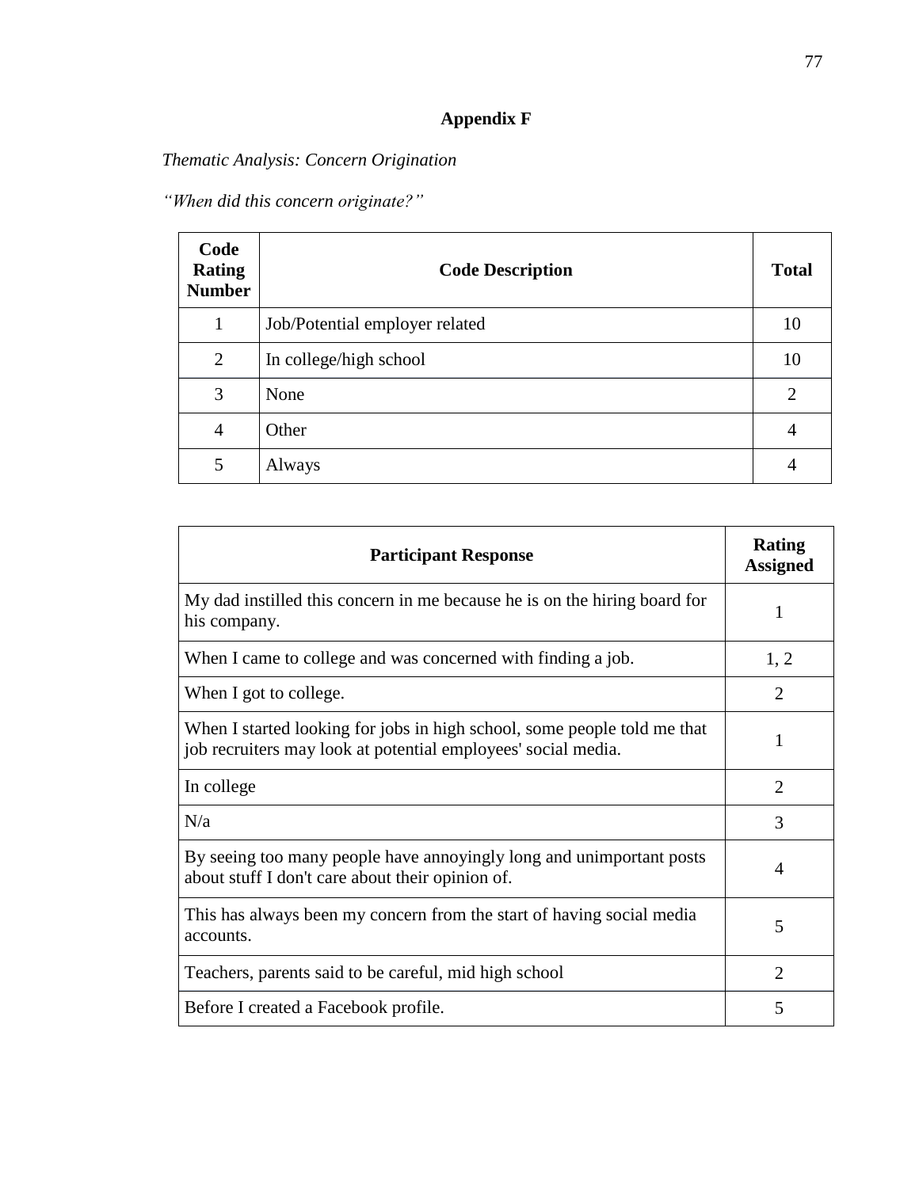# Appendix F

*Thematic Analysis: Concern Origination*

*"When did this concern originate?"*

| Code Rating Number | Code Description | Total |
|---|---|---|
| 1 | Job/Potential employer related | 10 |
| 2 | In college/high school | 10 |
| 3 | None | 2 |
| 4 | Other | 4 |
| 5 | Always | 4 |

| Participant Response | Rating Assigned |
|---|---|
| My dad instilled this concern in me because he is on the hiring board for his company. | 1 |
| When I came to college and was concerned with finding a job. | 1, 2 |
| When I got to college. | 2 |
| When I started looking for jobs in high school, some people told me that job recruiters may look at potential employees' social media. | 1 |
| In college | 2 |
| N/a | 3 |
| By seeing too many people have annoyingly long and unimportant posts about stuff I don't care about their opinion of. | 4 |
| This has always been my concern from the start of having social media accounts. | 5 |
| Teachers, parents said to be careful, mid high school | 2 |
| Before I created a Facebook profile. | 5 |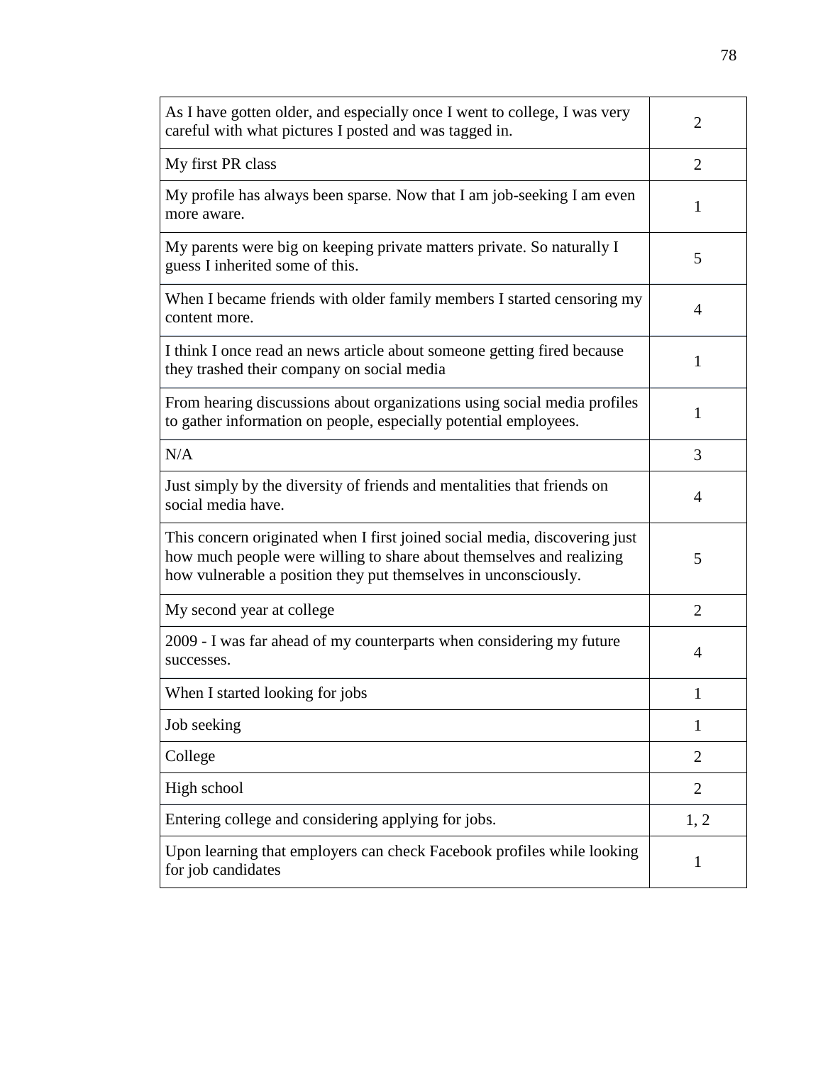| | |
|---|---|
| As I have gotten older, and especially once I went to college, I was very careful with what pictures I posted and was tagged in. | 2 |
| My first PR class | 2 |
| My profile has always been sparse. Now that I am job-seeking I am even more aware. | 1 |
| My parents were big on keeping private matters private. So naturally I guess I inherited some of this. | 5 |
| When I became friends with older family members I started censoring my content more. | 4 |
| I think I once read an news article about someone getting fired because they trashed their company on social media | 1 |
| From hearing discussions about organizations using social media profiles to gather information on people, especially potential employees. | 1 |
| N/A | 3 |
| Just simply by the diversity of friends and mentalities that friends on social media have. | 4 |
| This concern originated when I first joined social media, discovering just how much people were willing to share about themselves and realizing how vulnerable a position they put themselves in unconsciously. | 5 |
| My second year at college | 2 |
| 2009 - I was far ahead of my counterparts when considering my future successes. | 4 |
| When I started looking for jobs | 1 |
| Job seeking | 1 |
| College | 2 |
| High school | 2 |
| Entering college and considering applying for jobs. | 1, 2 |
| Upon learning that employers can check Facebook profiles while looking for job candidates | 1 |